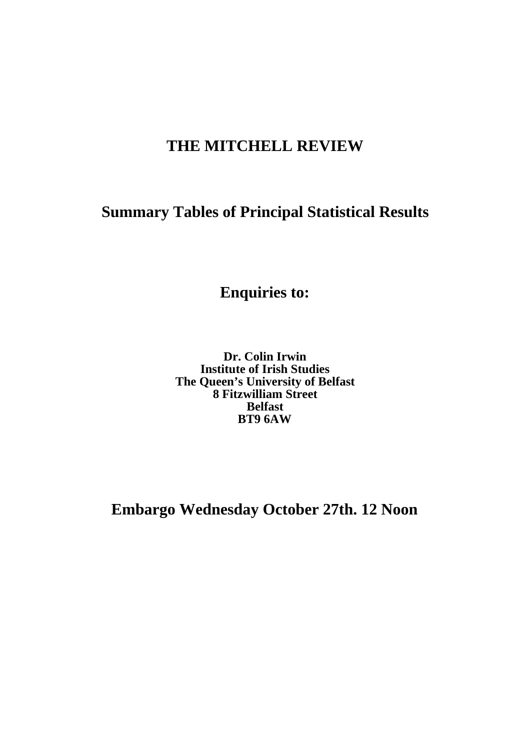# THE MITCHELL REVIEW

## Summary Tables of Principal Statistical Results

**Enquiries to:**

**Dr. Colin Irwin**
**Institute of Irish Studies**
**The Queen's University of Belfast**
**8 Fitzwilliam Street**
**Belfast**
**BT9 6AW**

**Embargo Wednesday October 27th. 12 Noon**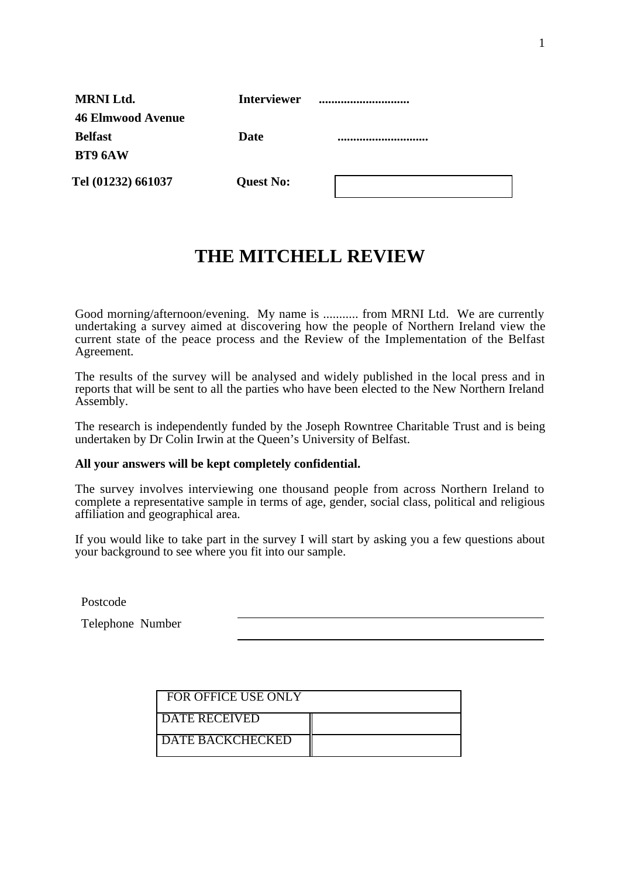**MRNI Ltd.** **Interviewer** .............................

**46 Elmwood Avenue**

**Belfast** **Date** .............................

**BT9 6AW**

**Tel (01232) 661037** **Quest No:**

# THE MITCHELL REVIEW

Good morning/afternoon/evening. My name is ........... from MRNI Ltd. We are currently undertaking a survey aimed at discovering how the people of Northern Ireland view the current state of the peace process and the Review of the Implementation of the Belfast Agreement.

The results of the survey will be analysed and widely published in the local press and in reports that will be sent to all the parties who have been elected to the New Northern Ireland Assembly.

The research is independently funded by the Joseph Rowntree Charitable Trust and is being undertaken by Dr Colin Irwin at the Queen's University of Belfast.

**All your answers will be kept completely confidential.**

The survey involves interviewing one thousand people from across Northern Ireland to complete a representative sample in terms of age, gender, social class, political and religious affiliation and geographical area.

If you would like to take part in the survey I will start by asking you a few questions about your background to see where you fit into our sample.

Postcode ______________________________

Telephone Number ______________________________

| FOR OFFICE USE ONLY | |
|---|---|
| DATE RECEIVED | |
| DATE BACKCHECKED | |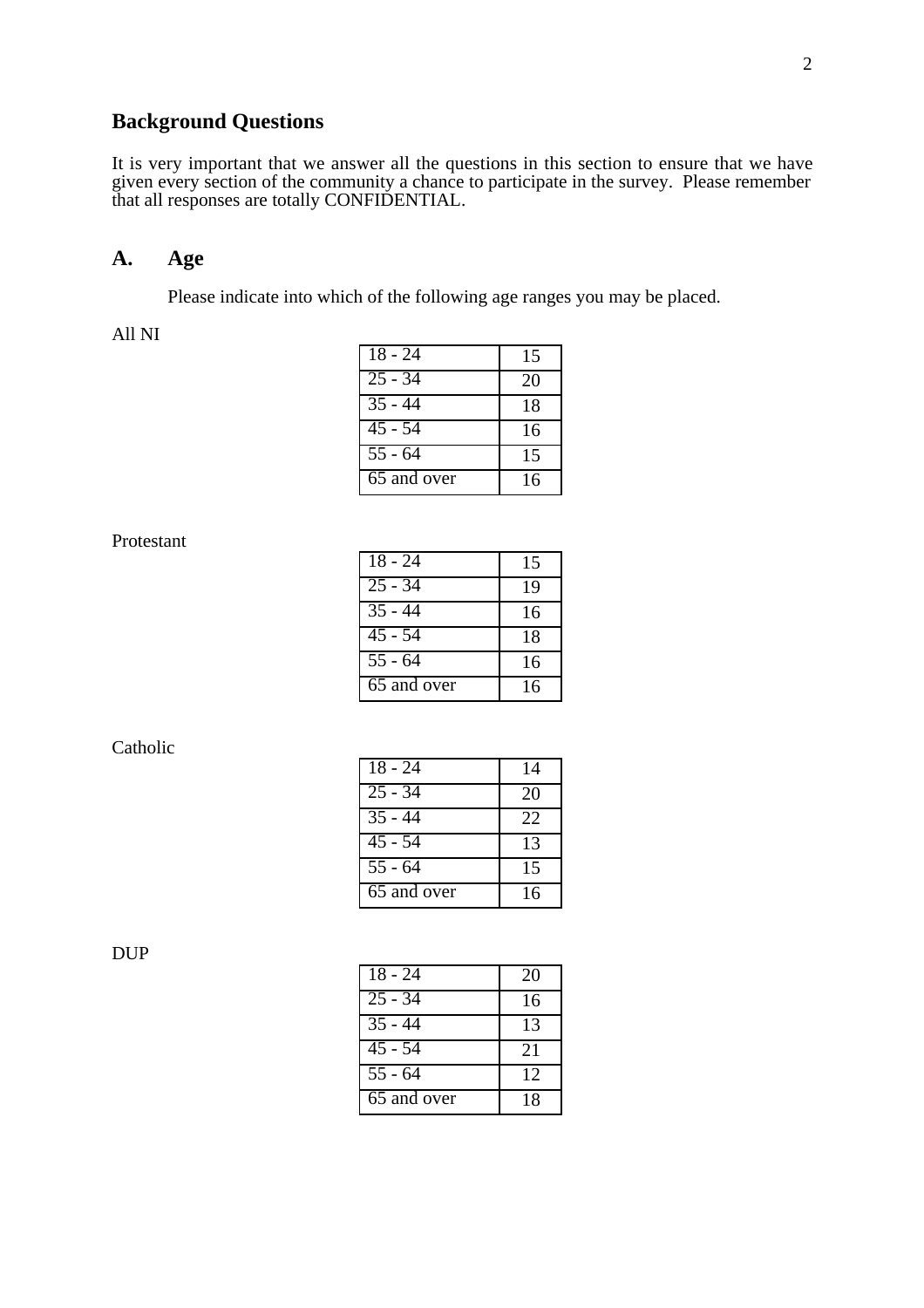## Background Questions

It is very important that we answer all the questions in this section to ensure that we have given every section of the community a chance to participate in the survey. Please remember that all responses are totally CONFIDENTIAL.

## A. Age

Please indicate into which of the following age ranges you may be placed.

All NI

| | |
|---|---|
| 18 - 24 | 15 |
| 25 - 34 | 20 |
| 35 - 44 | 18 |
| 45 - 54 | 16 |
| 55 - 64 | 15 |
| 65 and over | 16 |

Protestant

| | |
|---|---|
| 18 - 24 | 15 |
| 25 - 34 | 19 |
| 35 - 44 | 16 |
| 45 - 54 | 18 |
| 55 - 64 | 16 |
| 65 and over | 16 |

Catholic

| | |
|---|---|
| 18 - 24 | 14 |
| 25 - 34 | 20 |
| 35 - 44 | 22 |
| 45 - 54 | 13 |
| 55 - 64 | 15 |
| 65 and over | 16 |

DUP

| | |
|---|---|
| 18 - 24 | 20 |
| 25 - 34 | 16 |
| 35 - 44 | 13 |
| 45 - 54 | 21 |
| 55 - 64 | 12 |
| 65 and over | 18 |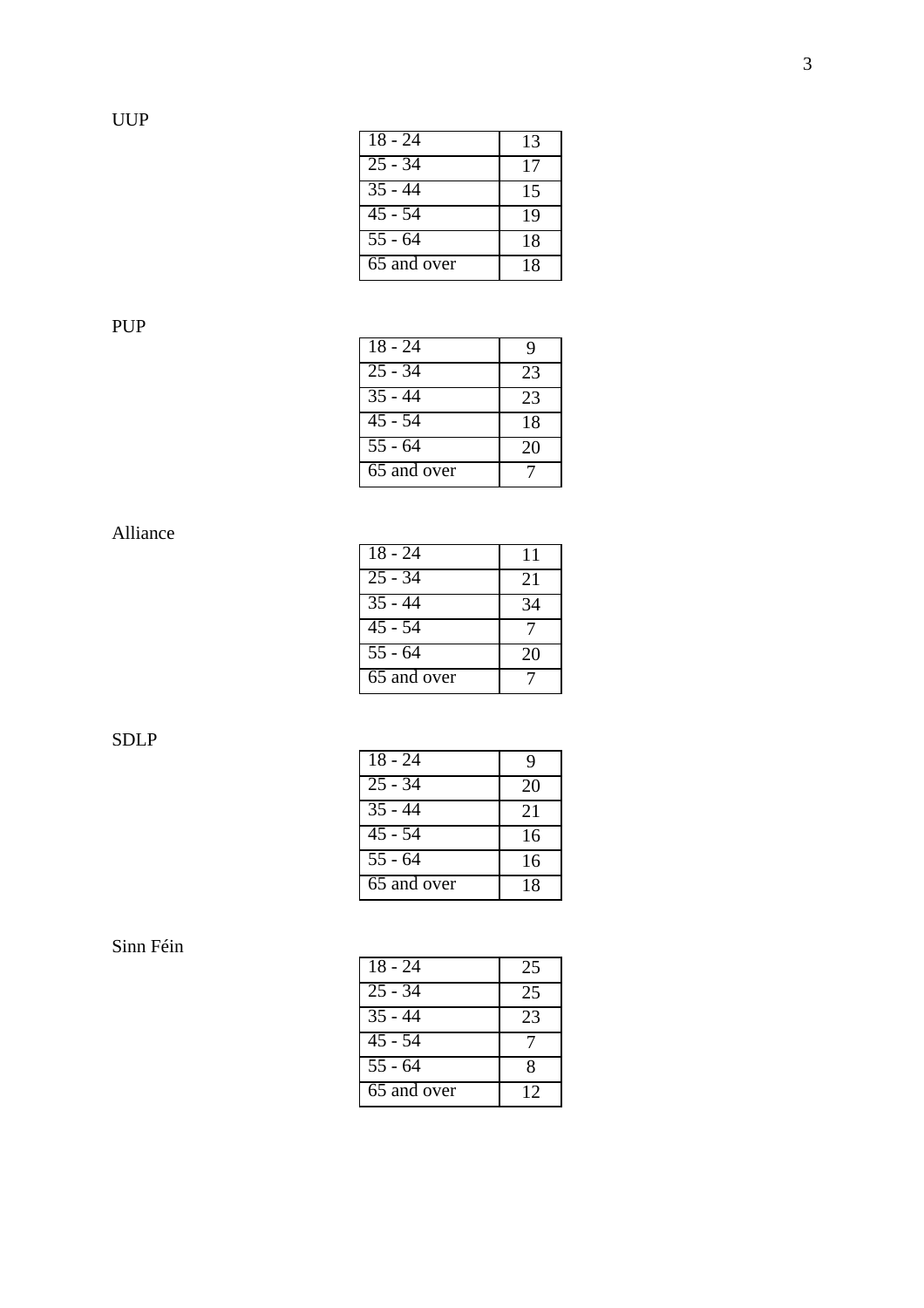UUP

| 18 - 24 | 13 |
|---|---|
| 25 - 34 | 17 |
| 35 - 44 | 15 |
| 45 - 54 | 19 |
| 55 - 64 | 18 |
| 65 and over | 18 |

PUP

| 18 - 24 | 9 |
|---|---|
| 25 - 34 | 23 |
| 35 - 44 | 23 |
| 45 - 54 | 18 |
| 55 - 64 | 20 |
| 65 and over | 7 |

Alliance

| 18 - 24 | 11 |
|---|---|
| 25 - 34 | 21 |
| 35 - 44 | 34 |
| 45 - 54 | 7 |
| 55 - 64 | 20 |
| 65 and over | 7 |

SDLP

| 18 - 24 | 9 |
|---|---|
| 25 - 34 | 20 |
| 35 - 44 | 21 |
| 45 - 54 | 16 |
| 55 - 64 | 16 |
| 65 and over | 18 |

Sinn Féin

| 18 - 24 | 25 |
|---|---|
| 25 - 34 | 25 |
| 35 - 44 | 23 |
| 45 - 54 | 7 |
| 55 - 64 | 8 |
| 65 and over | 12 |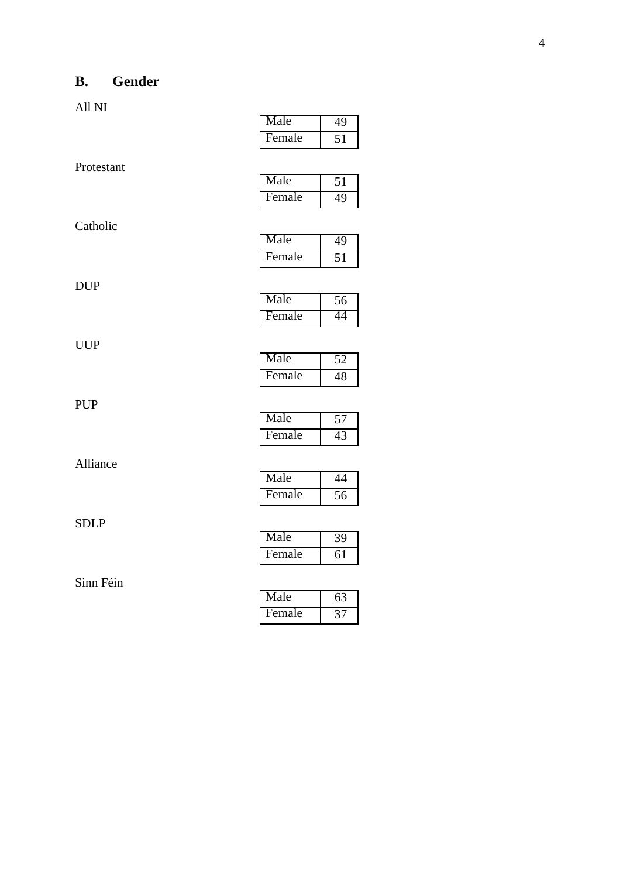## B. Gender

All NI

| Male | 49 |
|---|---|
| Female | 51 |

Protestant

| Male | 51 |
|---|---|
| Female | 49 |

Catholic

| Male | 49 |
|---|---|
| Female | 51 |

DUP

| Male | 56 |
|---|---|
| Female | 44 |

UUP

| Male | 52 |
|---|---|
| Female | 48 |

PUP

| Male | 57 |
|---|---|
| Female | 43 |

Alliance

| Male | 44 |
|---|---|
| Female | 56 |

SDLP

| Male | 39 |
|---|---|
| Female | 61 |

Sinn Féin

| Male | 63 |
|---|---|
| Female | 37 |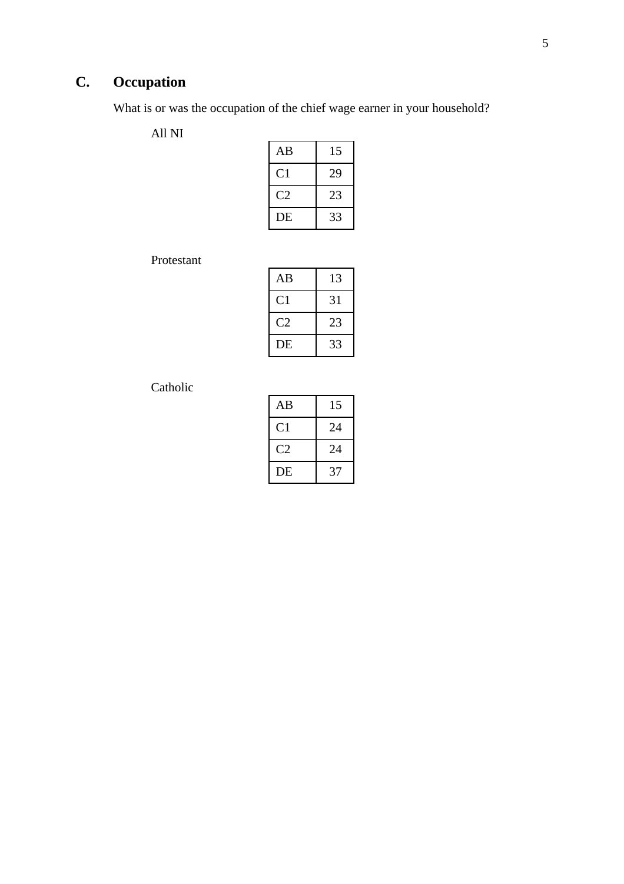## C. Occupation

What is or was the occupation of the chief wage earner in your household?

All NI

| | |
|---|---|
| AB | 15 |
| C1 | 29 |
| C2 | 23 |
| DE | 33 |

Protestant

| | |
|---|---|
| AB | 13 |
| C1 | 31 |
| C2 | 23 |
| DE | 33 |

Catholic

| | |
|---|---|
| AB | 15 |
| C1 | 24 |
| C2 | 24 |
| DE | 37 |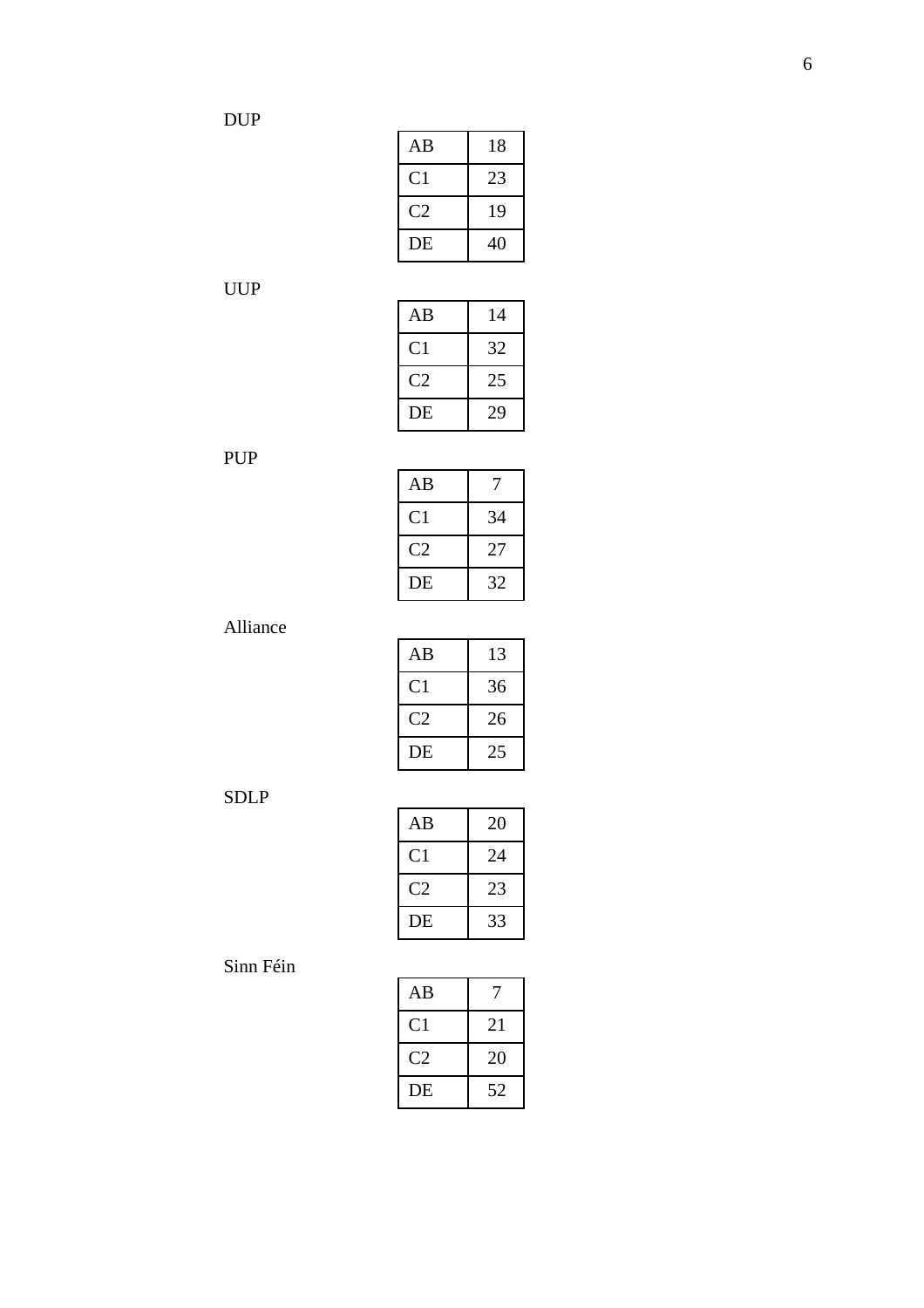DUP

| | |
|---|---|
| AB | 18 |
| C1 | 23 |
| C2 | 19 |
| DE | 40 |

UUP

| | |
|---|---|
| AB | 14 |
| C1 | 32 |
| C2 | 25 |
| DE | 29 |

PUP

| | |
|---|---|
| AB | 7 |
| C1 | 34 |
| C2 | 27 |
| DE | 32 |

Alliance

| | |
|---|---|
| AB | 13 |
| C1 | 36 |
| C2 | 26 |
| DE | 25 |

SDLP

| | |
|---|---|
| AB | 20 |
| C1 | 24 |
| C2 | 23 |
| DE | 33 |

Sinn Féin

| | |
|---|---|
| AB | 7 |
| C1 | 21 |
| C2 | 20 |
| DE | 52 |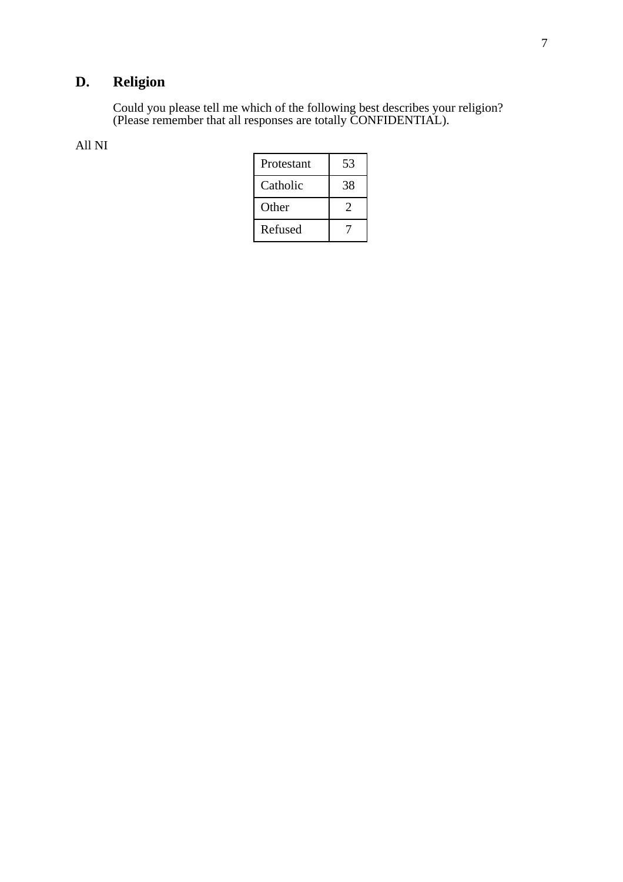## D. Religion

Could you please tell me which of the following best describes your religion? (Please remember that all responses are totally CONFIDENTIAL).

All NI

| | |
|---|---|
| Protestant | 53 |
| Catholic | 38 |
| Other | 2 |
| Refused | 7 |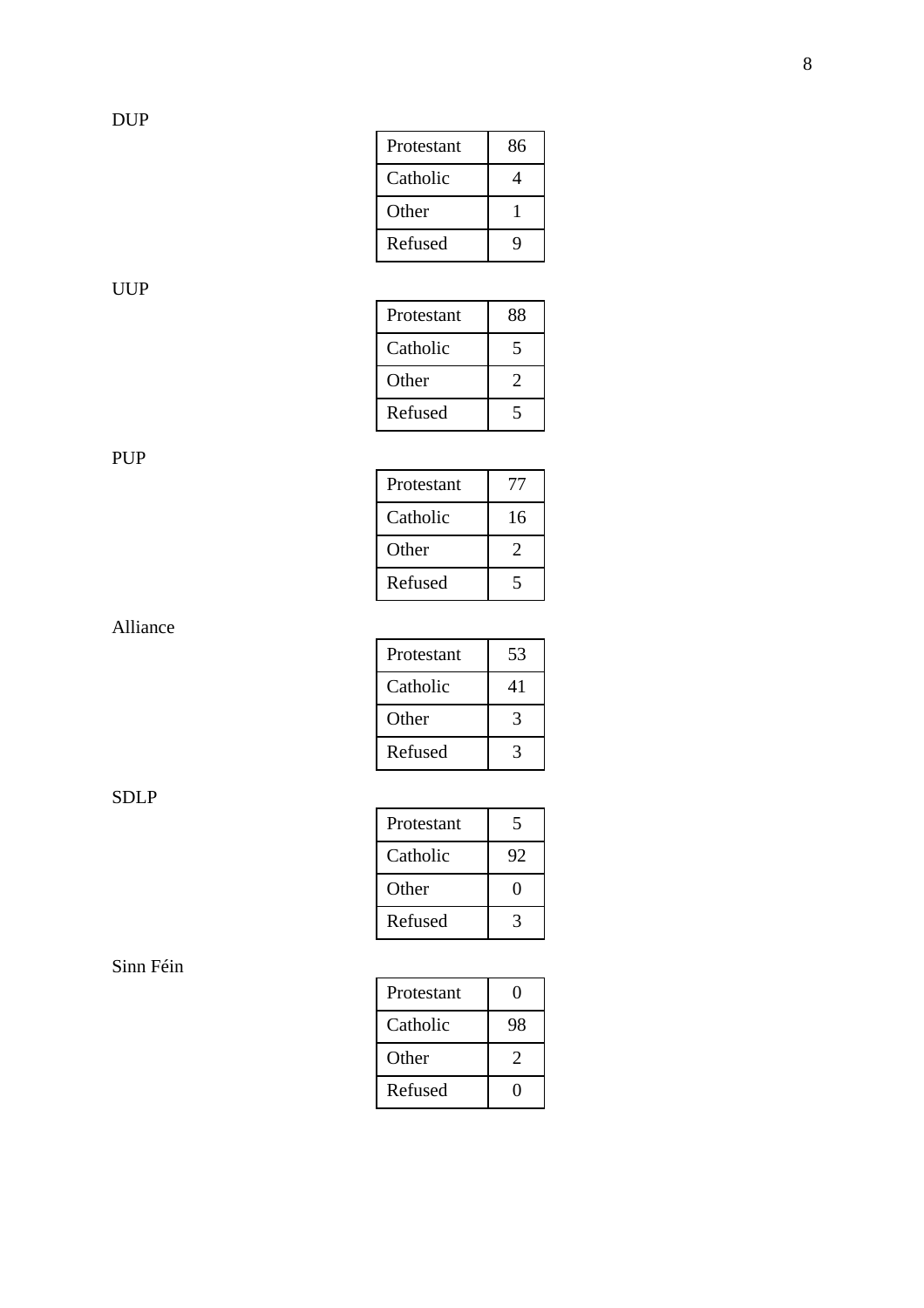DUP

| Protestant | 86 |
|---|---|
| Catholic | 4 |
| Other | 1 |
| Refused | 9 |

UUP

| Protestant | 88 |
|---|---|
| Catholic | 5 |
| Other | 2 |
| Refused | 5 |

PUP

| Protestant | 77 |
|---|---|
| Catholic | 16 |
| Other | 2 |
| Refused | 5 |

Alliance

| Protestant | 53 |
|---|---|
| Catholic | 41 |
| Other | 3 |
| Refused | 3 |

SDLP

| Protestant | 5 |
|---|---|
| Catholic | 92 |
| Other | 0 |
| Refused | 3 |

Sinn Féin

| Protestant | 0 |
|---|---|
| Catholic | 98 |
| Other | 2 |
| Refused | 0 |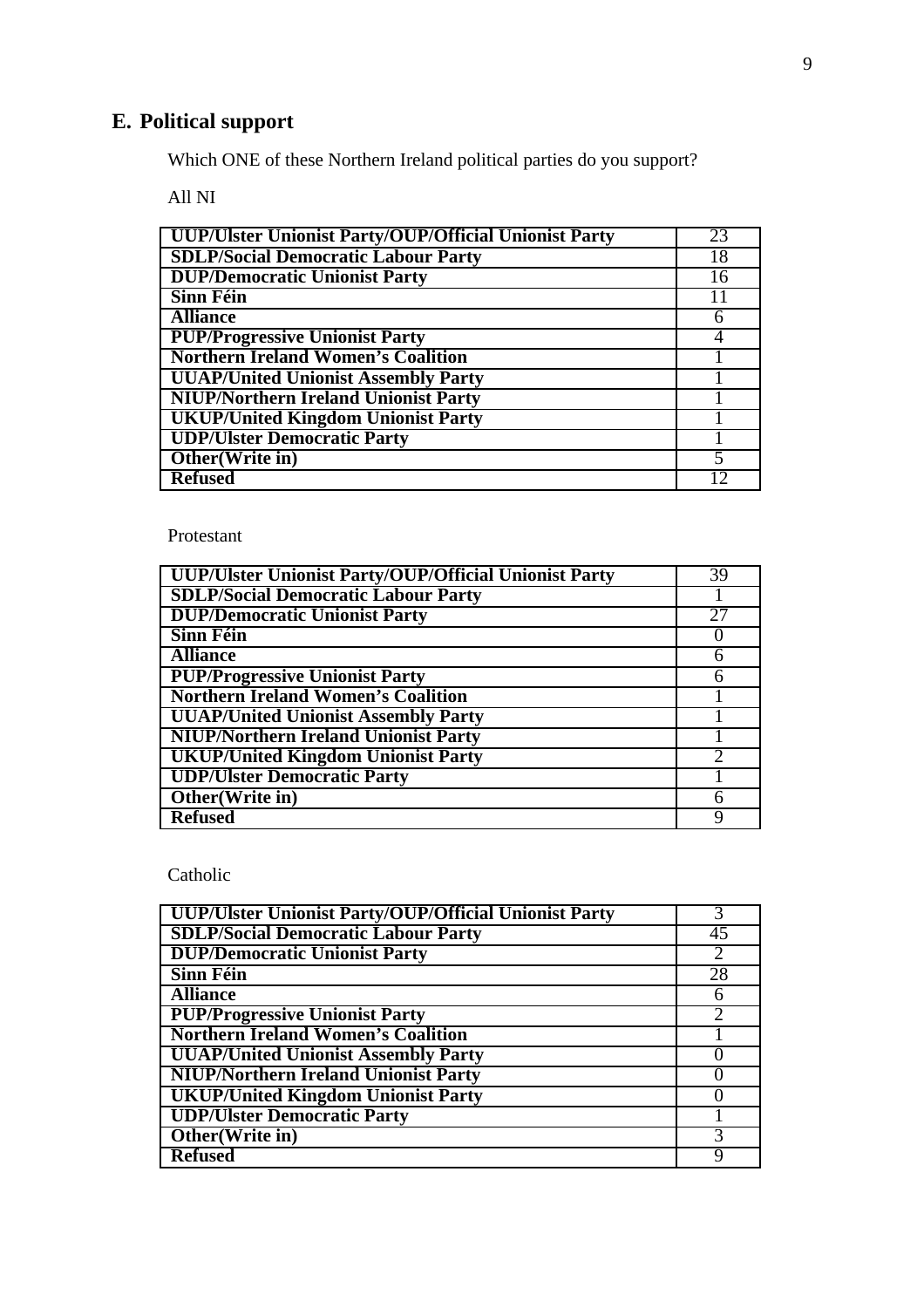## E. Political support

Which ONE of these Northern Ireland political parties do you support?

All NI

| | |
|---|---|
| **UUP/Ulster Unionist Party/OUP/Official Unionist Party** | 23 |
| **SDLP/Social Democratic Labour Party** | 18 |
| **DUP/Democratic Unionist Party** | 16 |
| **Sinn Féin** | 11 |
| **Alliance** | 6 |
| **PUP/Progressive Unionist Party** | 4 |
| **Northern Ireland Women's Coalition** | 1 |
| **UUAP/United Unionist Assembly Party** | 1 |
| **NIUP/Northern Ireland Unionist Party** | 1 |
| **UKUP/United Kingdom Unionist Party** | 1 |
| **UDP/Ulster Democratic Party** | 1 |
| **Other(Write in)** | 5 |
| **Refused** | 12 |

Protestant

| | |
|---|---|
| **UUP/Ulster Unionist Party/OUP/Official Unionist Party** | 39 |
| **SDLP/Social Democratic Labour Party** | 1 |
| **DUP/Democratic Unionist Party** | 27 |
| **Sinn Féin** | 0 |
| **Alliance** | 6 |
| **PUP/Progressive Unionist Party** | 6 |
| **Northern Ireland Women's Coalition** | 1 |
| **UUAP/United Unionist Assembly Party** | 1 |
| **NIUP/Northern Ireland Unionist Party** | 1 |
| **UKUP/United Kingdom Unionist Party** | 2 |
| **UDP/Ulster Democratic Party** | 1 |
| **Other(Write in)** | 6 |
| **Refused** | 9 |

Catholic

| | |
|---|---|
| **UUP/Ulster Unionist Party/OUP/Official Unionist Party** | 3 |
| **SDLP/Social Democratic Labour Party** | 45 |
| **DUP/Democratic Unionist Party** | 2 |
| **Sinn Féin** | 28 |
| **Alliance** | 6 |
| **PUP/Progressive Unionist Party** | 2 |
| **Northern Ireland Women's Coalition** | 1 |
| **UUAP/United Unionist Assembly Party** | 0 |
| **NIUP/Northern Ireland Unionist Party** | 0 |
| **UKUP/United Kingdom Unionist Party** | 0 |
| **UDP/Ulster Democratic Party** | 1 |
| **Other(Write in)** | 3 |
| **Refused** | 9 |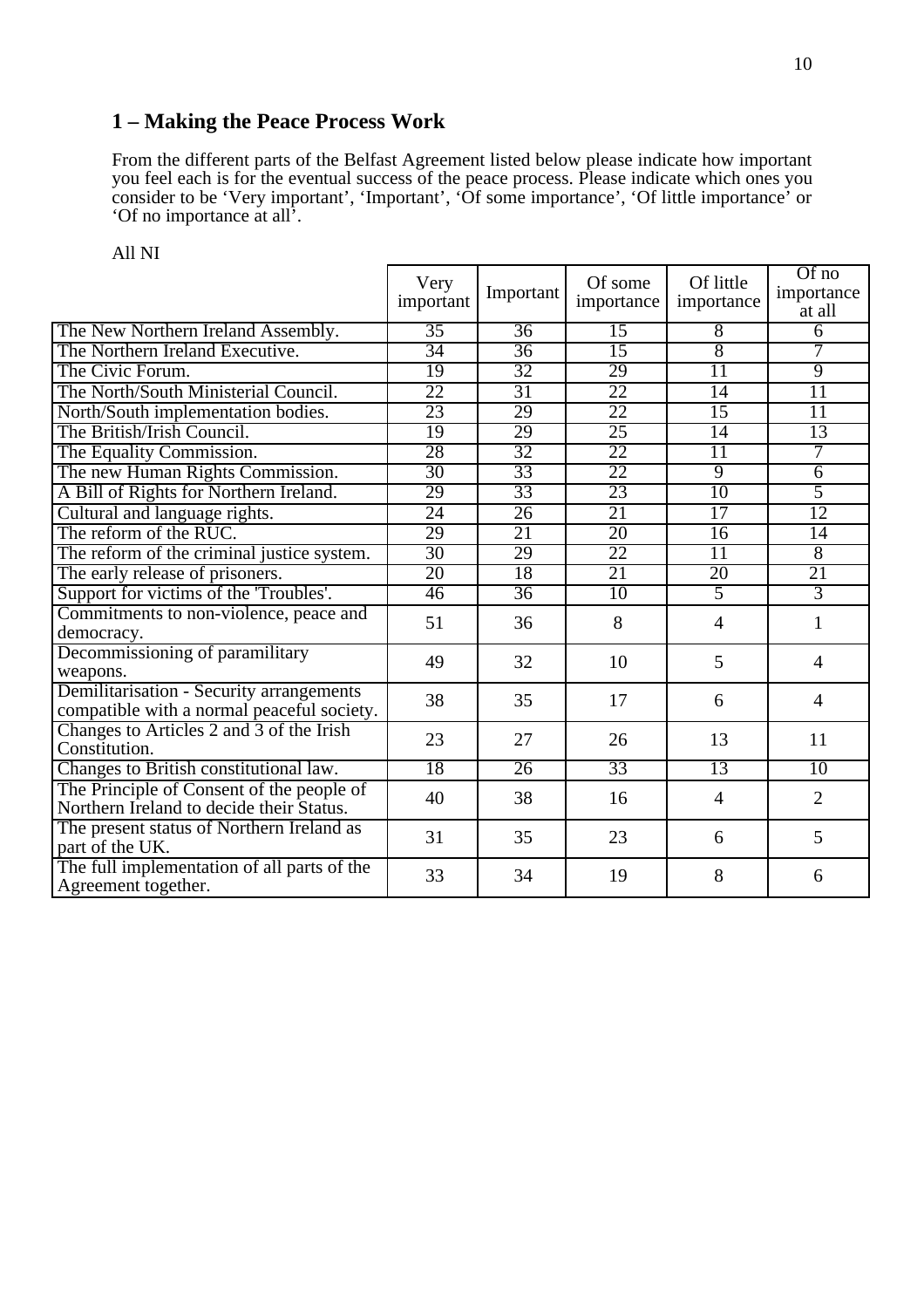## 1 – Making the Peace Process Work

From the different parts of the Belfast Agreement listed below please indicate how important you feel each is for the eventual success of the peace process. Please indicate which ones you consider to be 'Very important', 'Important', 'Of some importance', 'Of little importance' or 'Of no importance at all'.

All NI

| | Very important | Important | Of some importance | Of little importance | Of no importance at all |
|---|---|---|---|---|---|
| The New Northern Ireland Assembly. | 35 | 36 | 15 | 8 | 6 |
| The Northern Ireland Executive. | 34 | 36 | 15 | 8 | 7 |
| The Civic Forum. | 19 | 32 | 29 | 11 | 9 |
| The North/South Ministerial Council. | 22 | 31 | 22 | 14 | 11 |
| North/South implementation bodies. | 23 | 29 | 22 | 15 | 11 |
| The British/Irish Council. | 19 | 29 | 25 | 14 | 13 |
| The Equality Commission. | 28 | 32 | 22 | 11 | 7 |
| The new Human Rights Commission. | 30 | 33 | 22 | 9 | 6 |
| A Bill of Rights for Northern Ireland. | 29 | 33 | 23 | 10 | 5 |
| Cultural and language rights. | 24 | 26 | 21 | 17 | 12 |
| The reform of the RUC. | 29 | 21 | 20 | 16 | 14 |
| The reform of the criminal justice system. | 30 | 29 | 22 | 11 | 8 |
| The early release of prisoners. | 20 | 18 | 21 | 20 | 21 |
| Support for victims of the 'Troubles'. | 46 | 36 | 10 | 5 | 3 |
| Commitments to non-violence, peace and democracy. | 51 | 36 | 8 | 4 | 1 |
| Decommissioning of paramilitary weapons. | 49 | 32 | 10 | 5 | 4 |
| Demilitarisation - Security arrangements compatible with a normal peaceful society. | 38 | 35 | 17 | 6 | 4 |
| Changes to Articles 2 and 3 of the Irish Constitution. | 23 | 27 | 26 | 13 | 11 |
| Changes to British constitutional law. | 18 | 26 | 33 | 13 | 10 |
| The Principle of Consent of the people of Northern Ireland to decide their Status. | 40 | 38 | 16 | 4 | 2 |
| The present status of Northern Ireland as part of the UK. | 31 | 35 | 23 | 6 | 5 |
| The full implementation of all parts of the Agreement together. | 33 | 34 | 19 | 8 | 6 |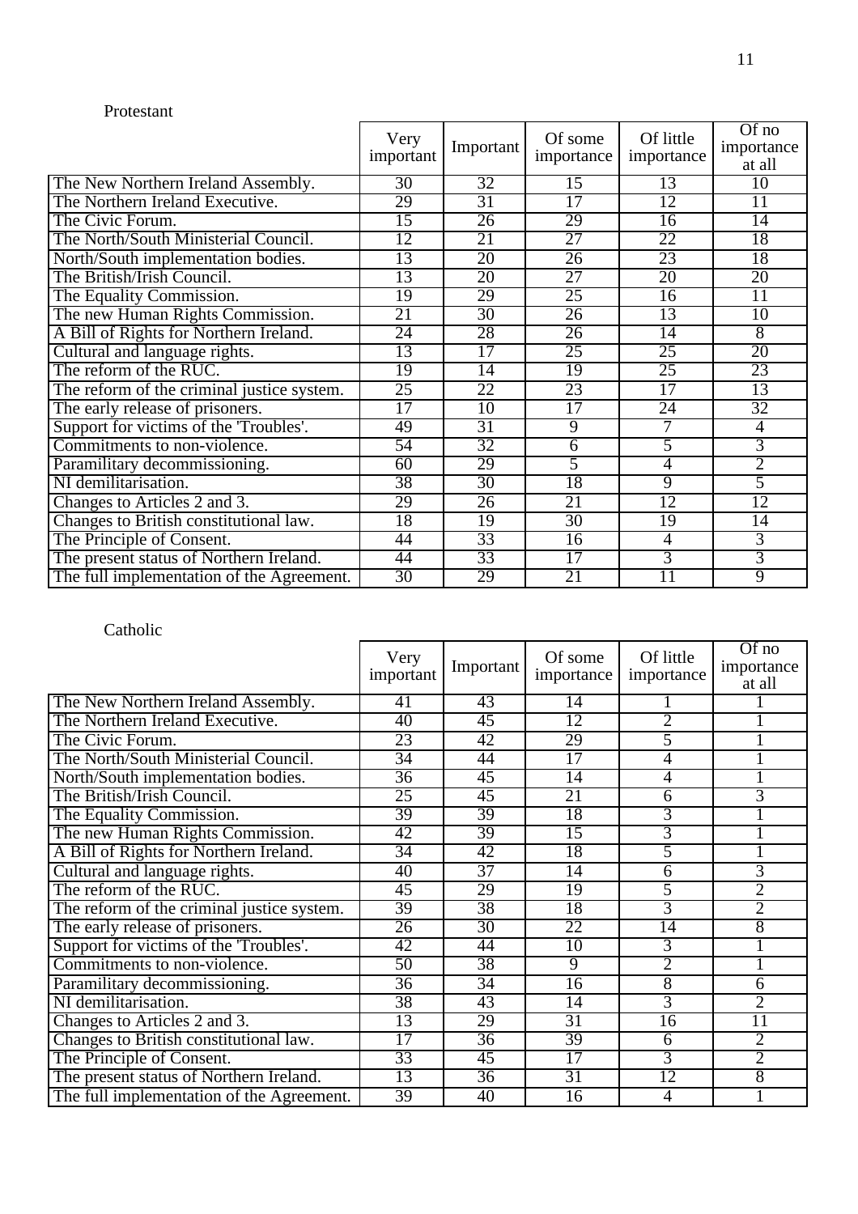Protestant

| | Very important | Important | Of some importance | Of little importance | Of no importance at all |
|---|---|---|---|---|---|
| The New Northern Ireland Assembly. | 30 | 32 | 15 | 13 | 10 |
| The Northern Ireland Executive. | 29 | 31 | 17 | 12 | 11 |
| The Civic Forum. | 15 | 26 | 29 | 16 | 14 |
| The North/South Ministerial Council. | 12 | 21 | 27 | 22 | 18 |
| North/South implementation bodies. | 13 | 20 | 26 | 23 | 18 |
| The British/Irish Council. | 13 | 20 | 27 | 20 | 20 |
| The Equality Commission. | 19 | 29 | 25 | 16 | 11 |
| The new Human Rights Commission. | 21 | 30 | 26 | 13 | 10 |
| A Bill of Rights for Northern Ireland. | 24 | 28 | 26 | 14 | 8 |
| Cultural and language rights. | 13 | 17 | 25 | 25 | 20 |
| The reform of the RUC. | 19 | 14 | 19 | 25 | 23 |
| The reform of the criminal justice system. | 25 | 22 | 23 | 17 | 13 |
| The early release of prisoners. | 17 | 10 | 17 | 24 | 32 |
| Support for victims of the 'Troubles'. | 49 | 31 | 9 | 7 | 4 |
| Commitments to non-violence. | 54 | 32 | 6 | 5 | 3 |
| Paramilitary decommissioning. | 60 | 29 | 5 | 4 | 2 |
| NI demilitarisation. | 38 | 30 | 18 | 9 | 5 |
| Changes to Articles 2 and 3. | 29 | 26 | 21 | 12 | 12 |
| Changes to British constitutional law. | 18 | 19 | 30 | 19 | 14 |
| The Principle of Consent. | 44 | 33 | 16 | 4 | 3 |
| The present status of Northern Ireland. | 44 | 33 | 17 | 3 | 3 |
| The full implementation of the Agreement. | 30 | 29 | 21 | 11 | 9 |

Catholic

| | Very important | Important | Of some importance | Of little importance | Of no importance at all |
|---|---|---|---|---|---|
| The New Northern Ireland Assembly. | 41 | 43 | 14 | 1 | 1 |
| The Northern Ireland Executive. | 40 | 45 | 12 | 2 | 1 |
| The Civic Forum. | 23 | 42 | 29 | 5 | 1 |
| The North/South Ministerial Council. | 34 | 44 | 17 | 4 | 1 |
| North/South implementation bodies. | 36 | 45 | 14 | 4 | 1 |
| The British/Irish Council. | 25 | 45 | 21 | 6 | 3 |
| The Equality Commission. | 39 | 39 | 18 | 3 | 1 |
| The new Human Rights Commission. | 42 | 39 | 15 | 3 | 1 |
| A Bill of Rights for Northern Ireland. | 34 | 42 | 18 | 5 | 1 |
| Cultural and language rights. | 40 | 37 | 14 | 6 | 3 |
| The reform of the RUC. | 45 | 29 | 19 | 5 | 2 |
| The reform of the criminal justice system. | 39 | 38 | 18 | 3 | 2 |
| The early release of prisoners. | 26 | 30 | 22 | 14 | 8 |
| Support for victims of the 'Troubles'. | 42 | 44 | 10 | 3 | 1 |
| Commitments to non-violence. | 50 | 38 | 9 | 2 | 1 |
| Paramilitary decommissioning. | 36 | 34 | 16 | 8 | 6 |
| NI demilitarisation. | 38 | 43 | 14 | 3 | 2 |
| Changes to Articles 2 and 3. | 13 | 29 | 31 | 16 | 11 |
| Changes to British constitutional law. | 17 | 36 | 39 | 6 | 2 |
| The Principle of Consent. | 33 | 45 | 17 | 3 | 2 |
| The present status of Northern Ireland. | 13 | 36 | 31 | 12 | 8 |
| The full implementation of the Agreement. | 39 | 40 | 16 | 4 | 1 |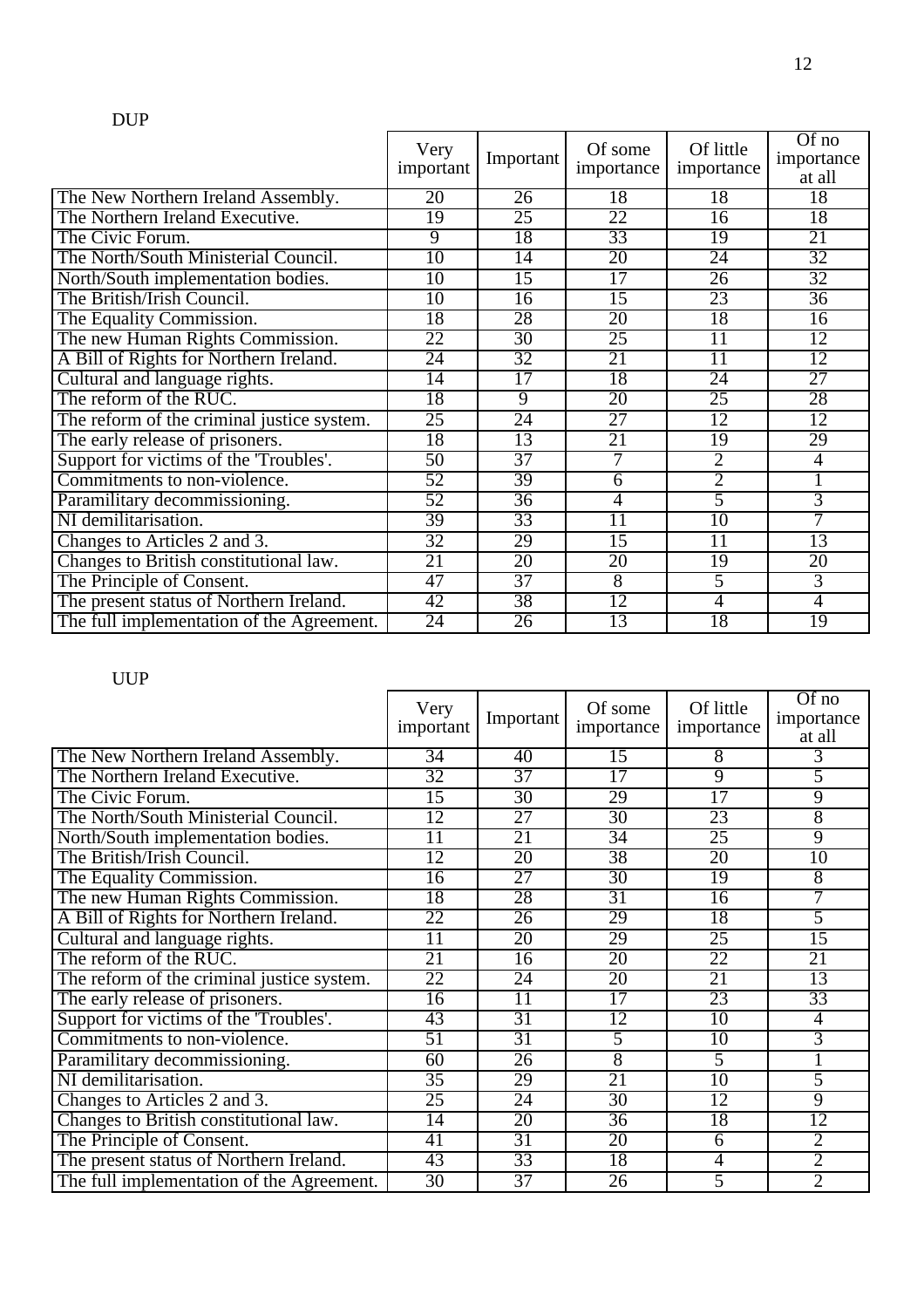DUP

| | Very important | Important | Of some importance | Of little importance | Of no importance at all |
|---|---|---|---|---|---|
| The New Northern Ireland Assembly. | 20 | 26 | 18 | 18 | 18 |
| The Northern Ireland Executive. | 19 | 25 | 22 | 16 | 18 |
| The Civic Forum. | 9 | 18 | 33 | 19 | 21 |
| The North/South Ministerial Council. | 10 | 14 | 20 | 24 | 32 |
| North/South implementation bodies. | 10 | 15 | 17 | 26 | 32 |
| The British/Irish Council. | 10 | 16 | 15 | 23 | 36 |
| The Equality Commission. | 18 | 28 | 20 | 18 | 16 |
| The new Human Rights Commission. | 22 | 30 | 25 | 11 | 12 |
| A Bill of Rights for Northern Ireland. | 24 | 32 | 21 | 11 | 12 |
| Cultural and language rights. | 14 | 17 | 18 | 24 | 27 |
| The reform of the RUC. | 18 | 9 | 20 | 25 | 28 |
| The reform of the criminal justice system. | 25 | 24 | 27 | 12 | 12 |
| The early release of prisoners. | 18 | 13 | 21 | 19 | 29 |
| Support for victims of the 'Troubles'. | 50 | 37 | 7 | 2 | 4 |
| Commitments to non-violence. | 52 | 39 | 6 | 2 | 1 |
| Paramilitary decommissioning. | 52 | 36 | 4 | 5 | 3 |
| NI demilitarisation. | 39 | 33 | 11 | 10 | 7 |
| Changes to Articles 2 and 3. | 32 | 29 | 15 | 11 | 13 |
| Changes to British constitutional law. | 21 | 20 | 20 | 19 | 20 |
| The Principle of Consent. | 47 | 37 | 8 | 5 | 3 |
| The present status of Northern Ireland. | 42 | 38 | 12 | 4 | 4 |
| The full implementation of the Agreement. | 24 | 26 | 13 | 18 | 19 |

UUP

| | Very important | Important | Of some importance | Of little importance | Of no importance at all |
|---|---|---|---|---|---|
| The New Northern Ireland Assembly. | 34 | 40 | 15 | 8 | 3 |
| The Northern Ireland Executive. | 32 | 37 | 17 | 9 | 5 |
| The Civic Forum. | 15 | 30 | 29 | 17 | 9 |
| The North/South Ministerial Council. | 12 | 27 | 30 | 23 | 8 |
| North/South implementation bodies. | 11 | 21 | 34 | 25 | 9 |
| The British/Irish Council. | 12 | 20 | 38 | 20 | 10 |
| The Equality Commission. | 16 | 27 | 30 | 19 | 8 |
| The new Human Rights Commission. | 18 | 28 | 31 | 16 | 7 |
| A Bill of Rights for Northern Ireland. | 22 | 26 | 29 | 18 | 5 |
| Cultural and language rights. | 11 | 20 | 29 | 25 | 15 |
| The reform of the RUC. | 21 | 16 | 20 | 22 | 21 |
| The reform of the criminal justice system. | 22 | 24 | 20 | 21 | 13 |
| The early release of prisoners. | 16 | 11 | 17 | 23 | 33 |
| Support for victims of the 'Troubles'. | 43 | 31 | 12 | 10 | 4 |
| Commitments to non-violence. | 51 | 31 | 5 | 10 | 3 |
| Paramilitary decommissioning. | 60 | 26 | 8 | 5 | 1 |
| NI demilitarisation. | 35 | 29 | 21 | 10 | 5 |
| Changes to Articles 2 and 3. | 25 | 24 | 30 | 12 | 9 |
| Changes to British constitutional law. | 14 | 20 | 36 | 18 | 12 |
| The Principle of Consent. | 41 | 31 | 20 | 6 | 2 |
| The present status of Northern Ireland. | 43 | 33 | 18 | 4 | 2 |
| The full implementation of the Agreement. | 30 | 37 | 26 | 5 | 2 |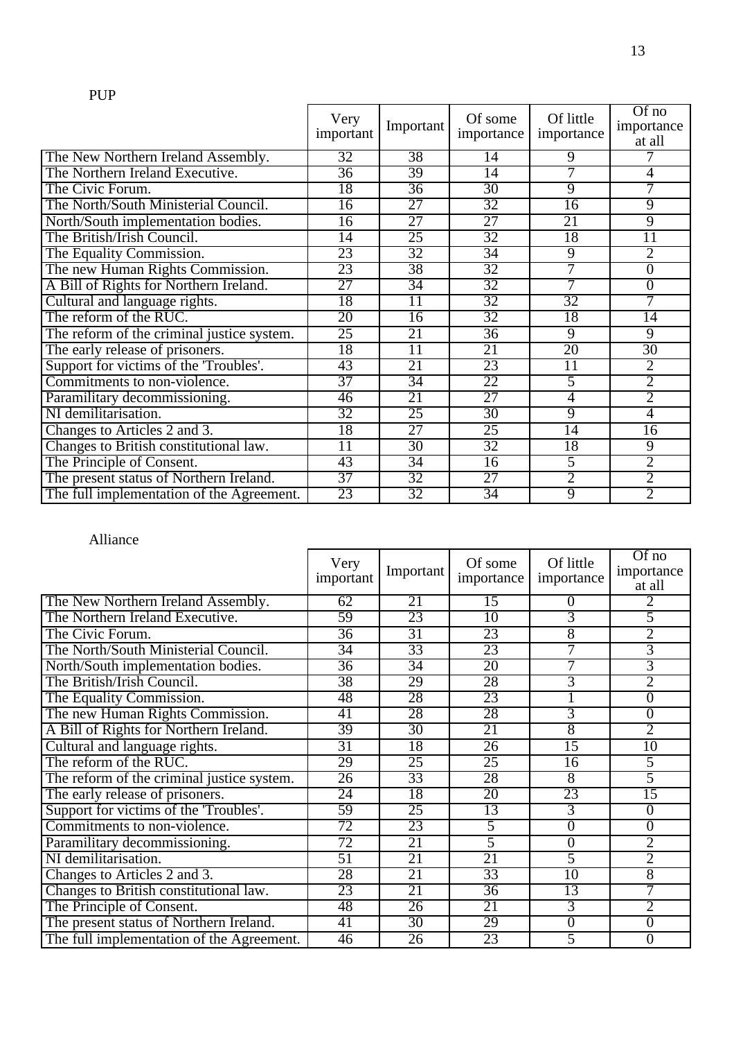PUP

| | Very important | Important | Of some importance | Of little importance | Of no importance at all |
|---|---|---|---|---|---|
| The New Northern Ireland Assembly. | 32 | 38 | 14 | 9 | 7 |
| The Northern Ireland Executive. | 36 | 39 | 14 | 7 | 4 |
| The Civic Forum. | 18 | 36 | 30 | 9 | 7 |
| The North/South Ministerial Council. | 16 | 27 | 32 | 16 | 9 |
| North/South implementation bodies. | 16 | 27 | 27 | 21 | 9 |
| The British/Irish Council. | 14 | 25 | 32 | 18 | 11 |
| The Equality Commission. | 23 | 32 | 34 | 9 | 2 |
| The new Human Rights Commission. | 23 | 38 | 32 | 7 | 0 |
| A Bill of Rights for Northern Ireland. | 27 | 34 | 32 | 7 | 0 |
| Cultural and language rights. | 18 | 11 | 32 | 32 | 7 |
| The reform of the RUC. | 20 | 16 | 32 | 18 | 14 |
| The reform of the criminal justice system. | 25 | 21 | 36 | 9 | 9 |
| The early release of prisoners. | 18 | 11 | 21 | 20 | 30 |
| Support for victims of the 'Troubles'. | 43 | 21 | 23 | 11 | 2 |
| Commitments to non-violence. | 37 | 34 | 22 | 5 | 2 |
| Paramilitary decommissioning. | 46 | 21 | 27 | 4 | 2 |
| NI demilitarisation. | 32 | 25 | 30 | 9 | 4 |
| Changes to Articles 2 and 3. | 18 | 27 | 25 | 14 | 16 |
| Changes to British constitutional law. | 11 | 30 | 32 | 18 | 9 |
| The Principle of Consent. | 43 | 34 | 16 | 5 | 2 |
| The present status of Northern Ireland. | 37 | 32 | 27 | 2 | 2 |
| The full implementation of the Agreement. | 23 | 32 | 34 | 9 | 2 |

Alliance

| | Very important | Important | Of some importance | Of little importance | Of no importance at all |
|---|---|---|---|---|---|
| The New Northern Ireland Assembly. | 62 | 21 | 15 | 0 | 2 |
| The Northern Ireland Executive. | 59 | 23 | 10 | 3 | 5 |
| The Civic Forum. | 36 | 31 | 23 | 8 | 2 |
| The North/South Ministerial Council. | 34 | 33 | 23 | 7 | 3 |
| North/South implementation bodies. | 36 | 34 | 20 | 7 | 3 |
| The British/Irish Council. | 38 | 29 | 28 | 3 | 2 |
| The Equality Commission. | 48 | 28 | 23 | 1 | 0 |
| The new Human Rights Commission. | 41 | 28 | 28 | 3 | 0 |
| A Bill of Rights for Northern Ireland. | 39 | 30 | 21 | 8 | 2 |
| Cultural and language rights. | 31 | 18 | 26 | 15 | 10 |
| The reform of the RUC. | 29 | 25 | 25 | 16 | 5 |
| The reform of the criminal justice system. | 26 | 33 | 28 | 8 | 5 |
| The early release of prisoners. | 24 | 18 | 20 | 23 | 15 |
| Support for victims of the 'Troubles'. | 59 | 25 | 13 | 3 | 0 |
| Commitments to non-violence. | 72 | 23 | 5 | 0 | 0 |
| Paramilitary decommissioning. | 72 | 21 | 5 | 0 | 2 |
| NI demilitarisation. | 51 | 21 | 21 | 5 | 2 |
| Changes to Articles 2 and 3. | 28 | 21 | 33 | 10 | 8 |
| Changes to British constitutional law. | 23 | 21 | 36 | 13 | 7 |
| The Principle of Consent. | 48 | 26 | 21 | 3 | 2 |
| The present status of Northern Ireland. | 41 | 30 | 29 | 0 | 0 |
| The full implementation of the Agreement. | 46 | 26 | 23 | 5 | 0 |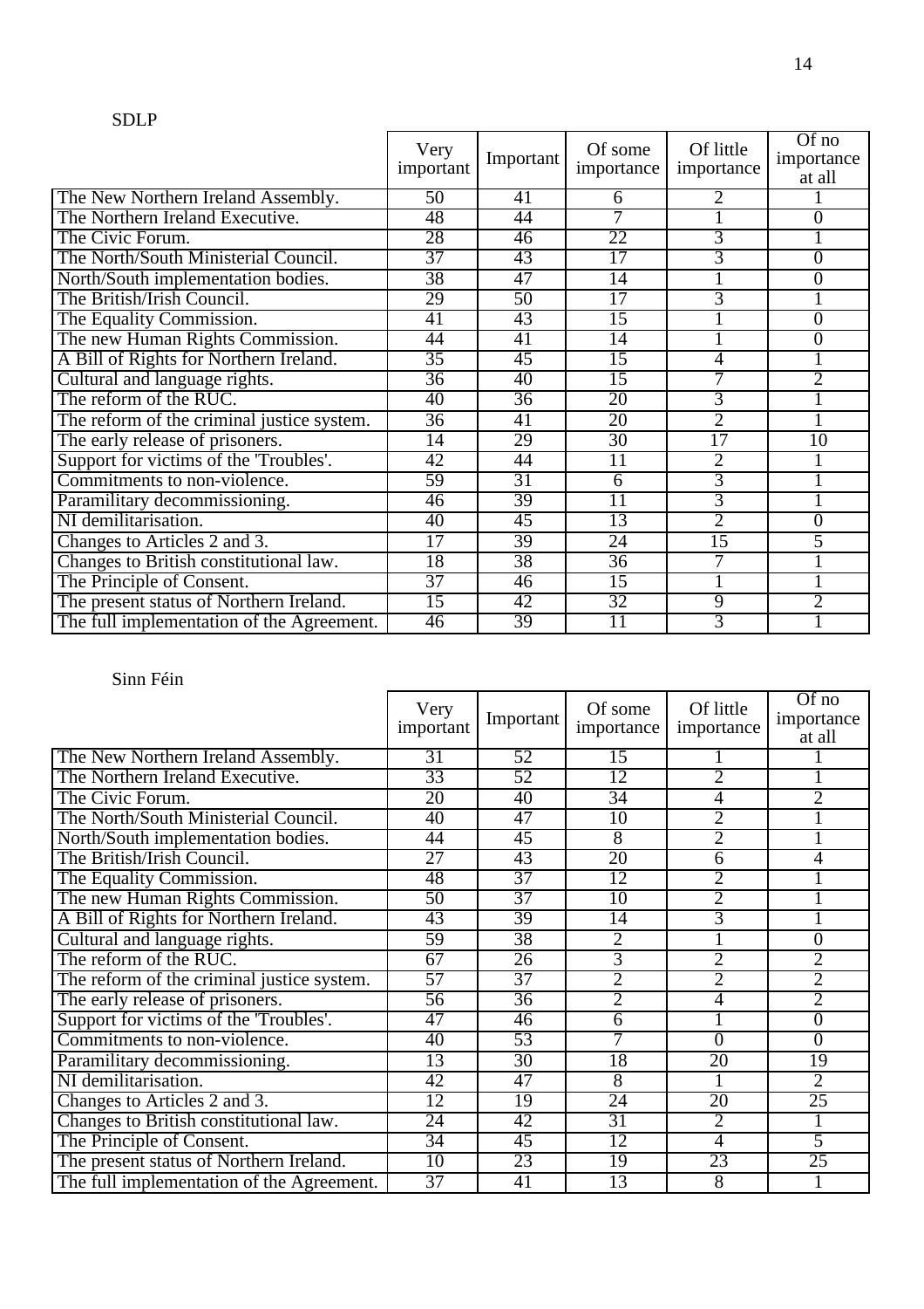SDLP

| | Very important | Important | Of some importance | Of little importance | Of no importance at all |
|---|---|---|---|---|---|
| The New Northern Ireland Assembly. | 50 | 41 | 6 | 2 | 1 |
| The Northern Ireland Executive. | 48 | 44 | 7 | 1 | 0 |
| The Civic Forum. | 28 | 46 | 22 | 3 | 1 |
| The North/South Ministerial Council. | 37 | 43 | 17 | 3 | 0 |
| North/South implementation bodies. | 38 | 47 | 14 | 1 | 0 |
| The British/Irish Council. | 29 | 50 | 17 | 3 | 1 |
| The Equality Commission. | 41 | 43 | 15 | 1 | 0 |
| The new Human Rights Commission. | 44 | 41 | 14 | 1 | 0 |
| A Bill of Rights for Northern Ireland. | 35 | 45 | 15 | 4 | 1 |
| Cultural and language rights. | 36 | 40 | 15 | 7 | 2 |
| The reform of the RUC. | 40 | 36 | 20 | 3 | 1 |
| The reform of the criminal justice system. | 36 | 41 | 20 | 2 | 1 |
| The early release of prisoners. | 14 | 29 | 30 | 17 | 10 |
| Support for victims of the 'Troubles'. | 42 | 44 | 11 | 2 | 1 |
| Commitments to non-violence. | 59 | 31 | 6 | 3 | 1 |
| Paramilitary decommissioning. | 46 | 39 | 11 | 3 | 1 |
| NI demilitarisation. | 40 | 45 | 13 | 2 | 0 |
| Changes to Articles 2 and 3. | 17 | 39 | 24 | 15 | 5 |
| Changes to British constitutional law. | 18 | 38 | 36 | 7 | 1 |
| The Principle of Consent. | 37 | 46 | 15 | 1 | 1 |
| The present status of Northern Ireland. | 15 | 42 | 32 | 9 | 2 |
| The full implementation of the Agreement. | 46 | 39 | 11 | 3 | 1 |

Sinn Féin

| | Very important | Important | Of some importance | Of little importance | Of no importance at all |
|---|---|---|---|---|---|
| The New Northern Ireland Assembly. | 31 | 52 | 15 | 1 | 1 |
| The Northern Ireland Executive. | 33 | 52 | 12 | 2 | 1 |
| The Civic Forum. | 20 | 40 | 34 | 4 | 2 |
| The North/South Ministerial Council. | 40 | 47 | 10 | 2 | 1 |
| North/South implementation bodies. | 44 | 45 | 8 | 2 | 1 |
| The British/Irish Council. | 27 | 43 | 20 | 6 | 4 |
| The Equality Commission. | 48 | 37 | 12 | 2 | 1 |
| The new Human Rights Commission. | 50 | 37 | 10 | 2 | 1 |
| A Bill of Rights for Northern Ireland. | 43 | 39 | 14 | 3 | 1 |
| Cultural and language rights. | 59 | 38 | 2 | 1 | 0 |
| The reform of the RUC. | 67 | 26 | 3 | 2 | 2 |
| The reform of the criminal justice system. | 57 | 37 | 2 | 2 | 2 |
| The early release of prisoners. | 56 | 36 | 2 | 4 | 2 |
| Support for victims of the 'Troubles'. | 47 | 46 | 6 | 1 | 0 |
| Commitments to non-violence. | 40 | 53 | 7 | 0 | 0 |
| Paramilitary decommissioning. | 13 | 30 | 18 | 20 | 19 |
| NI demilitarisation. | 42 | 47 | 8 | 1 | 2 |
| Changes to Articles 2 and 3. | 12 | 19 | 24 | 20 | 25 |
| Changes to British constitutional law. | 24 | 42 | 31 | 2 | 1 |
| The Principle of Consent. | 34 | 45 | 12 | 4 | 5 |
| The present status of Northern Ireland. | 10 | 23 | 19 | 23 | 25 |
| The full implementation of the Agreement. | 37 | 41 | 13 | 8 | 1 |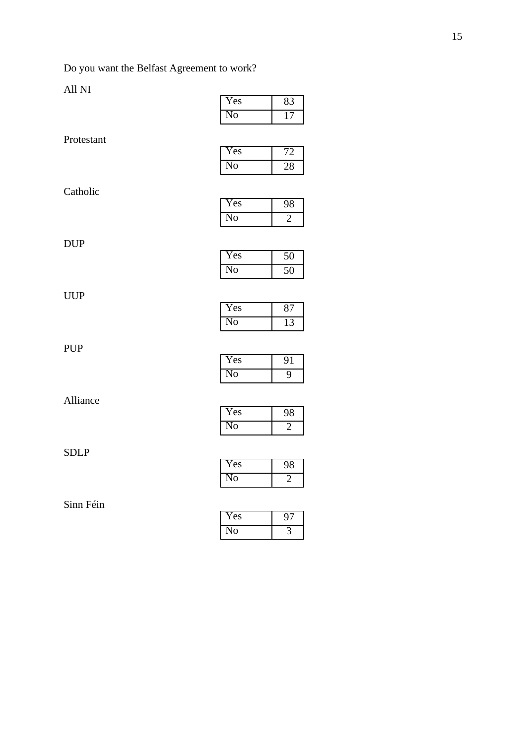Do you want the Belfast Agreement to work?

All NI

| | |
|---|---|
| Yes | 83 |
| No | 17 |

Protestant

| | |
|---|---|
| Yes | 72 |
| No | 28 |

Catholic

| | |
|---|---|
| Yes | 98 |
| No | 2 |

DUP

| | |
|---|---|
| Yes | 50 |
| No | 50 |

UUP

| | |
|---|---|
| Yes | 87 |
| No | 13 |

PUP

| | |
|---|---|
| Yes | 91 |
| No | 9 |

Alliance

| | |
|---|---|
| Yes | 98 |
| No | 2 |

SDLP

| | |
|---|---|
| Yes | 98 |
| No | 2 |

Sinn Féin

| | |
|---|---|
| Yes | 97 |
| No | 3 |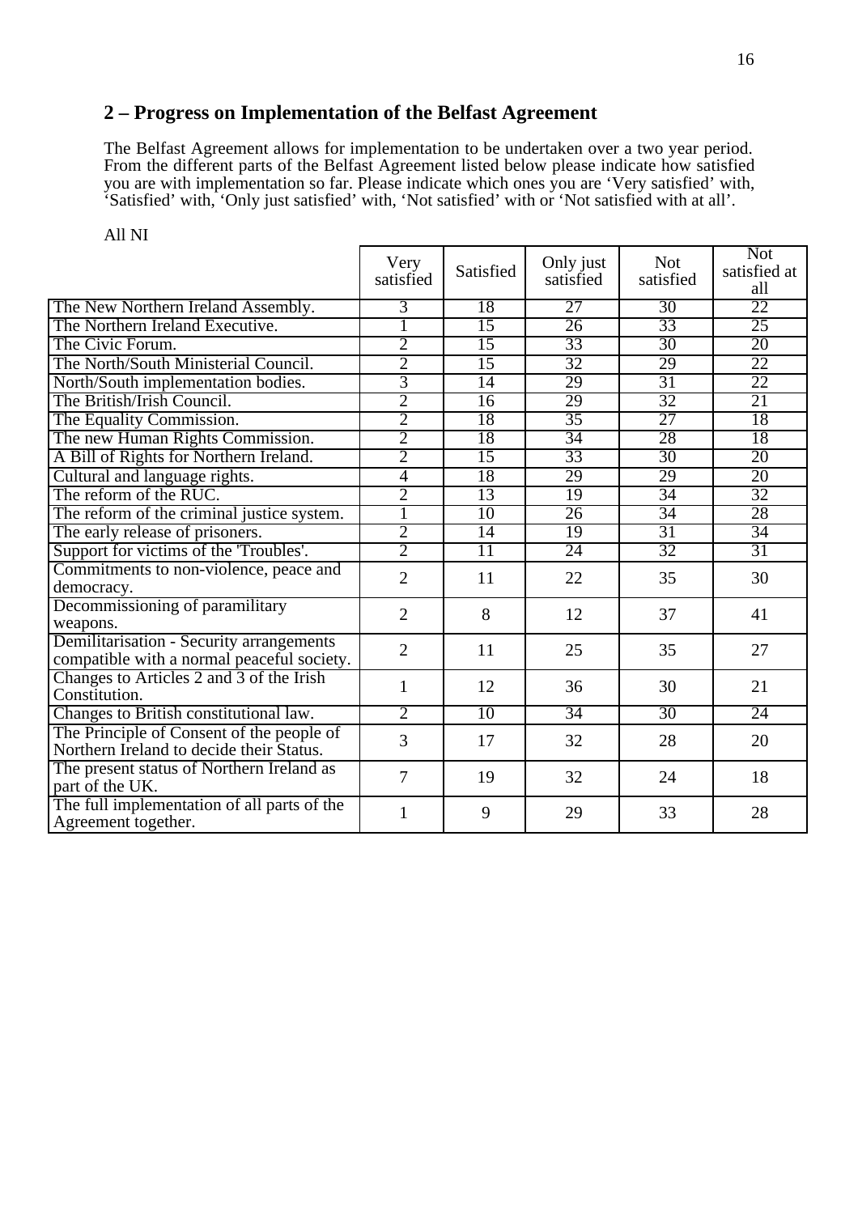## 2 – Progress on Implementation of the Belfast Agreement

The Belfast Agreement allows for implementation to be undertaken over a two year period. From the different parts of the Belfast Agreement listed below please indicate how satisfied you are with implementation so far. Please indicate which ones you are 'Very satisfied' with, 'Satisfied' with, 'Only just satisfied' with, 'Not satisfied' with or 'Not satisfied with at all'.

All NI

| | Very satisfied | Satisfied | Only just satisfied | Not satisfied | Not satisfied at all |
|---|---|---|---|---|---|
| The New Northern Ireland Assembly. | 3 | 18 | 27 | 30 | 22 |
| The Northern Ireland Executive. | 1 | 15 | 26 | 33 | 25 |
| The Civic Forum. | 2 | 15 | 33 | 30 | 20 |
| The North/South Ministerial Council. | 2 | 15 | 32 | 29 | 22 |
| North/South implementation bodies. | 3 | 14 | 29 | 31 | 22 |
| The British/Irish Council. | 2 | 16 | 29 | 32 | 21 |
| The Equality Commission. | 2 | 18 | 35 | 27 | 18 |
| The new Human Rights Commission. | 2 | 18 | 34 | 28 | 18 |
| A Bill of Rights for Northern Ireland. | 2 | 15 | 33 | 30 | 20 |
| Cultural and language rights. | 4 | 18 | 29 | 29 | 20 |
| The reform of the RUC. | 2 | 13 | 19 | 34 | 32 |
| The reform of the criminal justice system. | 1 | 10 | 26 | 34 | 28 |
| The early release of prisoners. | 2 | 14 | 19 | 31 | 34 |
| Support for victims of the 'Troubles'. | 2 | 11 | 24 | 32 | 31 |
| Commitments to non-violence, peace and democracy. | 2 | 11 | 22 | 35 | 30 |
| Decommissioning of paramilitary weapons. | 2 | 8 | 12 | 37 | 41 |
| Demilitarisation - Security arrangements compatible with a normal peaceful society. | 2 | 11 | 25 | 35 | 27 |
| Changes to Articles 2 and 3 of the Irish Constitution. | 1 | 12 | 36 | 30 | 21 |
| Changes to British constitutional law. | 2 | 10 | 34 | 30 | 24 |
| The Principle of Consent of the people of Northern Ireland to decide their Status. | 3 | 17 | 32 | 28 | 20 |
| The present status of Northern Ireland as part of the UK. | 7 | 19 | 32 | 24 | 18 |
| The full implementation of all parts of the Agreement together. | 1 | 9 | 29 | 33 | 28 |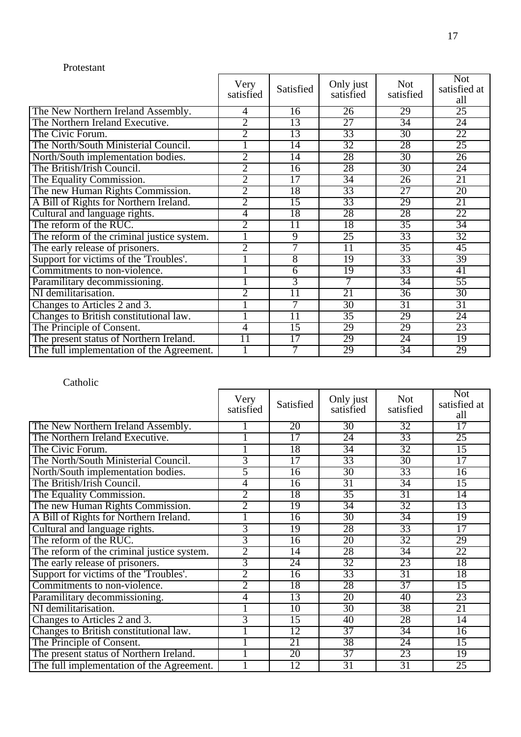Protestant

| | Very satisfied | Satisfied | Only just satisfied | Not satisfied | Not satisfied at all |
|---|---|---|---|---|---|
| The New Northern Ireland Assembly. | 4 | 16 | 26 | 29 | 25 |
| The Northern Ireland Executive. | 2 | 13 | 27 | 34 | 24 |
| The Civic Forum. | 2 | 13 | 33 | 30 | 22 |
| The North/South Ministerial Council. | 1 | 14 | 32 | 28 | 25 |
| North/South implementation bodies. | 2 | 14 | 28 | 30 | 26 |
| The British/Irish Council. | 2 | 16 | 28 | 30 | 24 |
| The Equality Commission. | 2 | 17 | 34 | 26 | 21 |
| The new Human Rights Commission. | 2 | 18 | 33 | 27 | 20 |
| A Bill of Rights for Northern Ireland. | 2 | 15 | 33 | 29 | 21 |
| Cultural and language rights. | 4 | 18 | 28 | 28 | 22 |
| The reform of the RUC. | 2 | 11 | 18 | 35 | 34 |
| The reform of the criminal justice system. | 1 | 9 | 25 | 33 | 32 |
| The early release of prisoners. | 2 | 7 | 11 | 35 | 45 |
| Support for victims of the 'Troubles'. | 1 | 8 | 19 | 33 | 39 |
| Commitments to non-violence. | 1 | 6 | 19 | 33 | 41 |
| Paramilitary decommissioning. | 1 | 3 | 7 | 34 | 55 |
| NI demilitarisation. | 2 | 11 | 21 | 36 | 30 |
| Changes to Articles 2 and 3. | 1 | 7 | 30 | 31 | 31 |
| Changes to British constitutional law. | 1 | 11 | 35 | 29 | 24 |
| The Principle of Consent. | 4 | 15 | 29 | 29 | 23 |
| The present status of Northern Ireland. | 11 | 17 | 29 | 24 | 19 |
| The full implementation of the Agreement. | 1 | 7 | 29 | 34 | 29 |

Catholic

| | Very satisfied | Satisfied | Only just satisfied | Not satisfied | Not satisfied at all |
|---|---|---|---|---|---|
| The New Northern Ireland Assembly. | 1 | 20 | 30 | 32 | 17 |
| The Northern Ireland Executive. | 1 | 17 | 24 | 33 | 25 |
| The Civic Forum. | 1 | 18 | 34 | 32 | 15 |
| The North/South Ministerial Council. | 3 | 17 | 33 | 30 | 17 |
| North/South implementation bodies. | 5 | 16 | 30 | 33 | 16 |
| The British/Irish Council. | 4 | 16 | 31 | 34 | 15 |
| The Equality Commission. | 2 | 18 | 35 | 31 | 14 |
| The new Human Rights Commission. | 2 | 19 | 34 | 32 | 13 |
| A Bill of Rights for Northern Ireland. | 1 | 16 | 30 | 34 | 19 |
| Cultural and language rights. | 3 | 19 | 28 | 33 | 17 |
| The reform of the RUC. | 3 | 16 | 20 | 32 | 29 |
| The reform of the criminal justice system. | 2 | 14 | 28 | 34 | 22 |
| The early release of prisoners. | 3 | 24 | 32 | 23 | 18 |
| Support for victims of the 'Troubles'. | 2 | 16 | 33 | 31 | 18 |
| Commitments to non-violence. | 2 | 18 | 28 | 37 | 15 |
| Paramilitary decommissioning. | 4 | 13 | 20 | 40 | 23 |
| NI demilitarisation. | 1 | 10 | 30 | 38 | 21 |
| Changes to Articles 2 and 3. | 3 | 15 | 40 | 28 | 14 |
| Changes to British constitutional law. | 1 | 12 | 37 | 34 | 16 |
| The Principle of Consent. | 1 | 21 | 38 | 24 | 15 |
| The present status of Northern Ireland. | 1 | 20 | 37 | 23 | 19 |
| The full implementation of the Agreement. | 1 | 12 | 31 | 31 | 25 |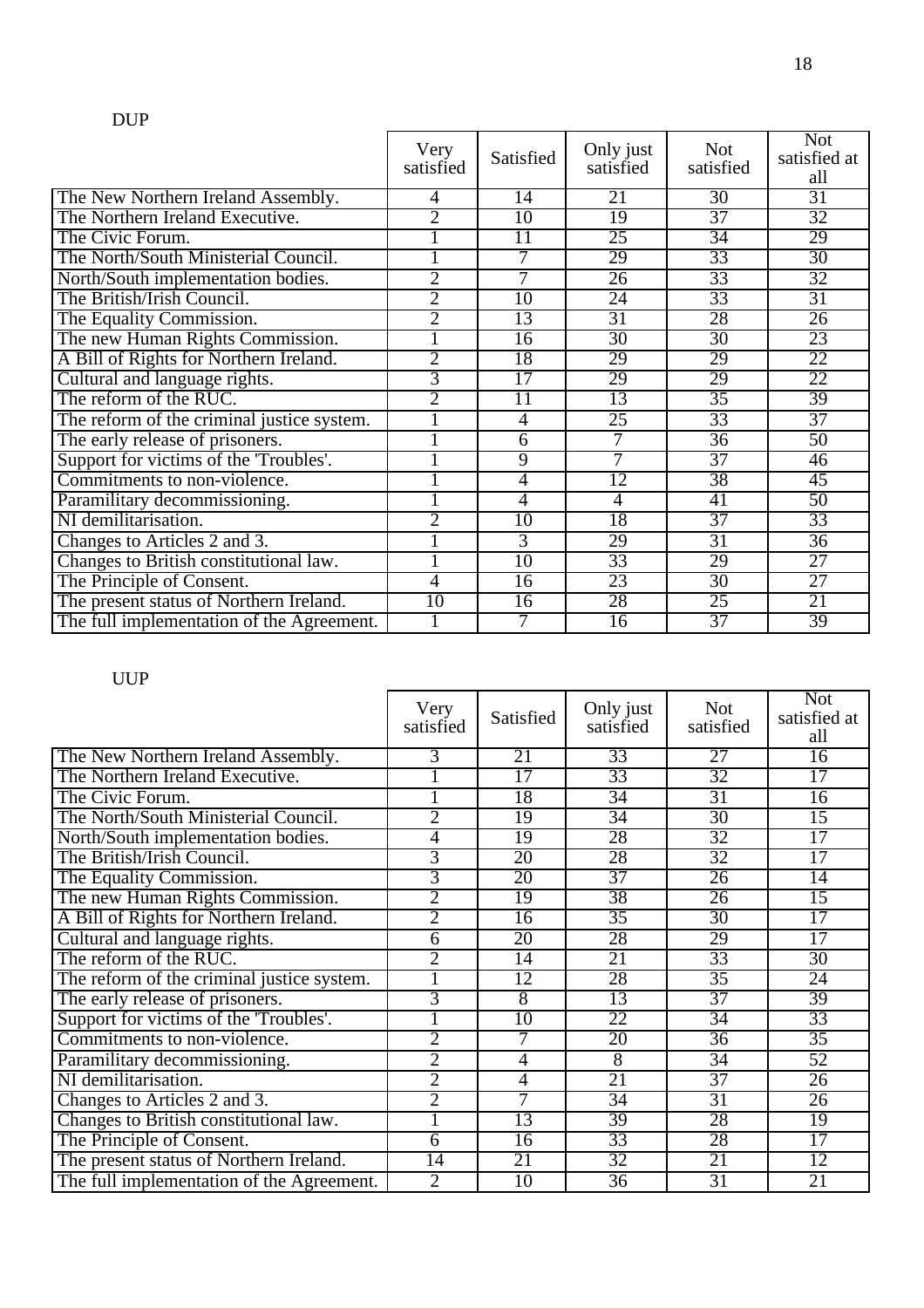DUP

| | Very satisfied | Satisfied | Only just satisfied | Not satisfied | Not satisfied at all |
|---|---|---|---|---|---|
| The New Northern Ireland Assembly. | 4 | 14 | 21 | 30 | 31 |
| The Northern Ireland Executive. | 2 | 10 | 19 | 37 | 32 |
| The Civic Forum. | 1 | 11 | 25 | 34 | 29 |
| The North/South Ministerial Council. | 1 | 7 | 29 | 33 | 30 |
| North/South implementation bodies. | 2 | 7 | 26 | 33 | 32 |
| The British/Irish Council. | 2 | 10 | 24 | 33 | 31 |
| The Equality Commission. | 2 | 13 | 31 | 28 | 26 |
| The new Human Rights Commission. | 1 | 16 | 30 | 30 | 23 |
| A Bill of Rights for Northern Ireland. | 2 | 18 | 29 | 29 | 22 |
| Cultural and language rights. | 3 | 17 | 29 | 29 | 22 |
| The reform of the RUC. | 2 | 11 | 13 | 35 | 39 |
| The reform of the criminal justice system. | 1 | 4 | 25 | 33 | 37 |
| The early release of prisoners. | 1 | 6 | 7 | 36 | 50 |
| Support for victims of the 'Troubles'. | 1 | 9 | 7 | 37 | 46 |
| Commitments to non-violence. | 1 | 4 | 12 | 38 | 45 |
| Paramilitary decommissioning. | 1 | 4 | 4 | 41 | 50 |
| NI demilitarisation. | 2 | 10 | 18 | 37 | 33 |
| Changes to Articles 2 and 3. | 1 | 3 | 29 | 31 | 36 |
| Changes to British constitutional law. | 1 | 10 | 33 | 29 | 27 |
| The Principle of Consent. | 4 | 16 | 23 | 30 | 27 |
| The present status of Northern Ireland. | 10 | 16 | 28 | 25 | 21 |
| The full implementation of the Agreement. | 1 | 7 | 16 | 37 | 39 |

UUP

| | Very satisfied | Satisfied | Only just satisfied | Not satisfied | Not satisfied at all |
|---|---|---|---|---|---|
| The New Northern Ireland Assembly. | 3 | 21 | 33 | 27 | 16 |
| The Northern Ireland Executive. | 1 | 17 | 33 | 32 | 17 |
| The Civic Forum. | 1 | 18 | 34 | 31 | 16 |
| The North/South Ministerial Council. | 2 | 19 | 34 | 30 | 15 |
| North/South implementation bodies. | 4 | 19 | 28 | 32 | 17 |
| The British/Irish Council. | 3 | 20 | 28 | 32 | 17 |
| The Equality Commission. | 3 | 20 | 37 | 26 | 14 |
| The new Human Rights Commission. | 2 | 19 | 38 | 26 | 15 |
| A Bill of Rights for Northern Ireland. | 2 | 16 | 35 | 30 | 17 |
| Cultural and language rights. | 6 | 20 | 28 | 29 | 17 |
| The reform of the RUC. | 2 | 14 | 21 | 33 | 30 |
| The reform of the criminal justice system. | 1 | 12 | 28 | 35 | 24 |
| The early release of prisoners. | 3 | 8 | 13 | 37 | 39 |
| Support for victims of the 'Troubles'. | 1 | 10 | 22 | 34 | 33 |
| Commitments to non-violence. | 2 | 7 | 20 | 36 | 35 |
| Paramilitary decommissioning. | 2 | 4 | 8 | 34 | 52 |
| NI demilitarisation. | 2 | 4 | 21 | 37 | 26 |
| Changes to Articles 2 and 3. | 2 | 7 | 34 | 31 | 26 |
| Changes to British constitutional law. | 1 | 13 | 39 | 28 | 19 |
| The Principle of Consent. | 6 | 16 | 33 | 28 | 17 |
| The present status of Northern Ireland. | 14 | 21 | 32 | 21 | 12 |
| The full implementation of the Agreement. | 2 | 10 | 36 | 31 | 21 |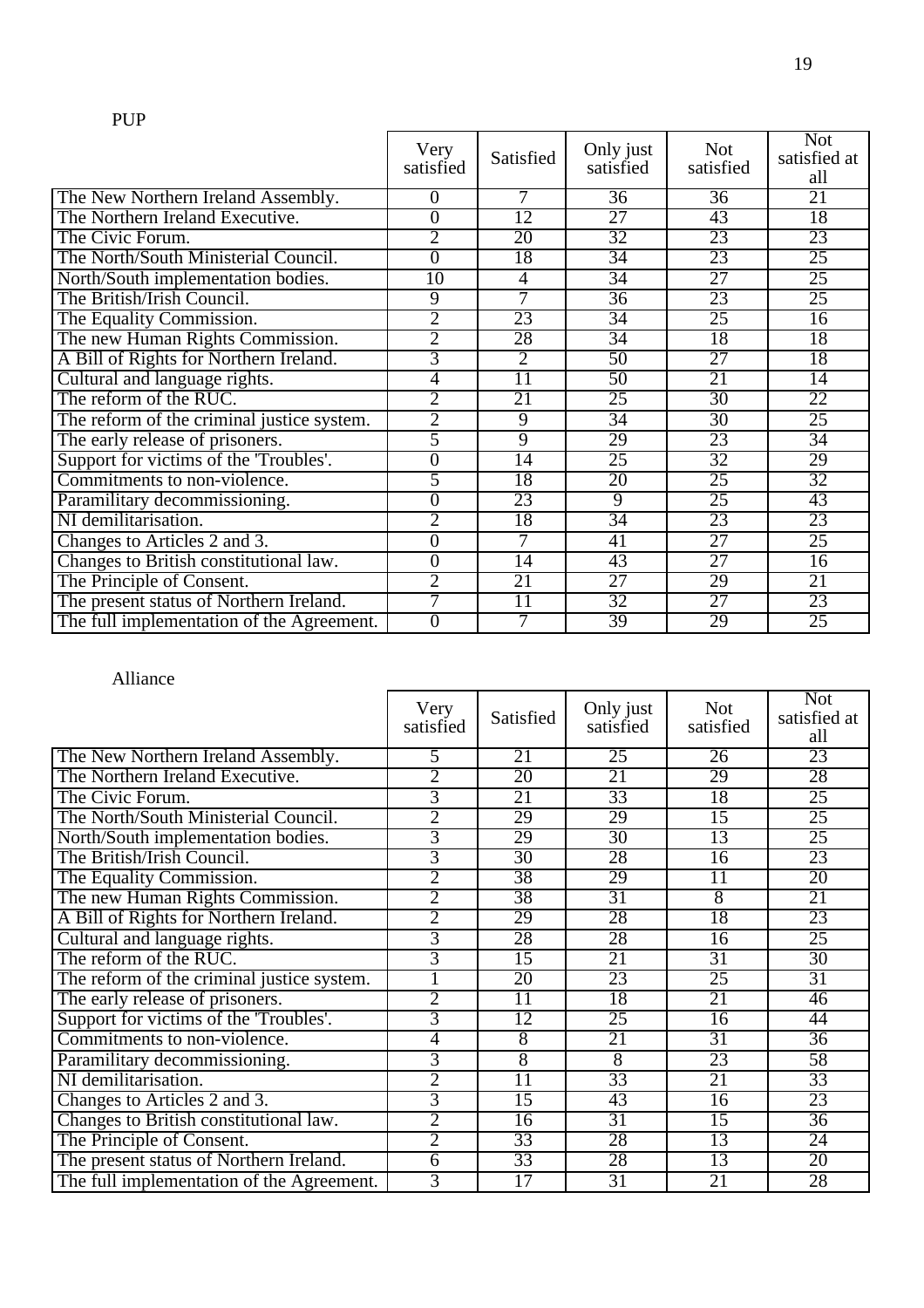PUP

| | Very satisfied | Satisfied | Only just satisfied | Not satisfied | Not satisfied at all |
|---|---|---|---|---|---|
| The New Northern Ireland Assembly. | 0 | 7 | 36 | 36 | 21 |
| The Northern Ireland Executive. | 0 | 12 | 27 | 43 | 18 |
| The Civic Forum. | 2 | 20 | 32 | 23 | 23 |
| The North/South Ministerial Council. | 0 | 18 | 34 | 23 | 25 |
| North/South implementation bodies. | 10 | 4 | 34 | 27 | 25 |
| The British/Irish Council. | 9 | 7 | 36 | 23 | 25 |
| The Equality Commission. | 2 | 23 | 34 | 25 | 16 |
| The new Human Rights Commission. | 2 | 28 | 34 | 18 | 18 |
| A Bill of Rights for Northern Ireland. | 3 | 2 | 50 | 27 | 18 |
| Cultural and language rights. | 4 | 11 | 50 | 21 | 14 |
| The reform of the RUC. | 2 | 21 | 25 | 30 | 22 |
| The reform of the criminal justice system. | 2 | 9 | 34 | 30 | 25 |
| The early release of prisoners. | 5 | 9 | 29 | 23 | 34 |
| Support for victims of the 'Troubles'. | 0 | 14 | 25 | 32 | 29 |
| Commitments to non-violence. | 5 | 18 | 20 | 25 | 32 |
| Paramilitary decommissioning. | 0 | 23 | 9 | 25 | 43 |
| NI demilitarisation. | 2 | 18 | 34 | 23 | 23 |
| Changes to Articles 2 and 3. | 0 | 7 | 41 | 27 | 25 |
| Changes to British constitutional law. | 0 | 14 | 43 | 27 | 16 |
| The Principle of Consent. | 2 | 21 | 27 | 29 | 21 |
| The present status of Northern Ireland. | 7 | 11 | 32 | 27 | 23 |
| The full implementation of the Agreement. | 0 | 7 | 39 | 29 | 25 |

Alliance

| | Very satisfied | Satisfied | Only just satisfied | Not satisfied | Not satisfied at all |
|---|---|---|---|---|---|
| The New Northern Ireland Assembly. | 5 | 21 | 25 | 26 | 23 |
| The Northern Ireland Executive. | 2 | 20 | 21 | 29 | 28 |
| The Civic Forum. | 3 | 21 | 33 | 18 | 25 |
| The North/South Ministerial Council. | 2 | 29 | 29 | 15 | 25 |
| North/South implementation bodies. | 3 | 29 | 30 | 13 | 25 |
| The British/Irish Council. | 3 | 30 | 28 | 16 | 23 |
| The Equality Commission. | 2 | 38 | 29 | 11 | 20 |
| The new Human Rights Commission. | 2 | 38 | 31 | 8 | 21 |
| A Bill of Rights for Northern Ireland. | 2 | 29 | 28 | 18 | 23 |
| Cultural and language rights. | 3 | 28 | 28 | 16 | 25 |
| The reform of the RUC. | 3 | 15 | 21 | 31 | 30 |
| The reform of the criminal justice system. | 1 | 20 | 23 | 25 | 31 |
| The early release of prisoners. | 2 | 11 | 18 | 21 | 46 |
| Support for victims of the 'Troubles'. | 3 | 12 | 25 | 16 | 44 |
| Commitments to non-violence. | 4 | 8 | 21 | 31 | 36 |
| Paramilitary decommissioning. | 3 | 8 | 8 | 23 | 58 |
| NI demilitarisation. | 2 | 11 | 33 | 21 | 33 |
| Changes to Articles 2 and 3. | 3 | 15 | 43 | 16 | 23 |
| Changes to British constitutional law. | 2 | 16 | 31 | 15 | 36 |
| The Principle of Consent. | 2 | 33 | 28 | 13 | 24 |
| The present status of Northern Ireland. | 6 | 33 | 28 | 13 | 20 |
| The full implementation of the Agreement. | 3 | 17 | 31 | 21 | 28 |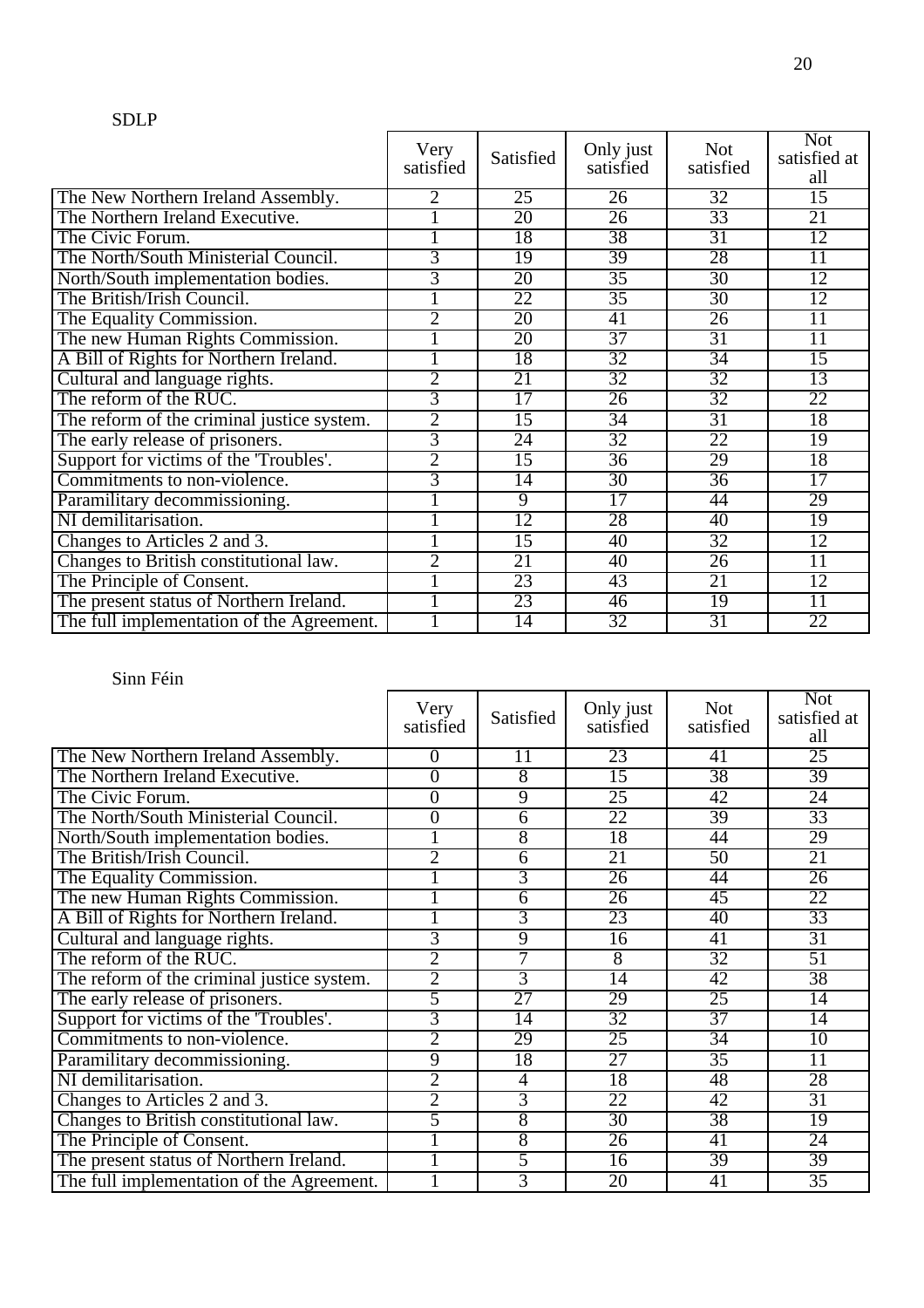SDLP

| | Very satisfied | Satisfied | Only just satisfied | Not satisfied | Not satisfied at all |
|---|---|---|---|---|---|
| The New Northern Ireland Assembly. | 2 | 25 | 26 | 32 | 15 |
| The Northern Ireland Executive. | 1 | 20 | 26 | 33 | 21 |
| The Civic Forum. | 1 | 18 | 38 | 31 | 12 |
| The North/South Ministerial Council. | 3 | 19 | 39 | 28 | 11 |
| North/South implementation bodies. | 3 | 20 | 35 | 30 | 12 |
| The British/Irish Council. | 1 | 22 | 35 | 30 | 12 |
| The Equality Commission. | 2 | 20 | 41 | 26 | 11 |
| The new Human Rights Commission. | 1 | 20 | 37 | 31 | 11 |
| A Bill of Rights for Northern Ireland. | 1 | 18 | 32 | 34 | 15 |
| Cultural and language rights. | 2 | 21 | 32 | 32 | 13 |
| The reform of the RUC. | 3 | 17 | 26 | 32 | 22 |
| The reform of the criminal justice system. | 2 | 15 | 34 | 31 | 18 |
| The early release of prisoners. | 3 | 24 | 32 | 22 | 19 |
| Support for victims of the 'Troubles'. | 2 | 15 | 36 | 29 | 18 |
| Commitments to non-violence. | 3 | 14 | 30 | 36 | 17 |
| Paramilitary decommissioning. | 1 | 9 | 17 | 44 | 29 |
| NI demilitarisation. | 1 | 12 | 28 | 40 | 19 |
| Changes to Articles 2 and 3. | 1 | 15 | 40 | 32 | 12 |
| Changes to British constitutional law. | 2 | 21 | 40 | 26 | 11 |
| The Principle of Consent. | 1 | 23 | 43 | 21 | 12 |
| The present status of Northern Ireland. | 1 | 23 | 46 | 19 | 11 |
| The full implementation of the Agreement. | 1 | 14 | 32 | 31 | 22 |

Sinn Féin

| | Very satisfied | Satisfied | Only just satisfied | Not satisfied | Not satisfied at all |
|---|---|---|---|---|---|
| The New Northern Ireland Assembly. | 0 | 11 | 23 | 41 | 25 |
| The Northern Ireland Executive. | 0 | 8 | 15 | 38 | 39 |
| The Civic Forum. | 0 | 9 | 25 | 42 | 24 |
| The North/South Ministerial Council. | 0 | 6 | 22 | 39 | 33 |
| North/South implementation bodies. | 1 | 8 | 18 | 44 | 29 |
| The British/Irish Council. | 2 | 6 | 21 | 50 | 21 |
| The Equality Commission. | 1 | 3 | 26 | 44 | 26 |
| The new Human Rights Commission. | 1 | 6 | 26 | 45 | 22 |
| A Bill of Rights for Northern Ireland. | 1 | 3 | 23 | 40 | 33 |
| Cultural and language rights. | 3 | 9 | 16 | 41 | 31 |
| The reform of the RUC. | 2 | 7 | 8 | 32 | 51 |
| The reform of the criminal justice system. | 2 | 3 | 14 | 42 | 38 |
| The early release of prisoners. | 5 | 27 | 29 | 25 | 14 |
| Support for victims of the 'Troubles'. | 3 | 14 | 32 | 37 | 14 |
| Commitments to non-violence. | 2 | 29 | 25 | 34 | 10 |
| Paramilitary decommissioning. | 9 | 18 | 27 | 35 | 11 |
| NI demilitarisation. | 2 | 4 | 18 | 48 | 28 |
| Changes to Articles 2 and 3. | 2 | 3 | 22 | 42 | 31 |
| Changes to British constitutional law. | 5 | 8 | 30 | 38 | 19 |
| The Principle of Consent. | 1 | 8 | 26 | 41 | 24 |
| The present status of Northern Ireland. | 1 | 5 | 16 | 39 | 39 |
| The full implementation of the Agreement. | 1 | 3 | 20 | 41 | 35 |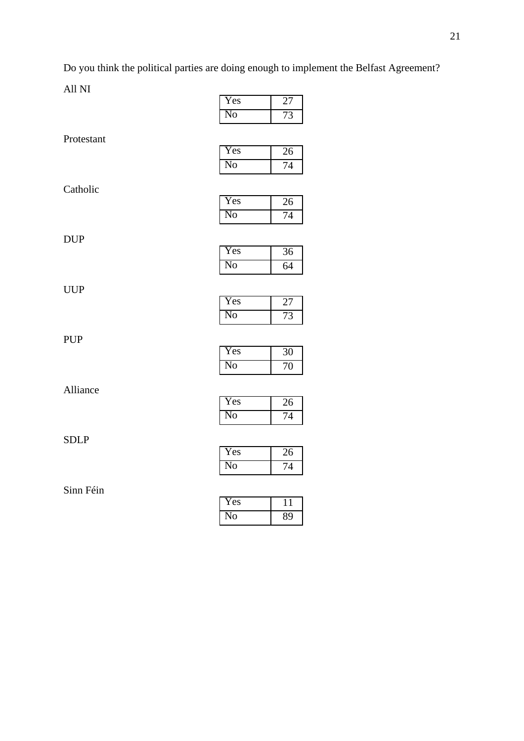Do you think the political parties are doing enough to implement the Belfast Agreement?

All NI

| | |
|---|---|
| Yes | 27 |
| No | 73 |

Protestant

| | |
|---|---|
| Yes | 26 |
| No | 74 |

Catholic

| | |
|---|---|
| Yes | 26 |
| No | 74 |

DUP

| | |
|---|---|
| Yes | 36 |
| No | 64 |

UUP

| | |
|---|---|
| Yes | 27 |
| No | 73 |

PUP

| | |
|---|---|
| Yes | 30 |
| No | 70 |

Alliance

| | |
|---|---|
| Yes | 26 |
| No | 74 |

SDLP

| | |
|---|---|
| Yes | 26 |
| No | 74 |

Sinn Féin

| | |
|---|---|
| Yes | 11 |
| No | 89 |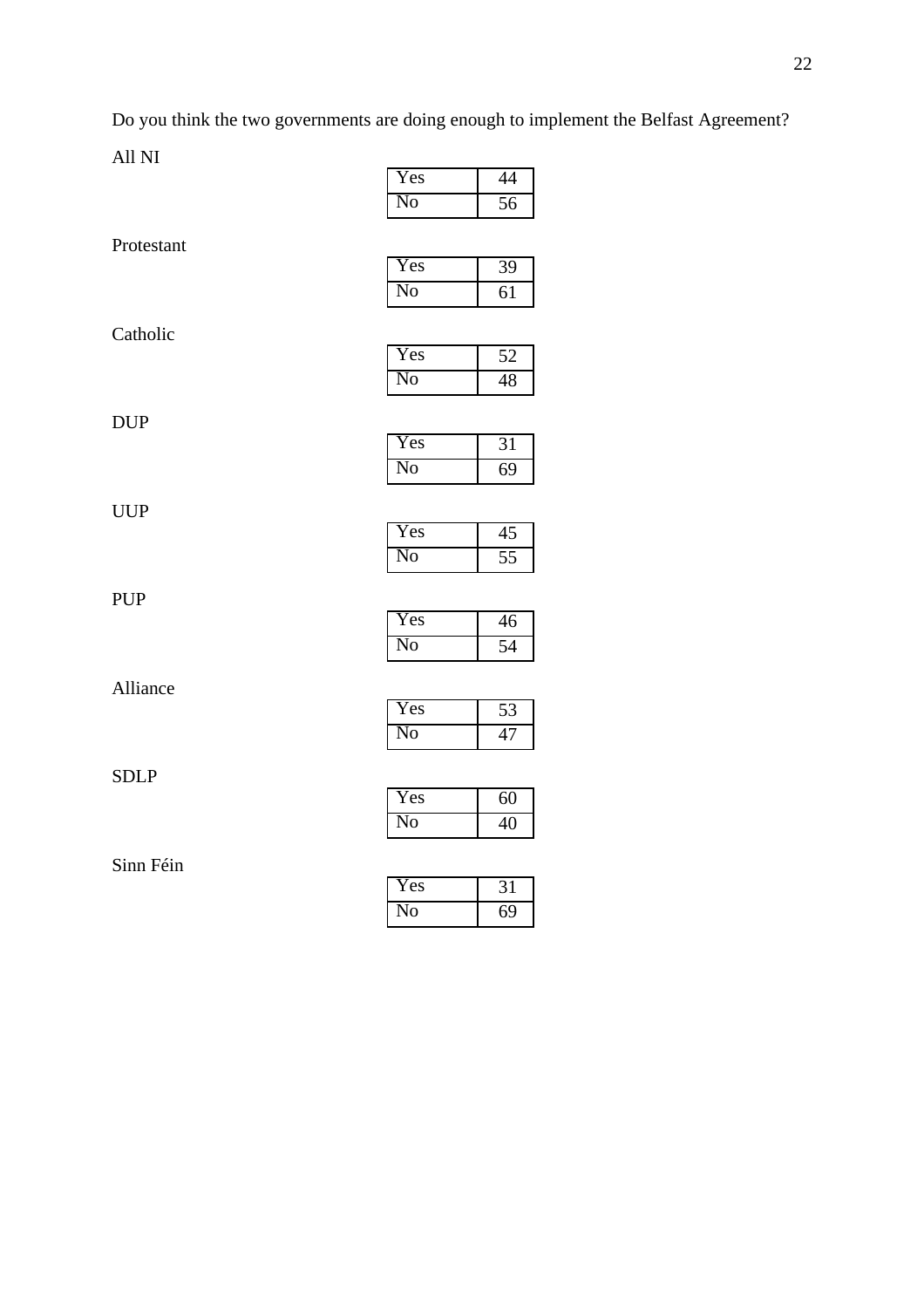Do you think the two governments are doing enough to implement the Belfast Agreement?

All NI

| Yes | 44 |
|---|---|
| No | 56 |

Protestant

| Yes | 39 |
|---|---|
| No | 61 |

Catholic

| Yes | 52 |
|---|---|
| No | 48 |

DUP

| Yes | 31 |
|---|---|
| No | 69 |

UUP

| Yes | 45 |
|---|---|
| No | 55 |

PUP

| Yes | 46 |
|---|---|
| No | 54 |

Alliance

| Yes | 53 |
|---|---|
| No | 47 |

SDLP

| Yes | 60 |
|---|---|
| No | 40 |

Sinn Féin

| Yes | 31 |
|---|---|
| No | 69 |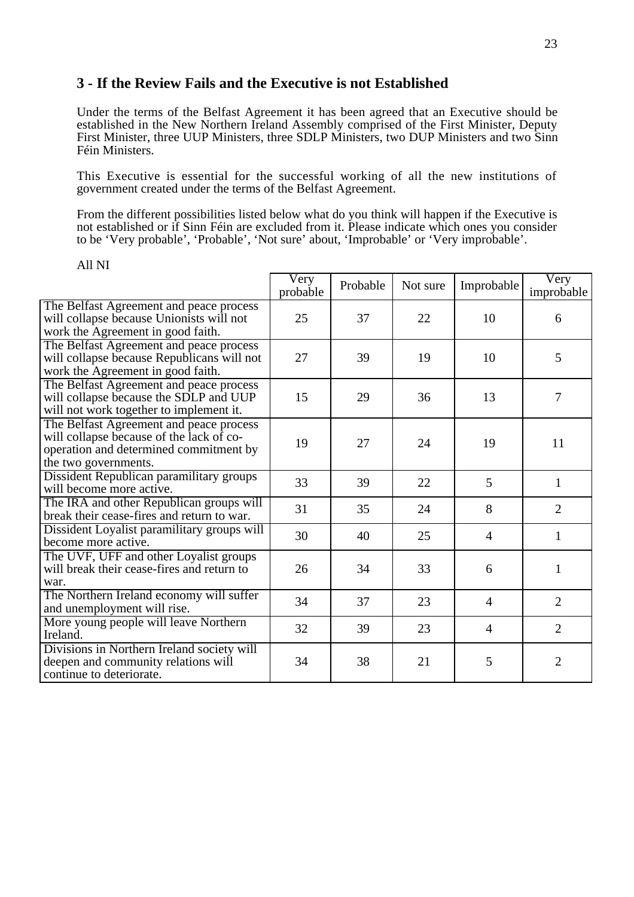## 3 - If the Review Fails and the Executive is not Established

Under the terms of the Belfast Agreement it has been agreed that an Executive should be established in the New Northern Ireland Assembly comprised of the First Minister, Deputy First Minister, three UUP Ministers, three SDLP Ministers, two DUP Ministers and two Sinn Féin Ministers.

This Executive is essential for the successful working of all the new institutions of government created under the terms of the Belfast Agreement.

From the different possibilities listed below what do you think will happen if the Executive is not established or if Sinn Féin are excluded from it. Please indicate which ones you consider to be 'Very probable', 'Probable', 'Not sure' about, 'Improbable' or 'Very improbable'.

All NI

| | Very probable | Probable | Not sure | Improbable | Very improbable |
|---|---|---|---|---|---|
| The Belfast Agreement and peace process will collapse because Unionists will not work the Agreement in good faith. | 25 | 37 | 22 | 10 | 6 |
| The Belfast Agreement and peace process will collapse because Republicans will not work the Agreement in good faith. | 27 | 39 | 19 | 10 | 5 |
| The Belfast Agreement and peace process will collapse because the SDLP and UUP will not work together to implement it. | 15 | 29 | 36 | 13 | 7 |
| The Belfast Agreement and peace process will collapse because the lack of co-operation and determined commitment by the two governments. | 19 | 27 | 24 | 19 | 11 |
| Dissident Republican paramilitary groups will become more active. | 33 | 39 | 22 | 5 | 1 |
| The IRA and other Republican groups will break their cease-fires and return to war. | 31 | 35 | 24 | 8 | 2 |
| Dissident Loyalist paramilitary groups will become more active. | 30 | 40 | 25 | 4 | 1 |
| The UVF, UFF and other Loyalist groups will break their cease-fires and return to war. | 26 | 34 | 33 | 6 | 1 |
| The Northern Ireland economy will suffer and unemployment will rise. | 34 | 37 | 23 | 4 | 2 |
| More young people will leave Northern Ireland. | 32 | 39 | 23 | 4 | 2 |
| Divisions in Northern Ireland society will deepen and community relations will continue to deteriorate. | 34 | 38 | 21 | 5 | 2 |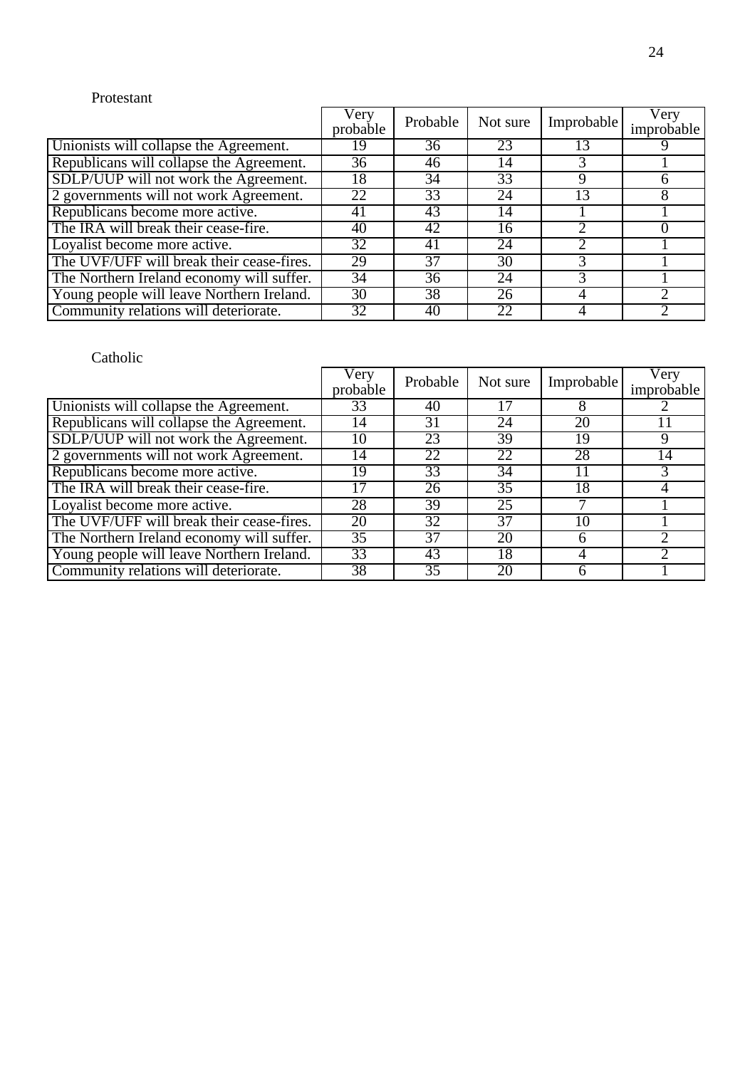Protestant

| | Very probable | Probable | Not sure | Improbable | Very improbable |
|---|---|---|---|---|---|
| Unionists will collapse the Agreement. | 19 | 36 | 23 | 13 | 9 |
| Republicans will collapse the Agreement. | 36 | 46 | 14 | 3 | 1 |
| SDLP/UUP will not work the Agreement. | 18 | 34 | 33 | 9 | 6 |
| 2 governments will not work Agreement. | 22 | 33 | 24 | 13 | 8 |
| Republicans become more active. | 41 | 43 | 14 | 1 | 1 |
| The IRA will break their cease-fire. | 40 | 42 | 16 | 2 | 0 |
| Loyalist become more active. | 32 | 41 | 24 | 2 | 1 |
| The UVF/UFF will break their cease-fires. | 29 | 37 | 30 | 3 | 1 |
| The Northern Ireland economy will suffer. | 34 | 36 | 24 | 3 | 1 |
| Young people will leave Northern Ireland. | 30 | 38 | 26 | 4 | 2 |
| Community relations will deteriorate. | 32 | 40 | 22 | 4 | 2 |

Catholic

| | Very probable | Probable | Not sure | Improbable | Very improbable |
|---|---|---|---|---|---|
| Unionists will collapse the Agreement. | 33 | 40 | 17 | 8 | 2 |
| Republicans will collapse the Agreement. | 14 | 31 | 24 | 20 | 11 |
| SDLP/UUP will not work the Agreement. | 10 | 23 | 39 | 19 | 9 |
| 2 governments will not work Agreement. | 14 | 22 | 22 | 28 | 14 |
| Republicans become more active. | 19 | 33 | 34 | 11 | 3 |
| The IRA will break their cease-fire. | 17 | 26 | 35 | 18 | 4 |
| Loyalist become more active. | 28 | 39 | 25 | 7 | 1 |
| The UVF/UFF will break their cease-fires. | 20 | 32 | 37 | 10 | 1 |
| The Northern Ireland economy will suffer. | 35 | 37 | 20 | 6 | 2 |
| Young people will leave Northern Ireland. | 33 | 43 | 18 | 4 | 2 |
| Community relations will deteriorate. | 38 | 35 | 20 | 6 | 1 |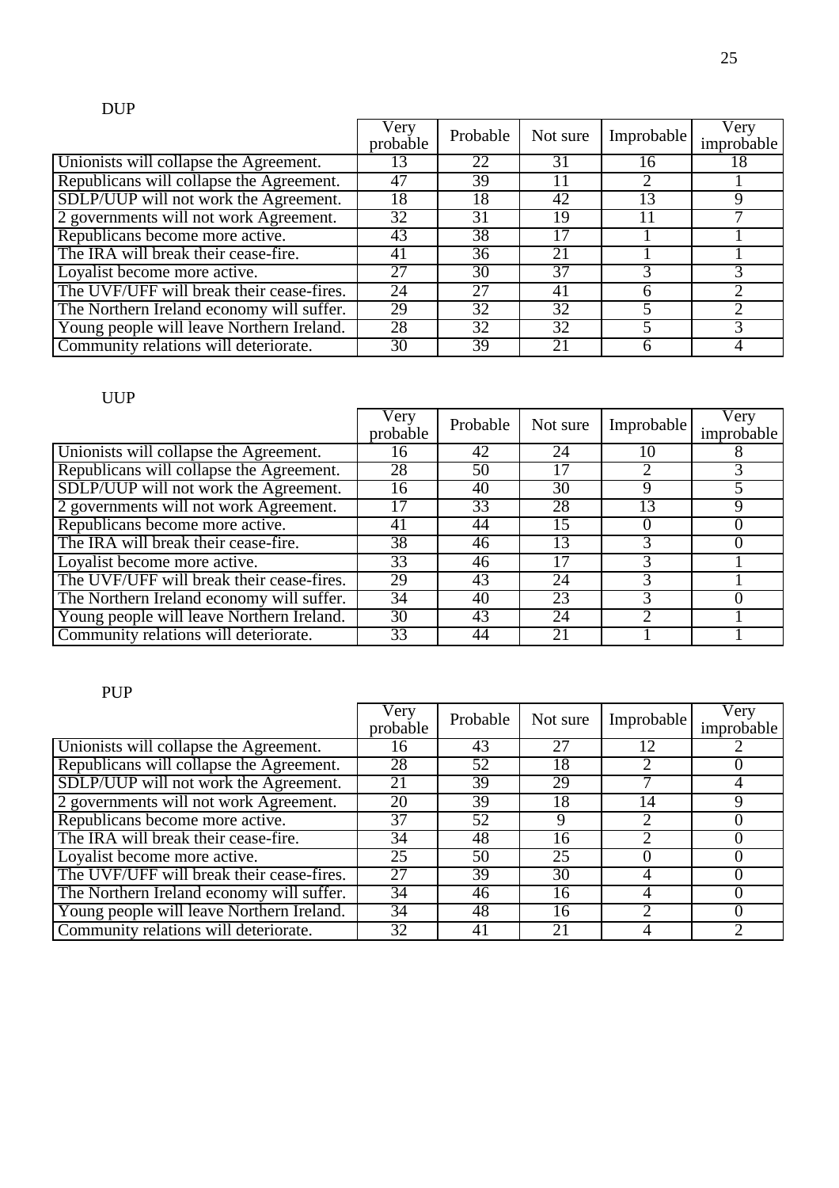DUP

| | Very probable | Probable | Not sure | Improbable | Very improbable |
|---|---|---|---|---|---|
| Unionists will collapse the Agreement. | 13 | 22 | 31 | 16 | 18 |
| Republicans will collapse the Agreement. | 47 | 39 | 11 | 2 | 1 |
| SDLP/UUP will not work the Agreement. | 18 | 18 | 42 | 13 | 9 |
| 2 governments will not work Agreement. | 32 | 31 | 19 | 11 | 7 |
| Republicans become more active. | 43 | 38 | 17 | 1 | 1 |
| The IRA will break their cease-fire. | 41 | 36 | 21 | 1 | 1 |
| Loyalist become more active. | 27 | 30 | 37 | 3 | 3 |
| The UVF/UFF will break their cease-fires. | 24 | 27 | 41 | 6 | 2 |
| The Northern Ireland economy will suffer. | 29 | 32 | 32 | 5 | 2 |
| Young people will leave Northern Ireland. | 28 | 32 | 32 | 5 | 3 |
| Community relations will deteriorate. | 30 | 39 | 21 | 6 | 4 |

UUP

| | Very probable | Probable | Not sure | Improbable | Very improbable |
|---|---|---|---|---|---|
| Unionists will collapse the Agreement. | 16 | 42 | 24 | 10 | 8 |
| Republicans will collapse the Agreement. | 28 | 50 | 17 | 2 | 3 |
| SDLP/UUP will not work the Agreement. | 16 | 40 | 30 | 9 | 5 |
| 2 governments will not work Agreement. | 17 | 33 | 28 | 13 | 9 |
| Republicans become more active. | 41 | 44 | 15 | 0 | 0 |
| The IRA will break their cease-fire. | 38 | 46 | 13 | 3 | 0 |
| Loyalist become more active. | 33 | 46 | 17 | 3 | 1 |
| The UVF/UFF will break their cease-fires. | 29 | 43 | 24 | 3 | 1 |
| The Northern Ireland economy will suffer. | 34 | 40 | 23 | 3 | 0 |
| Young people will leave Northern Ireland. | 30 | 43 | 24 | 2 | 1 |
| Community relations will deteriorate. | 33 | 44 | 21 | 1 | 1 |

PUP

| | Very probable | Probable | Not sure | Improbable | Very improbable |
|---|---|---|---|---|---|
| Unionists will collapse the Agreement. | 16 | 43 | 27 | 12 | 2 |
| Republicans will collapse the Agreement. | 28 | 52 | 18 | 2 | 0 |
| SDLP/UUP will not work the Agreement. | 21 | 39 | 29 | 7 | 4 |
| 2 governments will not work Agreement. | 20 | 39 | 18 | 14 | 9 |
| Republicans become more active. | 37 | 52 | 9 | 2 | 0 |
| The IRA will break their cease-fire. | 34 | 48 | 16 | 2 | 0 |
| Loyalist become more active. | 25 | 50 | 25 | 0 | 0 |
| The UVF/UFF will break their cease-fires. | 27 | 39 | 30 | 4 | 0 |
| The Northern Ireland economy will suffer. | 34 | 46 | 16 | 4 | 0 |
| Young people will leave Northern Ireland. | 34 | 48 | 16 | 2 | 0 |
| Community relations will deteriorate. | 32 | 41 | 21 | 4 | 2 |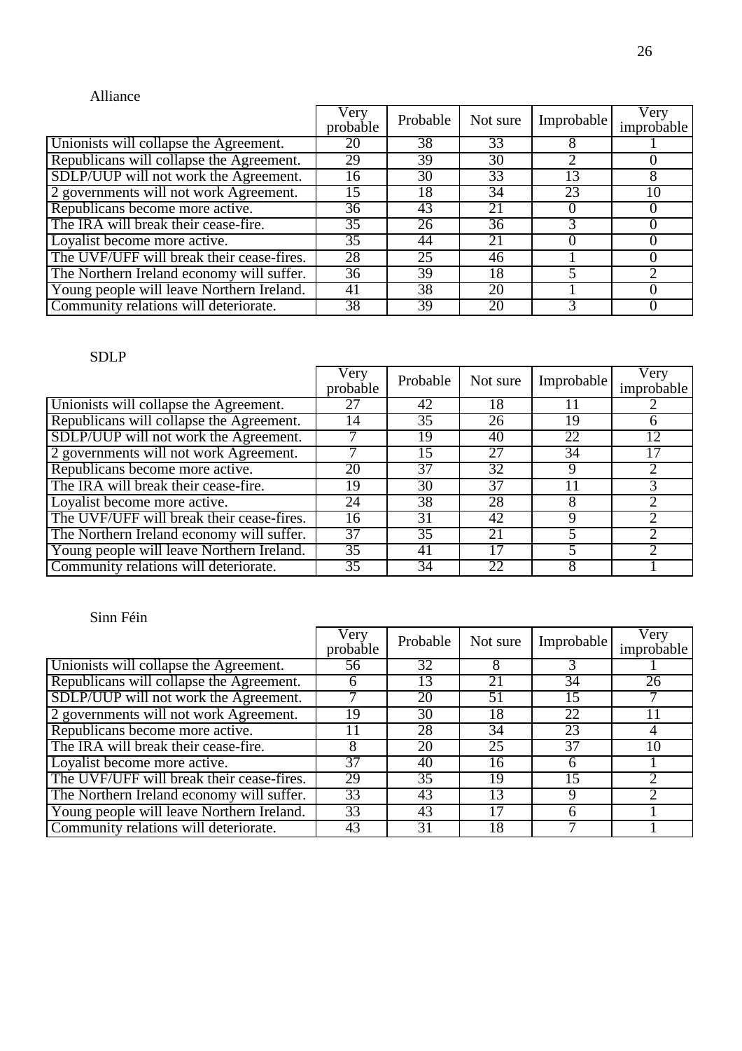Alliance

| | Very probable | Probable | Not sure | Improbable | Very improbable |
|---|---|---|---|---|---|
| Unionists will collapse the Agreement. | 20 | 38 | 33 | 8 | 1 |
| Republicans will collapse the Agreement. | 29 | 39 | 30 | 2 | 0 |
| SDLP/UUP will not work the Agreement. | 16 | 30 | 33 | 13 | 8 |
| 2 governments will not work Agreement. | 15 | 18 | 34 | 23 | 10 |
| Republicans become more active. | 36 | 43 | 21 | 0 | 0 |
| The IRA will break their cease-fire. | 35 | 26 | 36 | 3 | 0 |
| Loyalist become more active. | 35 | 44 | 21 | 0 | 0 |
| The UVF/UFF will break their cease-fires. | 28 | 25 | 46 | 1 | 0 |
| The Northern Ireland economy will suffer. | 36 | 39 | 18 | 5 | 2 |
| Young people will leave Northern Ireland. | 41 | 38 | 20 | 1 | 0 |
| Community relations will deteriorate. | 38 | 39 | 20 | 3 | 0 |

SDLP

| | Very probable | Probable | Not sure | Improbable | Very improbable |
|---|---|---|---|---|---|
| Unionists will collapse the Agreement. | 27 | 42 | 18 | 11 | 2 |
| Republicans will collapse the Agreement. | 14 | 35 | 26 | 19 | 6 |
| SDLP/UUP will not work the Agreement. | 7 | 19 | 40 | 22 | 12 |
| 2 governments will not work Agreement. | 7 | 15 | 27 | 34 | 17 |
| Republicans become more active. | 20 | 37 | 32 | 9 | 2 |
| The IRA will break their cease-fire. | 19 | 30 | 37 | 11 | 3 |
| Loyalist become more active. | 24 | 38 | 28 | 8 | 2 |
| The UVF/UFF will break their cease-fires. | 16 | 31 | 42 | 9 | 2 |
| The Northern Ireland economy will suffer. | 37 | 35 | 21 | 5 | 2 |
| Young people will leave Northern Ireland. | 35 | 41 | 17 | 5 | 2 |
| Community relations will deteriorate. | 35 | 34 | 22 | 8 | 1 |

Sinn Féin

| | Very probable | Probable | Not sure | Improbable | Very improbable |
|---|---|---|---|---|---|
| Unionists will collapse the Agreement. | 56 | 32 | 8 | 3 | 1 |
| Republicans will collapse the Agreement. | 6 | 13 | 21 | 34 | 26 |
| SDLP/UUP will not work the Agreement. | 7 | 20 | 51 | 15 | 7 |
| 2 governments will not work Agreement. | 19 | 30 | 18 | 22 | 11 |
| Republicans become more active. | 11 | 28 | 34 | 23 | 4 |
| The IRA will break their cease-fire. | 8 | 20 | 25 | 37 | 10 |
| Loyalist become more active. | 37 | 40 | 16 | 6 | 1 |
| The UVF/UFF will break their cease-fires. | 29 | 35 | 19 | 15 | 2 |
| The Northern Ireland economy will suffer. | 33 | 43 | 13 | 9 | 2 |
| Young people will leave Northern Ireland. | 33 | 43 | 17 | 6 | 1 |
| Community relations will deteriorate. | 43 | 31 | 18 | 7 | 1 |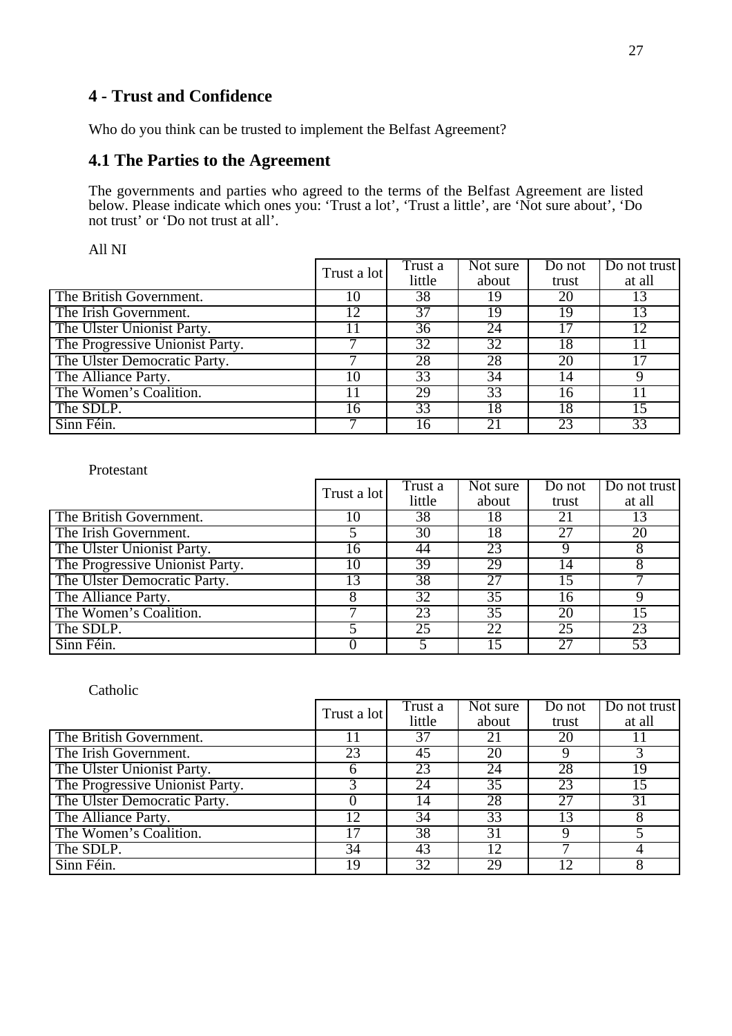## 4 - Trust and Confidence

Who do you think can be trusted to implement the Belfast Agreement?

## 4.1 The Parties to the Agreement

The governments and parties who agreed to the terms of the Belfast Agreement are listed below. Please indicate which ones you: 'Trust a lot', 'Trust a little', are 'Not sure about', 'Do not trust' or 'Do not trust at all'.

All NI

| | Trust a lot | Trust a little | Not sure about | Do not trust | Do not trust at all |
|---|---|---|---|---|---|
| The British Government. | 10 | 38 | 19 | 20 | 13 |
| The Irish Government. | 12 | 37 | 19 | 19 | 13 |
| The Ulster Unionist Party. | 11 | 36 | 24 | 17 | 12 |
| The Progressive Unionist Party. | 7 | 32 | 32 | 18 | 11 |
| The Ulster Democratic Party. | 7 | 28 | 28 | 20 | 17 |
| The Alliance Party. | 10 | 33 | 34 | 14 | 9 |
| The Women's Coalition. | 11 | 29 | 33 | 16 | 11 |
| The SDLP. | 16 | 33 | 18 | 18 | 15 |
| Sinn Féin. | 7 | 16 | 21 | 23 | 33 |

Protestant

| | Trust a lot | Trust a little | Not sure about | Do not trust | Do not trust at all |
|---|---|---|---|---|---|
| The British Government. | 10 | 38 | 18 | 21 | 13 |
| The Irish Government. | 5 | 30 | 18 | 27 | 20 |
| The Ulster Unionist Party. | 16 | 44 | 23 | 9 | 8 |
| The Progressive Unionist Party. | 10 | 39 | 29 | 14 | 8 |
| The Ulster Democratic Party. | 13 | 38 | 27 | 15 | 7 |
| The Alliance Party. | 8 | 32 | 35 | 16 | 9 |
| The Women's Coalition. | 7 | 23 | 35 | 20 | 15 |
| The SDLP. | 5 | 25 | 22 | 25 | 23 |
| Sinn Féin. | 0 | 5 | 15 | 27 | 53 |

Catholic

| | Trust a lot | Trust a little | Not sure about | Do not trust | Do not trust at all |
|---|---|---|---|---|---|
| The British Government. | 11 | 37 | 21 | 20 | 11 |
| The Irish Government. | 23 | 45 | 20 | 9 | 3 |
| The Ulster Unionist Party. | 6 | 23 | 24 | 28 | 19 |
| The Progressive Unionist Party. | 3 | 24 | 35 | 23 | 15 |
| The Ulster Democratic Party. | 0 | 14 | 28 | 27 | 31 |
| The Alliance Party. | 12 | 34 | 33 | 13 | 8 |
| The Women's Coalition. | 17 | 38 | 31 | 9 | 5 |
| The SDLP. | 34 | 43 | 12 | 7 | 4 |
| Sinn Féin. | 19 | 32 | 29 | 12 | 8 |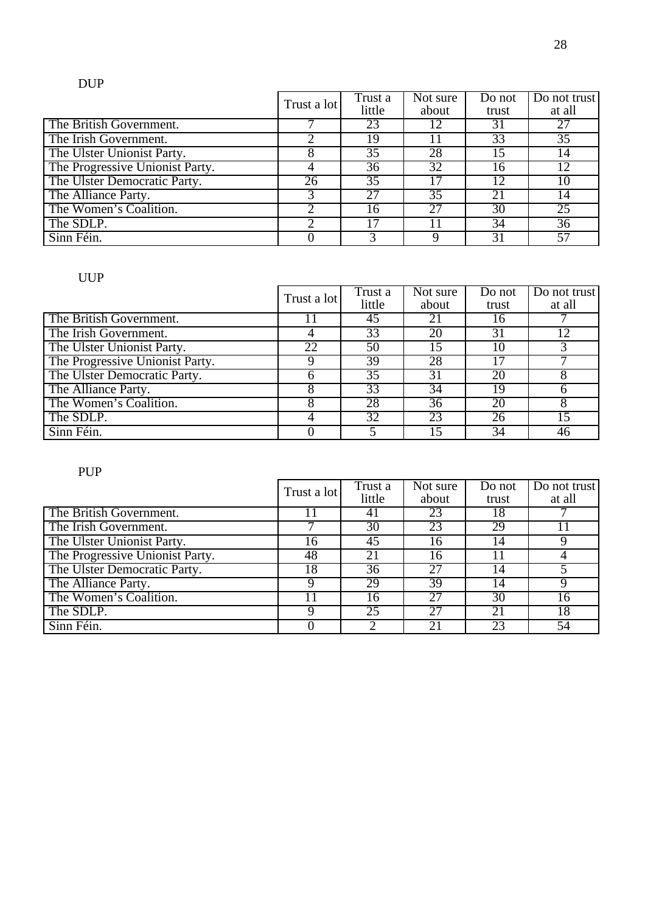DUP

| | Trust a lot | Trust a little | Not sure about | Do not trust | Do not trust at all |
|---|---|---|---|---|---|
| The British Government. | 7 | 23 | 12 | 31 | 27 |
| The Irish Government. | 2 | 19 | 11 | 33 | 35 |
| The Ulster Unionist Party. | 8 | 35 | 28 | 15 | 14 |
| The Progressive Unionist Party. | 4 | 36 | 32 | 16 | 12 |
| The Ulster Democratic Party. | 26 | 35 | 17 | 12 | 10 |
| The Alliance Party. | 3 | 27 | 35 | 21 | 14 |
| The Women's Coalition. | 2 | 16 | 27 | 30 | 25 |
| The SDLP. | 2 | 17 | 11 | 34 | 36 |
| Sinn Féin. | 0 | 3 | 9 | 31 | 57 |

UUP

| | Trust a lot | Trust a little | Not sure about | Do not trust | Do not trust at all |
|---|---|---|---|---|---|
| The British Government. | 11 | 45 | 21 | 16 | 7 |
| The Irish Government. | 4 | 33 | 20 | 31 | 12 |
| The Ulster Unionist Party. | 22 | 50 | 15 | 10 | 3 |
| The Progressive Unionist Party. | 9 | 39 | 28 | 17 | 7 |
| The Ulster Democratic Party. | 6 | 35 | 31 | 20 | 8 |
| The Alliance Party. | 8 | 33 | 34 | 19 | 6 |
| The Women's Coalition. | 8 | 28 | 36 | 20 | 8 |
| The SDLP. | 4 | 32 | 23 | 26 | 15 |
| Sinn Féin. | 0 | 5 | 15 | 34 | 46 |

PUP

| | Trust a lot | Trust a little | Not sure about | Do not trust | Do not trust at all |
|---|---|---|---|---|---|
| The British Government. | 11 | 41 | 23 | 18 | 7 |
| The Irish Government. | 7 | 30 | 23 | 29 | 11 |
| The Ulster Unionist Party. | 16 | 45 | 16 | 14 | 9 |
| The Progressive Unionist Party. | 48 | 21 | 16 | 11 | 4 |
| The Ulster Democratic Party. | 18 | 36 | 27 | 14 | 5 |
| The Alliance Party. | 9 | 29 | 39 | 14 | 9 |
| The Women's Coalition. | 11 | 16 | 27 | 30 | 16 |
| The SDLP. | 9 | 25 | 27 | 21 | 18 |
| Sinn Féin. | 0 | 2 | 21 | 23 | 54 |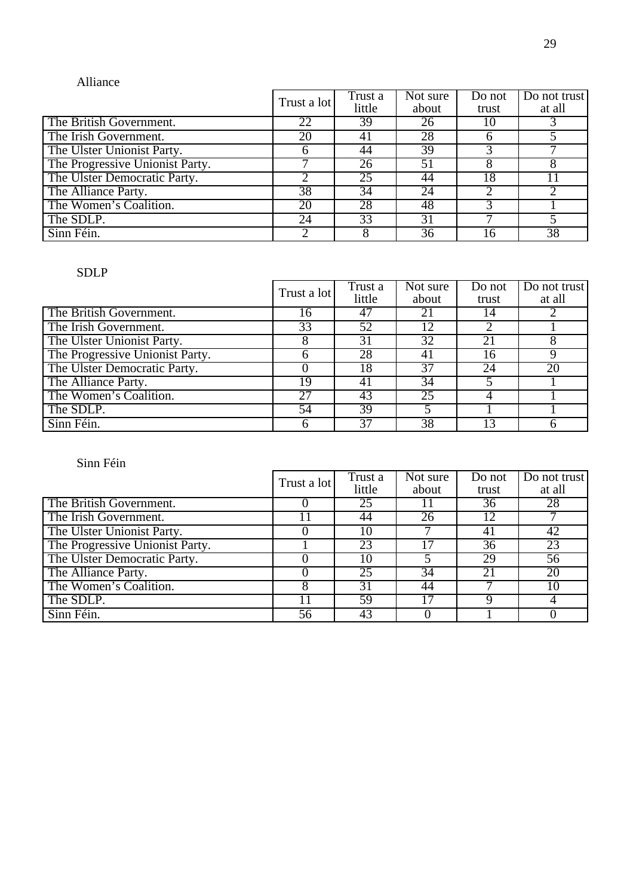Alliance

| | Trust a lot | Trust a little | Not sure about | Do not trust | Do not trust at all |
|---|---|---|---|---|---|
| The British Government. | 22 | 39 | 26 | 10 | 3 |
| The Irish Government. | 20 | 41 | 28 | 6 | 5 |
| The Ulster Unionist Party. | 6 | 44 | 39 | 3 | 7 |
| The Progressive Unionist Party. | 7 | 26 | 51 | 8 | 8 |
| The Ulster Democratic Party. | 2 | 25 | 44 | 18 | 11 |
| The Alliance Party. | 38 | 34 | 24 | 2 | 2 |
| The Women's Coalition. | 20 | 28 | 48 | 3 | 1 |
| The SDLP. | 24 | 33 | 31 | 7 | 5 |
| Sinn Féin. | 2 | 8 | 36 | 16 | 38 |

SDLP

| | Trust a lot | Trust a little | Not sure about | Do not trust | Do not trust at all |
|---|---|---|---|---|---|
| The British Government. | 16 | 47 | 21 | 14 | 2 |
| The Irish Government. | 33 | 52 | 12 | 2 | 1 |
| The Ulster Unionist Party. | 8 | 31 | 32 | 21 | 8 |
| The Progressive Unionist Party. | 6 | 28 | 41 | 16 | 9 |
| The Ulster Democratic Party. | 0 | 18 | 37 | 24 | 20 |
| The Alliance Party. | 19 | 41 | 34 | 5 | 1 |
| The Women's Coalition. | 27 | 43 | 25 | 4 | 1 |
| The SDLP. | 54 | 39 | 5 | 1 | 1 |
| Sinn Féin. | 6 | 37 | 38 | 13 | 6 |

Sinn Féin

| | Trust a lot | Trust a little | Not sure about | Do not trust | Do not trust at all |
|---|---|---|---|---|---|
| The British Government. | 0 | 25 | 11 | 36 | 28 |
| The Irish Government. | 11 | 44 | 26 | 12 | 7 |
| The Ulster Unionist Party. | 0 | 10 | 7 | 41 | 42 |
| The Progressive Unionist Party. | 1 | 23 | 17 | 36 | 23 |
| The Ulster Democratic Party. | 0 | 10 | 5 | 29 | 56 |
| The Alliance Party. | 0 | 25 | 34 | 21 | 20 |
| The Women's Coalition. | 8 | 31 | 44 | 7 | 10 |
| The SDLP. | 11 | 59 | 17 | 9 | 4 |
| Sinn Féin. | 56 | 43 | 0 | 1 | 0 |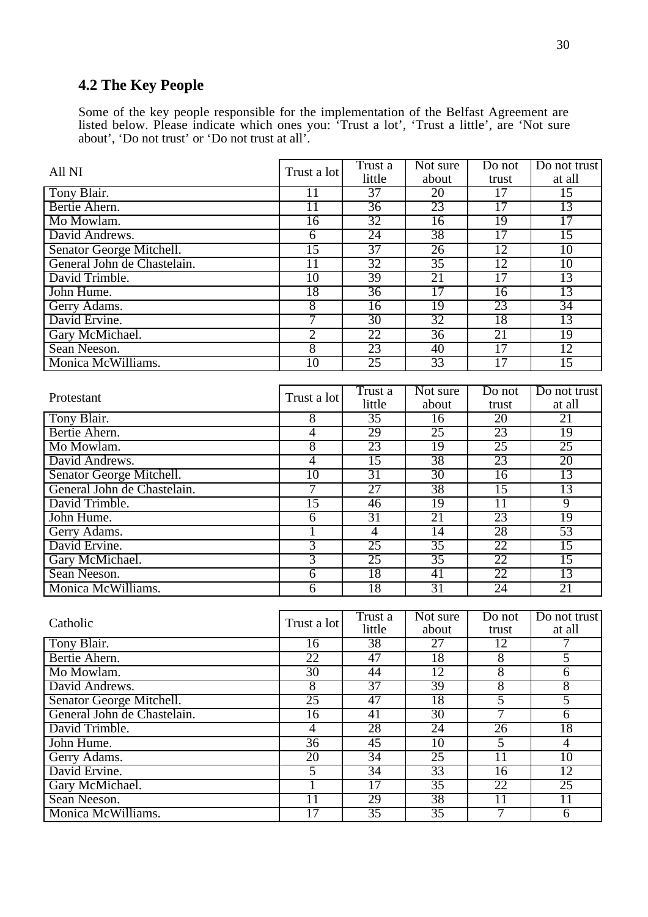## 4.2 The Key People

Some of the key people responsible for the implementation of the Belfast Agreement are listed below. Please indicate which ones you: 'Trust a lot', 'Trust a little', are 'Not sure about', 'Do not trust' or 'Do not trust at all'.

| All NI | Trust a lot | Trust a little | Not sure about | Do not trust | Do not trust at all |
|---|---|---|---|---|---|
| Tony Blair. | 11 | 37 | 20 | 17 | 15 |
| Bertie Ahern. | 11 | 36 | 23 | 17 | 13 |
| Mo Mowlam. | 16 | 32 | 16 | 19 | 17 |
| David Andrews. | 6 | 24 | 38 | 17 | 15 |
| Senator George Mitchell. | 15 | 37 | 26 | 12 | 10 |
| General John de Chastelain. | 11 | 32 | 35 | 12 | 10 |
| David Trimble. | 10 | 39 | 21 | 17 | 13 |
| John Hume. | 18 | 36 | 17 | 16 | 13 |
| Gerry Adams. | 8 | 16 | 19 | 23 | 34 |
| David Ervine. | 7 | 30 | 32 | 18 | 13 |
| Gary McMichael. | 2 | 22 | 36 | 21 | 19 |
| Sean Neeson. | 8 | 23 | 40 | 17 | 12 |
| Monica McWilliams. | 10 | 25 | 33 | 17 | 15 |

| Protestant | Trust a lot | Trust a little | Not sure about | Do not trust | Do not trust at all |
|---|---|---|---|---|---|
| Tony Blair. | 8 | 35 | 16 | 20 | 21 |
| Bertie Ahern. | 4 | 29 | 25 | 23 | 19 |
| Mo Mowlam. | 8 | 23 | 19 | 25 | 25 |
| David Andrews. | 4 | 15 | 38 | 23 | 20 |
| Senator George Mitchell. | 10 | 31 | 30 | 16 | 13 |
| General John de Chastelain. | 7 | 27 | 38 | 15 | 13 |
| David Trimble. | 15 | 46 | 19 | 11 | 9 |
| John Hume. | 6 | 31 | 21 | 23 | 19 |
| Gerry Adams. | 1 | 4 | 14 | 28 | 53 |
| David Ervine. | 3 | 25 | 35 | 22 | 15 |
| Gary McMichael. | 3 | 25 | 35 | 22 | 15 |
| Sean Neeson. | 6 | 18 | 41 | 22 | 13 |
| Monica McWilliams. | 6 | 18 | 31 | 24 | 21 |

| Catholic | Trust a lot | Trust a little | Not sure about | Do not trust | Do not trust at all |
|---|---|---|---|---|---|
| Tony Blair. | 16 | 38 | 27 | 12 | 7 |
| Bertie Ahern. | 22 | 47 | 18 | 8 | 5 |
| Mo Mowlam. | 30 | 44 | 12 | 8 | 6 |
| David Andrews. | 8 | 37 | 39 | 8 | 8 |
| Senator George Mitchell. | 25 | 47 | 18 | 5 | 5 |
| General John de Chastelain. | 16 | 41 | 30 | 7 | 6 |
| David Trimble. | 4 | 28 | 24 | 26 | 18 |
| John Hume. | 36 | 45 | 10 | 5 | 4 |
| Gerry Adams. | 20 | 34 | 25 | 11 | 10 |
| David Ervine. | 5 | 34 | 33 | 16 | 12 |
| Gary McMichael. | 1 | 17 | 35 | 22 | 25 |
| Sean Neeson. | 11 | 29 | 38 | 11 | 11 |
| Monica McWilliams. | 17 | 35 | 35 | 7 | 6 |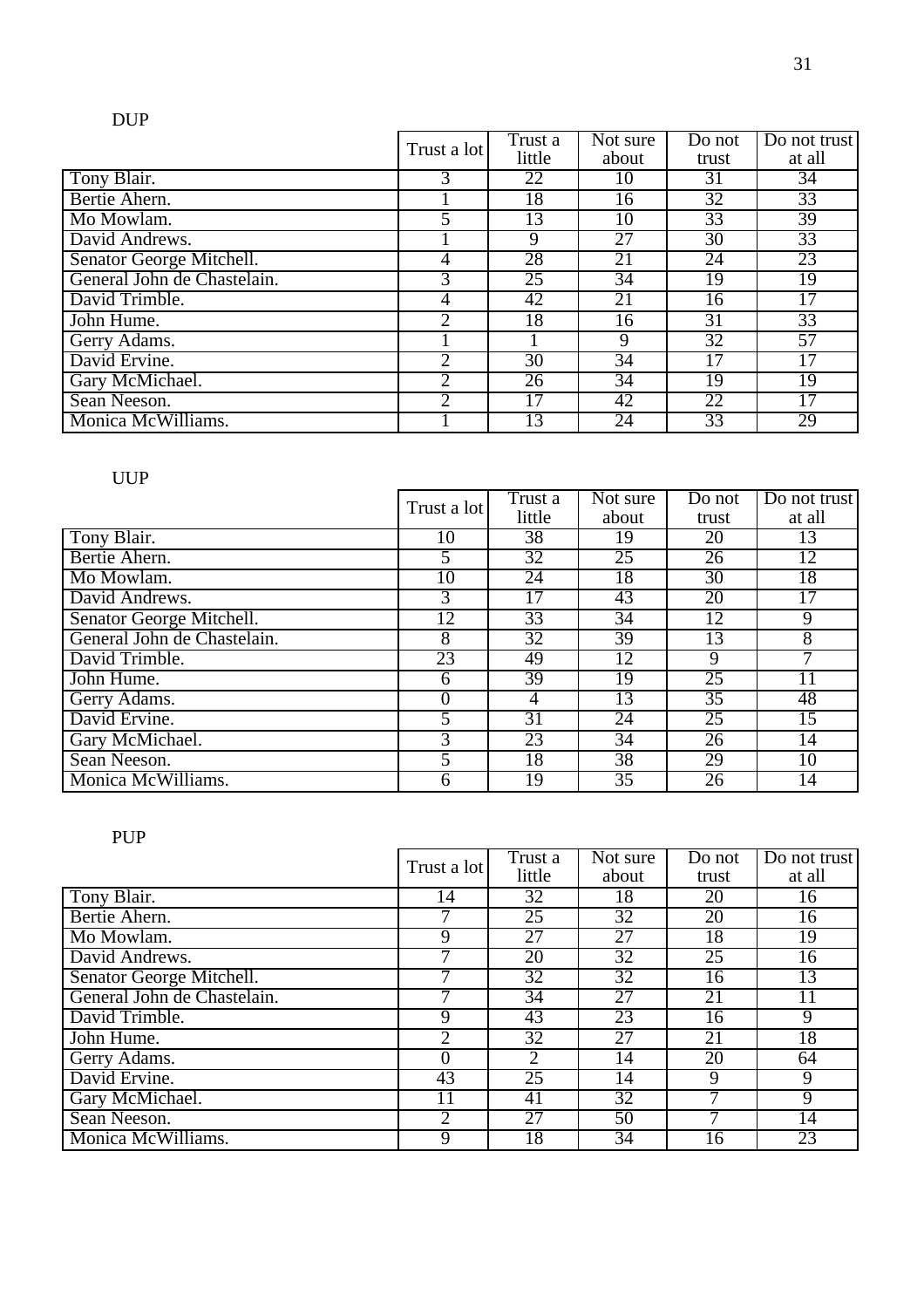DUP

| | Trust a lot | Trust a little | Not sure about | Do not trust | Do not trust at all |
|---|---|---|---|---|---|
| Tony Blair. | 3 | 22 | 10 | 31 | 34 |
| Bertie Ahern. | 1 | 18 | 16 | 32 | 33 |
| Mo Mowlam. | 5 | 13 | 10 | 33 | 39 |
| David Andrews. | 1 | 9 | 27 | 30 | 33 |
| Senator George Mitchell. | 4 | 28 | 21 | 24 | 23 |
| General John de Chastelain. | 3 | 25 | 34 | 19 | 19 |
| David Trimble. | 4 | 42 | 21 | 16 | 17 |
| John Hume. | 2 | 18 | 16 | 31 | 33 |
| Gerry Adams. | 1 | 1 | 9 | 32 | 57 |
| David Ervine. | 2 | 30 | 34 | 17 | 17 |
| Gary McMichael. | 2 | 26 | 34 | 19 | 19 |
| Sean Neeson. | 2 | 17 | 42 | 22 | 17 |
| Monica McWilliams. | 1 | 13 | 24 | 33 | 29 |

UUP

| | Trust a lot | Trust a little | Not sure about | Do not trust | Do not trust at all |
|---|---|---|---|---|---|
| Tony Blair. | 10 | 38 | 19 | 20 | 13 |
| Bertie Ahern. | 5 | 32 | 25 | 26 | 12 |
| Mo Mowlam. | 10 | 24 | 18 | 30 | 18 |
| David Andrews. | 3 | 17 | 43 | 20 | 17 |
| Senator George Mitchell. | 12 | 33 | 34 | 12 | 9 |
| General John de Chastelain. | 8 | 32 | 39 | 13 | 8 |
| David Trimble. | 23 | 49 | 12 | 9 | 7 |
| John Hume. | 6 | 39 | 19 | 25 | 11 |
| Gerry Adams. | 0 | 4 | 13 | 35 | 48 |
| David Ervine. | 5 | 31 | 24 | 25 | 15 |
| Gary McMichael. | 3 | 23 | 34 | 26 | 14 |
| Sean Neeson. | 5 | 18 | 38 | 29 | 10 |
| Monica McWilliams. | 6 | 19 | 35 | 26 | 14 |

PUP

| | Trust a lot | Trust a little | Not sure about | Do not trust | Do not trust at all |
|---|---|---|---|---|---|
| Tony Blair. | 14 | 32 | 18 | 20 | 16 |
| Bertie Ahern. | 7 | 25 | 32 | 20 | 16 |
| Mo Mowlam. | 9 | 27 | 27 | 18 | 19 |
| David Andrews. | 7 | 20 | 32 | 25 | 16 |
| Senator George Mitchell. | 7 | 32 | 32 | 16 | 13 |
| General John de Chastelain. | 7 | 34 | 27 | 21 | 11 |
| David Trimble. | 9 | 43 | 23 | 16 | 9 |
| John Hume. | 2 | 32 | 27 | 21 | 18 |
| Gerry Adams. | 0 | 2 | 14 | 20 | 64 |
| David Ervine. | 43 | 25 | 14 | 9 | 9 |
| Gary McMichael. | 11 | 41 | 32 | 7 | 9 |
| Sean Neeson. | 2 | 27 | 50 | 7 | 14 |
| Monica McWilliams. | 9 | 18 | 34 | 16 | 23 |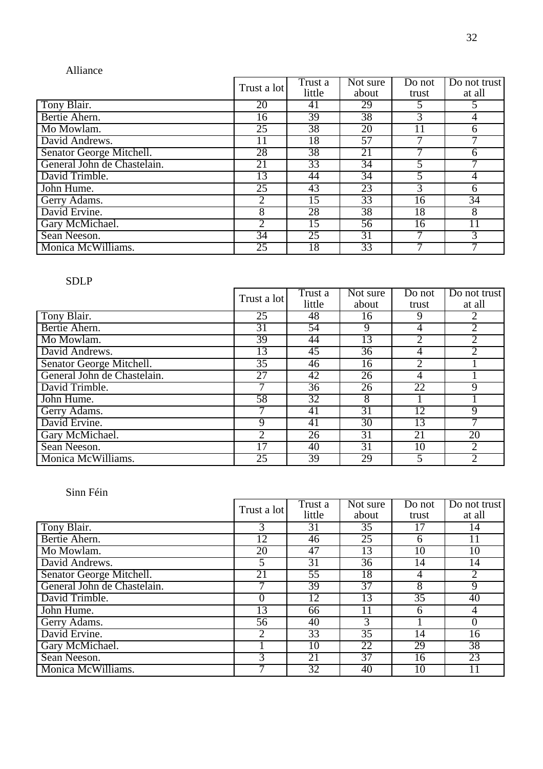Alliance

| | Trust a lot | Trust a little | Not sure about | Do not trust | Do not trust at all |
|---|---|---|---|---|---|
| Tony Blair. | 20 | 41 | 29 | 5 | 5 |
| Bertie Ahern. | 16 | 39 | 38 | 3 | 4 |
| Mo Mowlam. | 25 | 38 | 20 | 11 | 6 |
| David Andrews. | 11 | 18 | 57 | 7 | 7 |
| Senator George Mitchell. | 28 | 38 | 21 | 7 | 6 |
| General John de Chastelain. | 21 | 33 | 34 | 5 | 7 |
| David Trimble. | 13 | 44 | 34 | 5 | 4 |
| John Hume. | 25 | 43 | 23 | 3 | 6 |
| Gerry Adams. | 2 | 15 | 33 | 16 | 34 |
| David Ervine. | 8 | 28 | 38 | 18 | 8 |
| Gary McMichael. | 2 | 15 | 56 | 16 | 11 |
| Sean Neeson. | 34 | 25 | 31 | 7 | 3 |
| Monica McWilliams. | 25 | 18 | 33 | 7 | 7 |

SDLP

| | Trust a lot | Trust a little | Not sure about | Do not trust | Do not trust at all |
|---|---|---|---|---|---|
| Tony Blair. | 25 | 48 | 16 | 9 | 2 |
| Bertie Ahern. | 31 | 54 | 9 | 4 | 2 |
| Mo Mowlam. | 39 | 44 | 13 | 2 | 2 |
| David Andrews. | 13 | 45 | 36 | 4 | 2 |
| Senator George Mitchell. | 35 | 46 | 16 | 2 | 1 |
| General John de Chastelain. | 27 | 42 | 26 | 4 | 1 |
| David Trimble. | 7 | 36 | 26 | 22 | 9 |
| John Hume. | 58 | 32 | 8 | 1 | 1 |
| Gerry Adams. | 7 | 41 | 31 | 12 | 9 |
| David Ervine. | 9 | 41 | 30 | 13 | 7 |
| Gary McMichael. | 2 | 26 | 31 | 21 | 20 |
| Sean Neeson. | 17 | 40 | 31 | 10 | 2 |
| Monica McWilliams. | 25 | 39 | 29 | 5 | 2 |

Sinn Féin

| | Trust a lot | Trust a little | Not sure about | Do not trust | Do not trust at all |
|---|---|---|---|---|---|
| Tony Blair. | 3 | 31 | 35 | 17 | 14 |
| Bertie Ahern. | 12 | 46 | 25 | 6 | 11 |
| Mo Mowlam. | 20 | 47 | 13 | 10 | 10 |
| David Andrews. | 5 | 31 | 36 | 14 | 14 |
| Senator George Mitchell. | 21 | 55 | 18 | 4 | 2 |
| General John de Chastelain. | 7 | 39 | 37 | 8 | 9 |
| David Trimble. | 0 | 12 | 13 | 35 | 40 |
| John Hume. | 13 | 66 | 11 | 6 | 4 |
| Gerry Adams. | 56 | 40 | 3 | 1 | 0 |
| David Ervine. | 2 | 33 | 35 | 14 | 16 |
| Gary McMichael. | 1 | 10 | 22 | 29 | 38 |
| Sean Neeson. | 3 | 21 | 37 | 16 | 23 |
| Monica McWilliams. | 7 | 32 | 40 | 10 | 11 |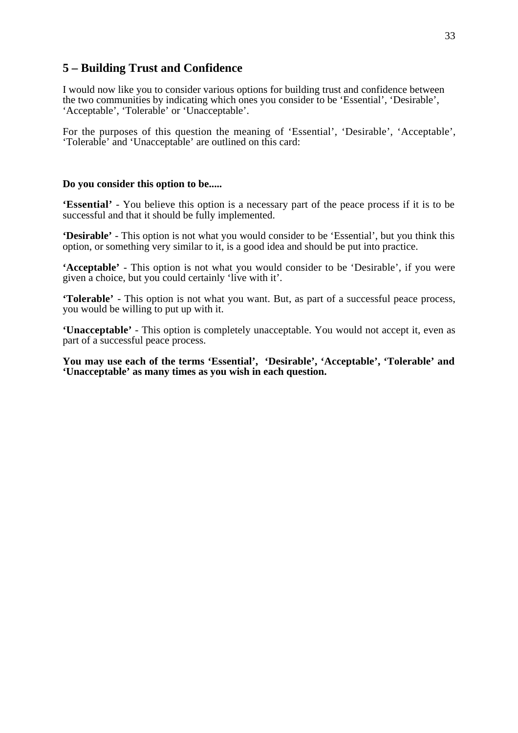## 5 – Building Trust and Confidence

I would now like you to consider various options for building trust and confidence between the two communities by indicating which ones you consider to be 'Essential', 'Desirable', 'Acceptable', 'Tolerable' or 'Unacceptable'.

For the purposes of this question the meaning of 'Essential', 'Desirable', 'Acceptable', 'Tolerable' and 'Unacceptable' are outlined on this card:

**Do you consider this option to be.....**

**'Essential'** - You believe this option is a necessary part of the peace process if it is to be successful and that it should be fully implemented.

**'Desirable'** - This option is not what you would consider to be 'Essential', but you think this option, or something very similar to it, is a good idea and should be put into practice.

**'Acceptable'** - This option is not what you would consider to be 'Desirable', if you were given a choice, but you could certainly 'live with it'.

**'Tolerable'** - This option is not what you want. But, as part of a successful peace process, you would be willing to put up with it.

**'Unacceptable'** - This option is completely unacceptable. You would not accept it, even as part of a successful peace process.

**You may use each of the terms 'Essential', 'Desirable', 'Acceptable', 'Tolerable' and 'Unacceptable' as many times as you wish in each question.**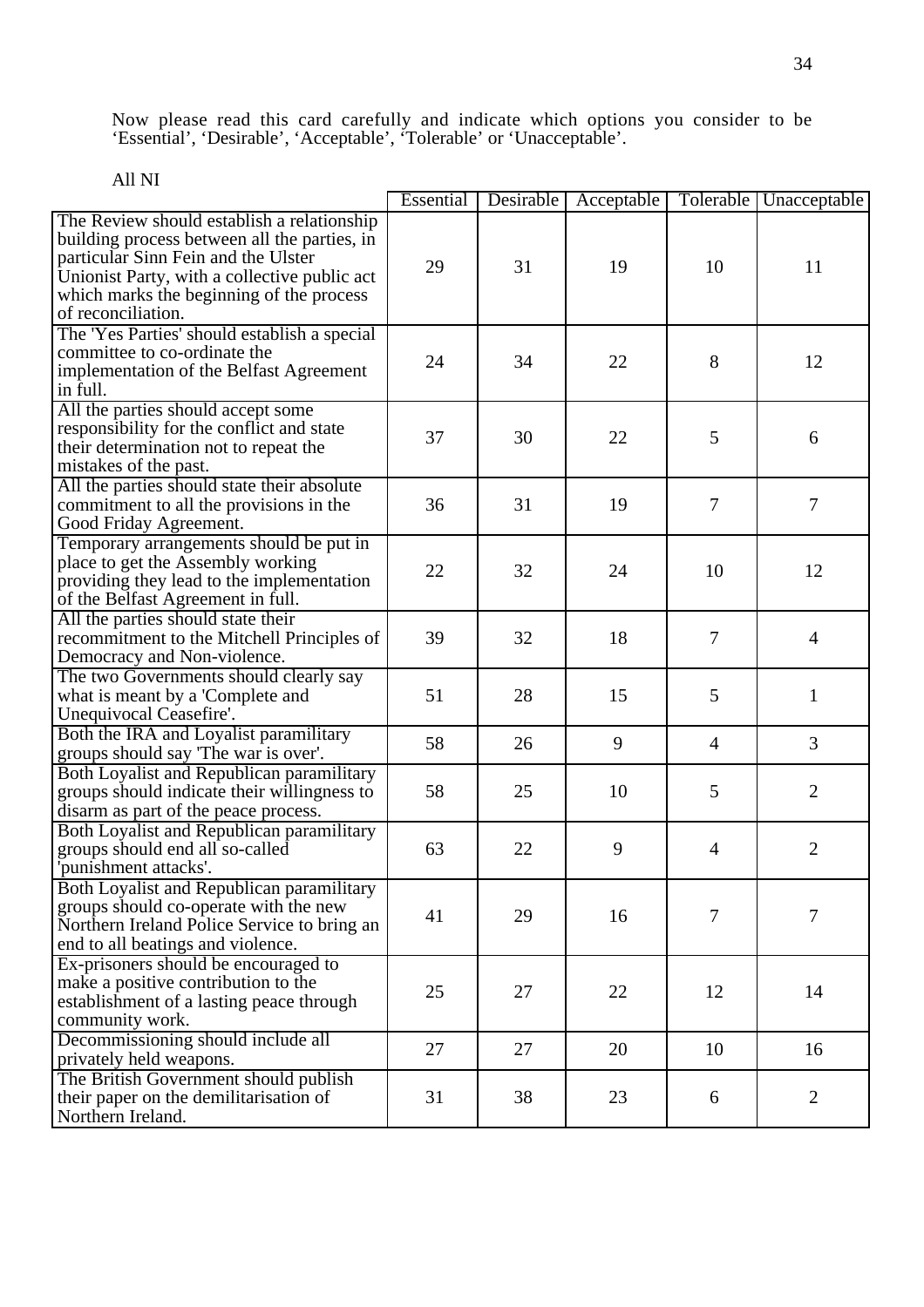Now please read this card carefully and indicate which options you consider to be 'Essential', 'Desirable', 'Acceptable', 'Tolerable' or 'Unacceptable'.

All NI

| | Essential | Desirable | Acceptable | Tolerable | Unacceptable |
|---|---|---|---|---|---|
| The Review should establish a relationship building process between all the parties, in particular Sinn Fein and the Ulster Unionist Party, with a collective public act which marks the beginning of the process of reconciliation. | 29 | 31 | 19 | 10 | 11 |
| The 'Yes Parties' should establish a special committee to co-ordinate the implementation of the Belfast Agreement in full. | 24 | 34 | 22 | 8 | 12 |
| All the parties should accept some responsibility for the conflict and state their determination not to repeat the mistakes of the past. | 37 | 30 | 22 | 5 | 6 |
| All the parties should state their absolute commitment to all the provisions in the Good Friday Agreement. | 36 | 31 | 19 | 7 | 7 |
| Temporary arrangements should be put in place to get the Assembly working providing they lead to the implementation of the Belfast Agreement in full. | 22 | 32 | 24 | 10 | 12 |
| All the parties should state their recommitment to the Mitchell Principles of Democracy and Non-violence. | 39 | 32 | 18 | 7 | 4 |
| The two Governments should clearly say what is meant by a 'Complete and Unequivocal Ceasefire'. | 51 | 28 | 15 | 5 | 1 |
| Both the IRA and Loyalist paramilitary groups should say 'The war is over'. | 58 | 26 | 9 | 4 | 3 |
| Both Loyalist and Republican paramilitary groups should indicate their willingness to disarm as part of the peace process. | 58 | 25 | 10 | 5 | 2 |
| Both Loyalist and Republican paramilitary groups should end all so-called 'punishment attacks'. | 63 | 22 | 9 | 4 | 2 |
| Both Loyalist and Republican paramilitary groups should co-operate with the new Northern Ireland Police Service to bring an end to all beatings and violence. | 41 | 29 | 16 | 7 | 7 |
| Ex-prisoners should be encouraged to make a positive contribution to the establishment of a lasting peace through community work. | 25 | 27 | 22 | 12 | 14 |
| Decommissioning should include all privately held weapons. | 27 | 27 | 20 | 10 | 16 |
| The British Government should publish their paper on the demilitarisation of Northern Ireland. | 31 | 38 | 23 | 6 | 2 |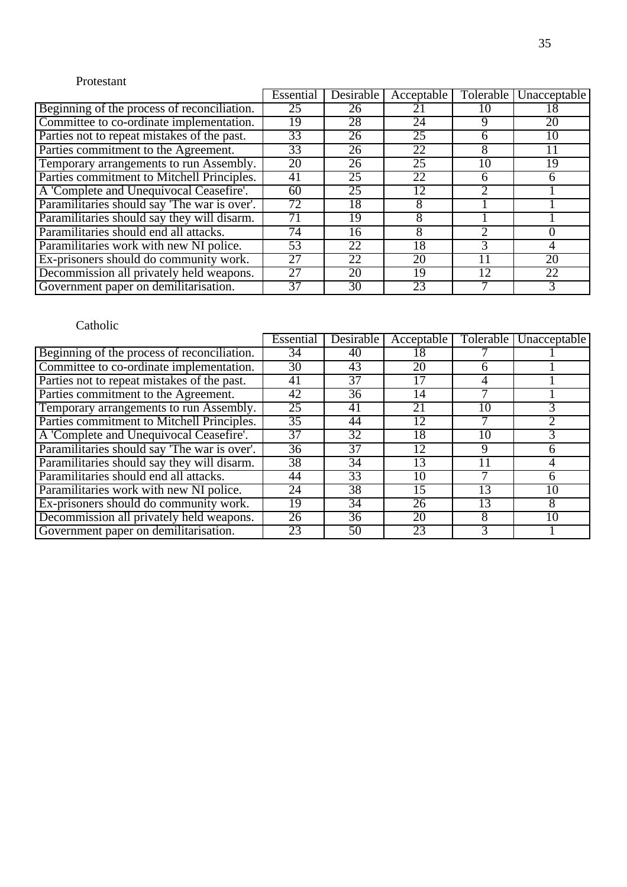Protestant

| | Essential | Desirable | Acceptable | Tolerable | Unacceptable |
|---|---|---|---|---|---|
| Beginning of the process of reconciliation. | 25 | 26 | 21 | 10 | 18 |
| Committee to co-ordinate implementation. | 19 | 28 | 24 | 9 | 20 |
| Parties not to repeat mistakes of the past. | 33 | 26 | 25 | 6 | 10 |
| Parties commitment to the Agreement. | 33 | 26 | 22 | 8 | 11 |
| Temporary arrangements to run Assembly. | 20 | 26 | 25 | 10 | 19 |
| Parties commitment to Mitchell Principles. | 41 | 25 | 22 | 6 | 6 |
| A 'Complete and Unequivocal Ceasefire'. | 60 | 25 | 12 | 2 | 1 |
| Paramilitaries should say 'The war is over'. | 72 | 18 | 8 | 1 | 1 |
| Paramilitaries should say they will disarm. | 71 | 19 | 8 | 1 | 1 |
| Paramilitaries should end all attacks. | 74 | 16 | 8 | 2 | 0 |
| Paramilitaries work with new NI police. | 53 | 22 | 18 | 3 | 4 |
| Ex-prisoners should do community work. | 27 | 22 | 20 | 11 | 20 |
| Decommission all privately held weapons. | 27 | 20 | 19 | 12 | 22 |
| Government paper on demilitarisation. | 37 | 30 | 23 | 7 | 3 |

Catholic

| | Essential | Desirable | Acceptable | Tolerable | Unacceptable |
|---|---|---|---|---|---|
| Beginning of the process of reconciliation. | 34 | 40 | 18 | 7 | 1 |
| Committee to co-ordinate implementation. | 30 | 43 | 20 | 6 | 1 |
| Parties not to repeat mistakes of the past. | 41 | 37 | 17 | 4 | 1 |
| Parties commitment to the Agreement. | 42 | 36 | 14 | 7 | 1 |
| Temporary arrangements to run Assembly. | 25 | 41 | 21 | 10 | 3 |
| Parties commitment to Mitchell Principles. | 35 | 44 | 12 | 7 | 2 |
| A 'Complete and Unequivocal Ceasefire'. | 37 | 32 | 18 | 10 | 3 |
| Paramilitaries should say 'The war is over'. | 36 | 37 | 12 | 9 | 6 |
| Paramilitaries should say they will disarm. | 38 | 34 | 13 | 11 | 4 |
| Paramilitaries should end all attacks. | 44 | 33 | 10 | 7 | 6 |
| Paramilitaries work with new NI police. | 24 | 38 | 15 | 13 | 10 |
| Ex-prisoners should do community work. | 19 | 34 | 26 | 13 | 8 |
| Decommission all privately held weapons. | 26 | 36 | 20 | 8 | 10 |
| Government paper on demilitarisation. | 23 | 50 | 23 | 3 | 1 |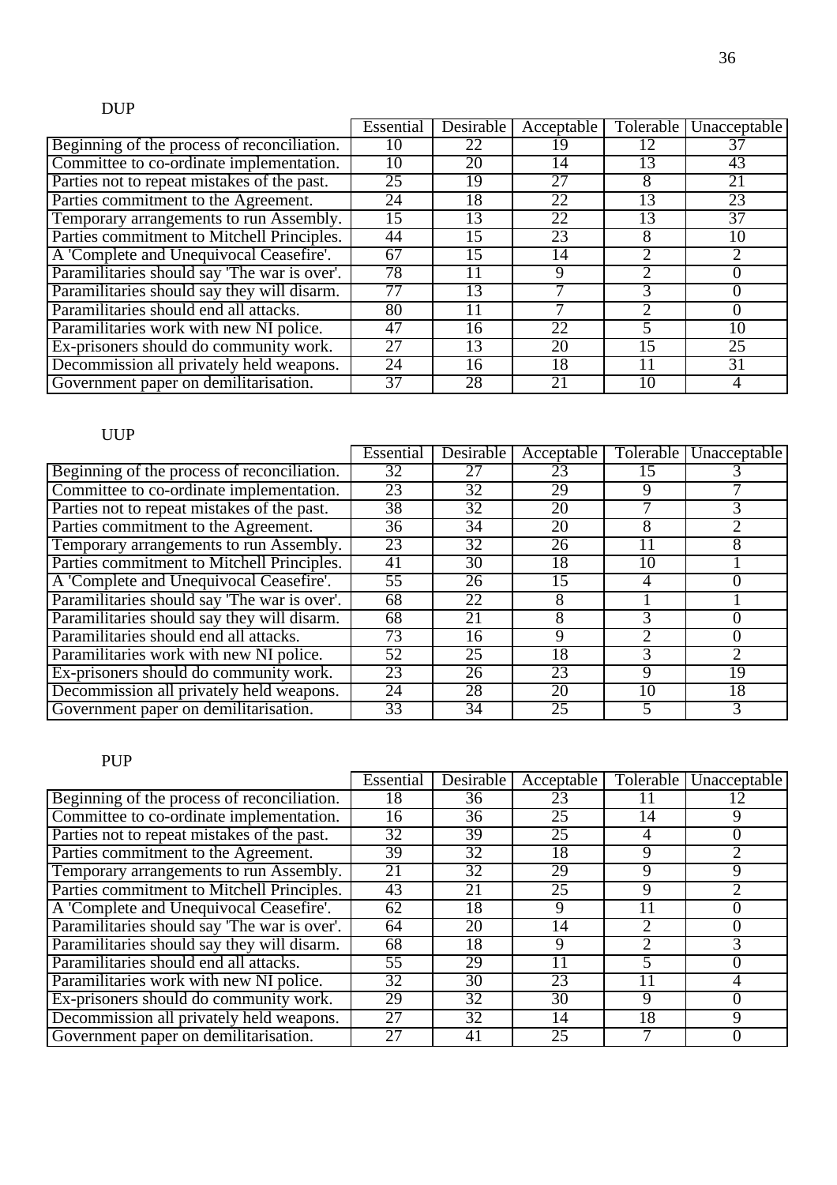DUP

| | Essential | Desirable | Acceptable | Tolerable | Unacceptable |
|---|---|---|---|---|---|
| Beginning of the process of reconciliation. | 10 | 22 | 19 | 12 | 37 |
| Committee to co-ordinate implementation. | 10 | 20 | 14 | 13 | 43 |
| Parties not to repeat mistakes of the past. | 25 | 19 | 27 | 8 | 21 |
| Parties commitment to the Agreement. | 24 | 18 | 22 | 13 | 23 |
| Temporary arrangements to run Assembly. | 15 | 13 | 22 | 13 | 37 |
| Parties commitment to Mitchell Principles. | 44 | 15 | 23 | 8 | 10 |
| A 'Complete and Unequivocal Ceasefire'. | 67 | 15 | 14 | 2 | 2 |
| Paramilitaries should say 'The war is over'. | 78 | 11 | 9 | 2 | 0 |
| Paramilitaries should say they will disarm. | 77 | 13 | 7 | 3 | 0 |
| Paramilitaries should end all attacks. | 80 | 11 | 7 | 2 | 0 |
| Paramilitaries work with new NI police. | 47 | 16 | 22 | 5 | 10 |
| Ex-prisoners should do community work. | 27 | 13 | 20 | 15 | 25 |
| Decommission all privately held weapons. | 24 | 16 | 18 | 11 | 31 |
| Government paper on demilitarisation. | 37 | 28 | 21 | 10 | 4 |

UUP

| | Essential | Desirable | Acceptable | Tolerable | Unacceptable |
|---|---|---|---|---|---|
| Beginning of the process of reconciliation. | 32 | 27 | 23 | 15 | 3 |
| Committee to co-ordinate implementation. | 23 | 32 | 29 | 9 | 7 |
| Parties not to repeat mistakes of the past. | 38 | 32 | 20 | 7 | 3 |
| Parties commitment to the Agreement. | 36 | 34 | 20 | 8 | 2 |
| Temporary arrangements to run Assembly. | 23 | 32 | 26 | 11 | 8 |
| Parties commitment to Mitchell Principles. | 41 | 30 | 18 | 10 | 1 |
| A 'Complete and Unequivocal Ceasefire'. | 55 | 26 | 15 | 4 | 0 |
| Paramilitaries should say 'The war is over'. | 68 | 22 | 8 | 1 | 1 |
| Paramilitaries should say they will disarm. | 68 | 21 | 8 | 3 | 0 |
| Paramilitaries should end all attacks. | 73 | 16 | 9 | 2 | 0 |
| Paramilitaries work with new NI police. | 52 | 25 | 18 | 3 | 2 |
| Ex-prisoners should do community work. | 23 | 26 | 23 | 9 | 19 |
| Decommission all privately held weapons. | 24 | 28 | 20 | 10 | 18 |
| Government paper on demilitarisation. | 33 | 34 | 25 | 5 | 3 |

PUP

| | Essential | Desirable | Acceptable | Tolerable | Unacceptable |
|---|---|---|---|---|---|
| Beginning of the process of reconciliation. | 18 | 36 | 23 | 11 | 12 |
| Committee to co-ordinate implementation. | 16 | 36 | 25 | 14 | 9 |
| Parties not to repeat mistakes of the past. | 32 | 39 | 25 | 4 | 0 |
| Parties commitment to the Agreement. | 39 | 32 | 18 | 9 | 2 |
| Temporary arrangements to run Assembly. | 21 | 32 | 29 | 9 | 9 |
| Parties commitment to Mitchell Principles. | 43 | 21 | 25 | 9 | 2 |
| A 'Complete and Unequivocal Ceasefire'. | 62 | 18 | 9 | 11 | 0 |
| Paramilitaries should say 'The war is over'. | 64 | 20 | 14 | 2 | 0 |
| Paramilitaries should say they will disarm. | 68 | 18 | 9 | 2 | 3 |
| Paramilitaries should end all attacks. | 55 | 29 | 11 | 5 | 0 |
| Paramilitaries work with new NI police. | 32 | 30 | 23 | 11 | 4 |
| Ex-prisoners should do community work. | 29 | 32 | 30 | 9 | 0 |
| Decommission all privately held weapons. | 27 | 32 | 14 | 18 | 9 |
| Government paper on demilitarisation. | 27 | 41 | 25 | 7 | 0 |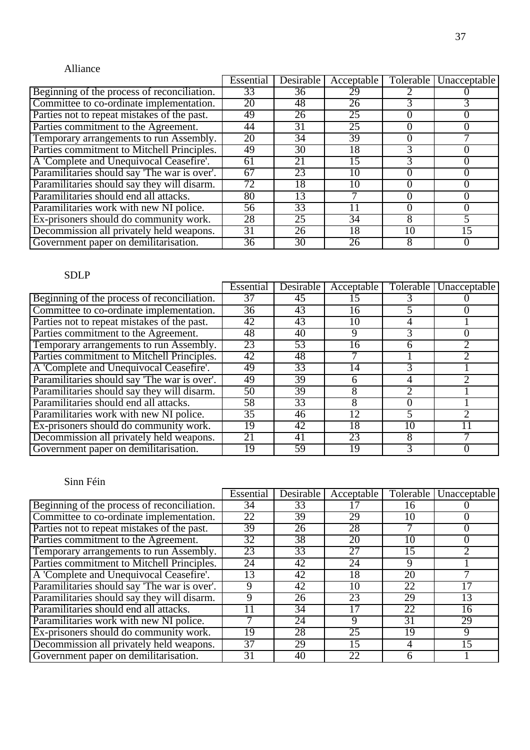Alliance

| | Essential | Desirable | Acceptable | Tolerable | Unacceptable |
|---|---|---|---|---|---|
| Beginning of the process of reconciliation. | 33 | 36 | 29 | 2 | 0 |
| Committee to co-ordinate implementation. | 20 | 48 | 26 | 3 | 3 |
| Parties not to repeat mistakes of the past. | 49 | 26 | 25 | 0 | 0 |
| Parties commitment to the Agreement. | 44 | 31 | 25 | 0 | 0 |
| Temporary arrangements to run Assembly. | 20 | 34 | 39 | 0 | 7 |
| Parties commitment to Mitchell Principles. | 49 | 30 | 18 | 3 | 0 |
| A 'Complete and Unequivocal Ceasefire'. | 61 | 21 | 15 | 3 | 0 |
| Paramilitaries should say 'The war is over'. | 67 | 23 | 10 | 0 | 0 |
| Paramilitaries should say they will disarm. | 72 | 18 | 10 | 0 | 0 |
| Paramilitaries should end all attacks. | 80 | 13 | 7 | 0 | 0 |
| Paramilitaries work with new NI police. | 56 | 33 | 11 | 0 | 0 |
| Ex-prisoners should do community work. | 28 | 25 | 34 | 8 | 5 |
| Decommission all privately held weapons. | 31 | 26 | 18 | 10 | 15 |
| Government paper on demilitarisation. | 36 | 30 | 26 | 8 | 0 |

SDLP

| | Essential | Desirable | Acceptable | Tolerable | Unacceptable |
|---|---|---|---|---|---|
| Beginning of the process of reconciliation. | 37 | 45 | 15 | 3 | 0 |
| Committee to co-ordinate implementation. | 36 | 43 | 16 | 5 | 0 |
| Parties not to repeat mistakes of the past. | 42 | 43 | 10 | 4 | 1 |
| Parties commitment to the Agreement. | 48 | 40 | 9 | 3 | 0 |
| Temporary arrangements to run Assembly. | 23 | 53 | 16 | 6 | 2 |
| Parties commitment to Mitchell Principles. | 42 | 48 | 7 | 1 | 2 |
| A 'Complete and Unequivocal Ceasefire'. | 49 | 33 | 14 | 3 | 1 |
| Paramilitaries should say 'The war is over'. | 49 | 39 | 6 | 4 | 2 |
| Paramilitaries should say they will disarm. | 50 | 39 | 8 | 2 | 1 |
| Paramilitaries should end all attacks. | 58 | 33 | 8 | 0 | 1 |
| Paramilitaries work with new NI police. | 35 | 46 | 12 | 5 | 2 |
| Ex-prisoners should do community work. | 19 | 42 | 18 | 10 | 11 |
| Decommission all privately held weapons. | 21 | 41 | 23 | 8 | 7 |
| Government paper on demilitarisation. | 19 | 59 | 19 | 3 | 0 |

Sinn Féin

| | Essential | Desirable | Acceptable | Tolerable | Unacceptable |
|---|---|---|---|---|---|
| Beginning of the process of reconciliation. | 34 | 33 | 17 | 16 | 0 |
| Committee to co-ordinate implementation. | 22 | 39 | 29 | 10 | 0 |
| Parties not to repeat mistakes of the past. | 39 | 26 | 28 | 7 | 0 |
| Parties commitment to the Agreement. | 32 | 38 | 20 | 10 | 0 |
| Temporary arrangements to run Assembly. | 23 | 33 | 27 | 15 | 2 |
| Parties commitment to Mitchell Principles. | 24 | 42 | 24 | 9 | 1 |
| A 'Complete and Unequivocal Ceasefire'. | 13 | 42 | 18 | 20 | 7 |
| Paramilitaries should say 'The war is over'. | 9 | 42 | 10 | 22 | 17 |
| Paramilitaries should say they will disarm. | 9 | 26 | 23 | 29 | 13 |
| Paramilitaries should end all attacks. | 11 | 34 | 17 | 22 | 16 |
| Paramilitaries work with new NI police. | 7 | 24 | 9 | 31 | 29 |
| Ex-prisoners should do community work. | 19 | 28 | 25 | 19 | 9 |
| Decommission all privately held weapons. | 37 | 29 | 15 | 4 | 15 |
| Government paper on demilitarisation. | 31 | 40 | 22 | 6 | 1 |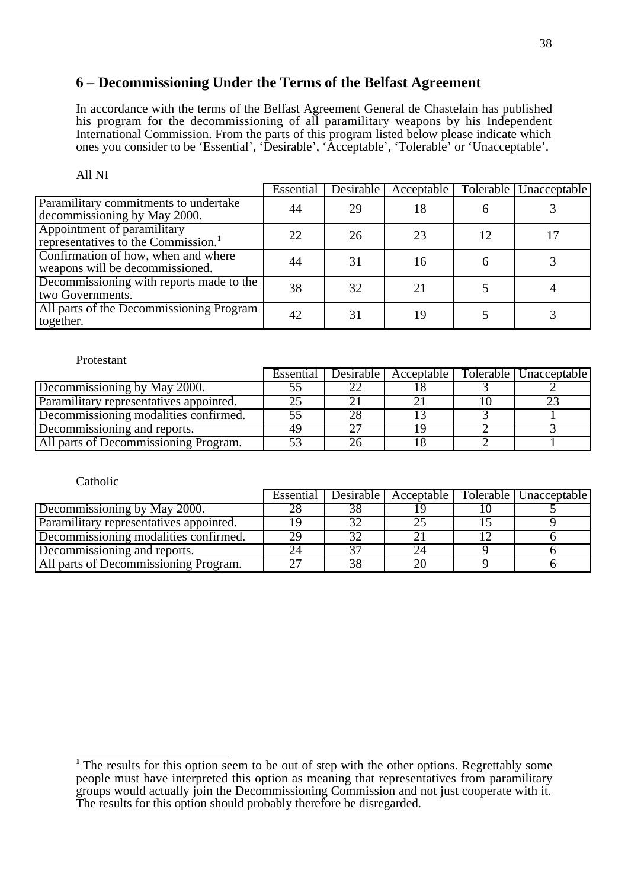## 6 – Decommissioning Under the Terms of the Belfast Agreement

In accordance with the terms of the Belfast Agreement General de Chastelain has published his program for the decommissioning of all paramilitary weapons by his Independent International Commission. From the parts of this program listed below please indicate which ones you consider to be 'Essential', 'Desirable', 'Acceptable', 'Tolerable' or 'Unacceptable'.

All NI

| | Essential | Desirable | Acceptable | Tolerable | Unacceptable |
|---|---|---|---|---|---|
| Paramilitary commitments to undertake decommissioning by May 2000. | 44 | 29 | 18 | 6 | 3 |
| Appointment of paramilitary representatives to the Commission.[1] | 22 | 26 | 23 | 12 | 17 |
| Confirmation of how, when and where weapons will be decommissioned. | 44 | 31 | 16 | 6 | 3 |
| Decommissioning with reports made to the two Governments. | 38 | 32 | 21 | 5 | 4 |
| All parts of the Decommissioning Program together. | 42 | 31 | 19 | 5 | 3 |

Protestant

| | Essential | Desirable | Acceptable | Tolerable | Unacceptable |
|---|---|---|---|---|---|
| Decommissioning by May 2000. | 55 | 22 | 18 | 3 | 2 |
| Paramilitary representatives appointed. | 25 | 21 | 21 | 10 | 23 |
| Decommissioning modalities confirmed. | 55 | 28 | 13 | 3 | 1 |
| Decommissioning and reports. | 49 | 27 | 19 | 2 | 3 |
| All parts of Decommissioning Program. | 53 | 26 | 18 | 2 | 1 |

Catholic

| | Essential | Desirable | Acceptable | Tolerable | Unacceptable |
|---|---|---|---|---|---|
| Decommissioning by May 2000. | 28 | 38 | 19 | 10 | 5 |
| Paramilitary representatives appointed. | 19 | 32 | 25 | 15 | 9 |
| Decommissioning modalities confirmed. | 29 | 32 | 21 | 12 | 6 |
| Decommissioning and reports. | 24 | 37 | 24 | 9 | 6 |
| All parts of Decommissioning Program. | 27 | 38 | 20 | 9 | 6 |

[1] The results for this option seem to be out of step with the other options. Regrettably some people must have interpreted this option as meaning that representatives from paramilitary groups would actually join the Decommissioning Commission and not just cooperate with it. The results for this option should probably therefore be disregarded.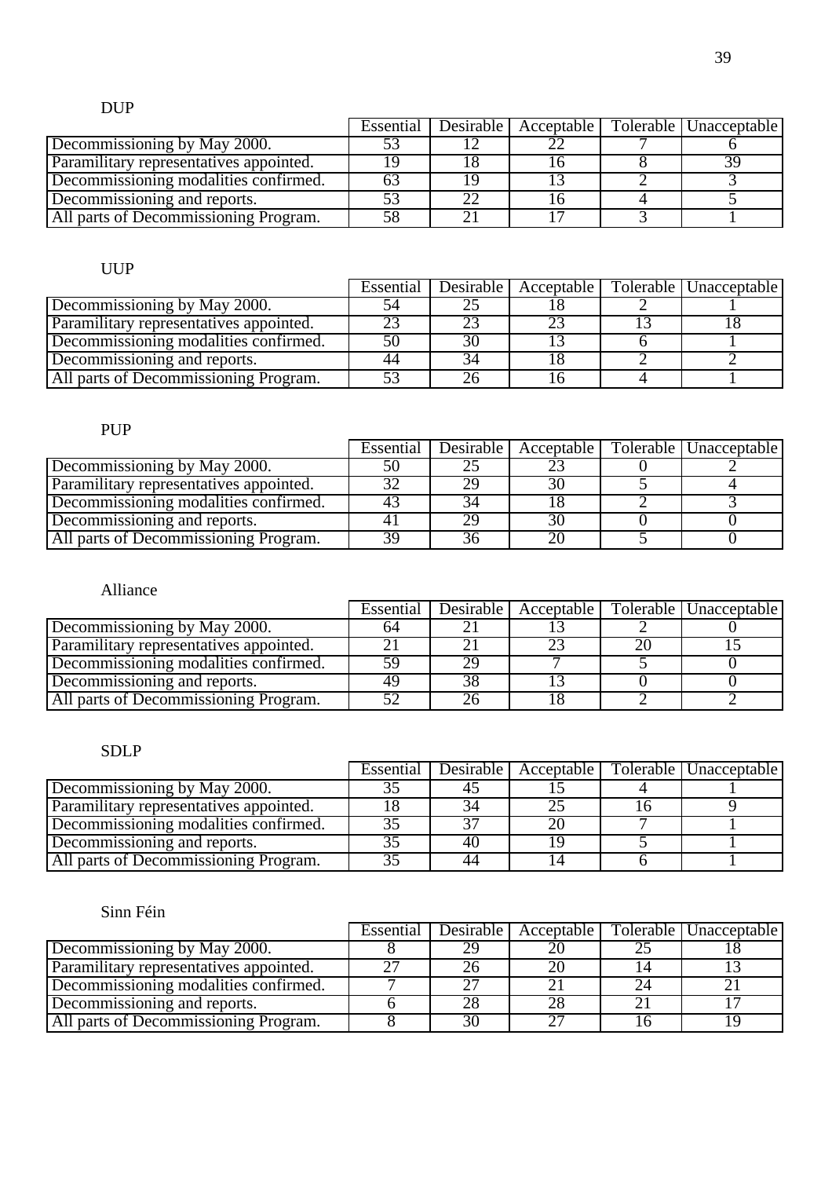DUP

| | Essential | Desirable | Acceptable | Tolerable | Unacceptable |
|---|---|---|---|---|---|
| Decommissioning by May 2000. | 53 | 12 | 22 | 7 | 6 |
| Paramilitary representatives appointed. | 19 | 18 | 16 | 8 | 39 |
| Decommissioning modalities confirmed. | 63 | 19 | 13 | 2 | 3 |
| Decommissioning and reports. | 53 | 22 | 16 | 4 | 5 |
| All parts of Decommissioning Program. | 58 | 21 | 17 | 3 | 1 |

UUP

| | Essential | Desirable | Acceptable | Tolerable | Unacceptable |
|---|---|---|---|---|---|
| Decommissioning by May 2000. | 54 | 25 | 18 | 2 | 1 |
| Paramilitary representatives appointed. | 23 | 23 | 23 | 13 | 18 |
| Decommissioning modalities confirmed. | 50 | 30 | 13 | 6 | 1 |
| Decommissioning and reports. | 44 | 34 | 18 | 2 | 2 |
| All parts of Decommissioning Program. | 53 | 26 | 16 | 4 | 1 |

PUP

| | Essential | Desirable | Acceptable | Tolerable | Unacceptable |
|---|---|---|---|---|---|
| Decommissioning by May 2000. | 50 | 25 | 23 | 0 | 2 |
| Paramilitary representatives appointed. | 32 | 29 | 30 | 5 | 4 |
| Decommissioning modalities confirmed. | 43 | 34 | 18 | 2 | 3 |
| Decommissioning and reports. | 41 | 29 | 30 | 0 | 0 |
| All parts of Decommissioning Program. | 39 | 36 | 20 | 5 | 0 |

Alliance

| | Essential | Desirable | Acceptable | Tolerable | Unacceptable |
|---|---|---|---|---|---|
| Decommissioning by May 2000. | 64 | 21 | 13 | 2 | 0 |
| Paramilitary representatives appointed. | 21 | 21 | 23 | 20 | 15 |
| Decommissioning modalities confirmed. | 59 | 29 | 7 | 5 | 0 |
| Decommissioning and reports. | 49 | 38 | 13 | 0 | 0 |
| All parts of Decommissioning Program. | 52 | 26 | 18 | 2 | 2 |

SDLP

| | Essential | Desirable | Acceptable | Tolerable | Unacceptable |
|---|---|---|---|---|---|
| Decommissioning by May 2000. | 35 | 45 | 15 | 4 | 1 |
| Paramilitary representatives appointed. | 18 | 34 | 25 | 16 | 9 |
| Decommissioning modalities confirmed. | 35 | 37 | 20 | 7 | 1 |
| Decommissioning and reports. | 35 | 40 | 19 | 5 | 1 |
| All parts of Decommissioning Program. | 35 | 44 | 14 | 6 | 1 |

Sinn Féin

| | Essential | Desirable | Acceptable | Tolerable | Unacceptable |
|---|---|---|---|---|---|
| Decommissioning by May 2000. | 8 | 29 | 20 | 25 | 18 |
| Paramilitary representatives appointed. | 27 | 26 | 20 | 14 | 13 |
| Decommissioning modalities confirmed. | 7 | 27 | 21 | 24 | 21 |
| Decommissioning and reports. | 6 | 28 | 28 | 21 | 17 |
| All parts of Decommissioning Program. | 8 | 30 | 27 | 16 | 19 |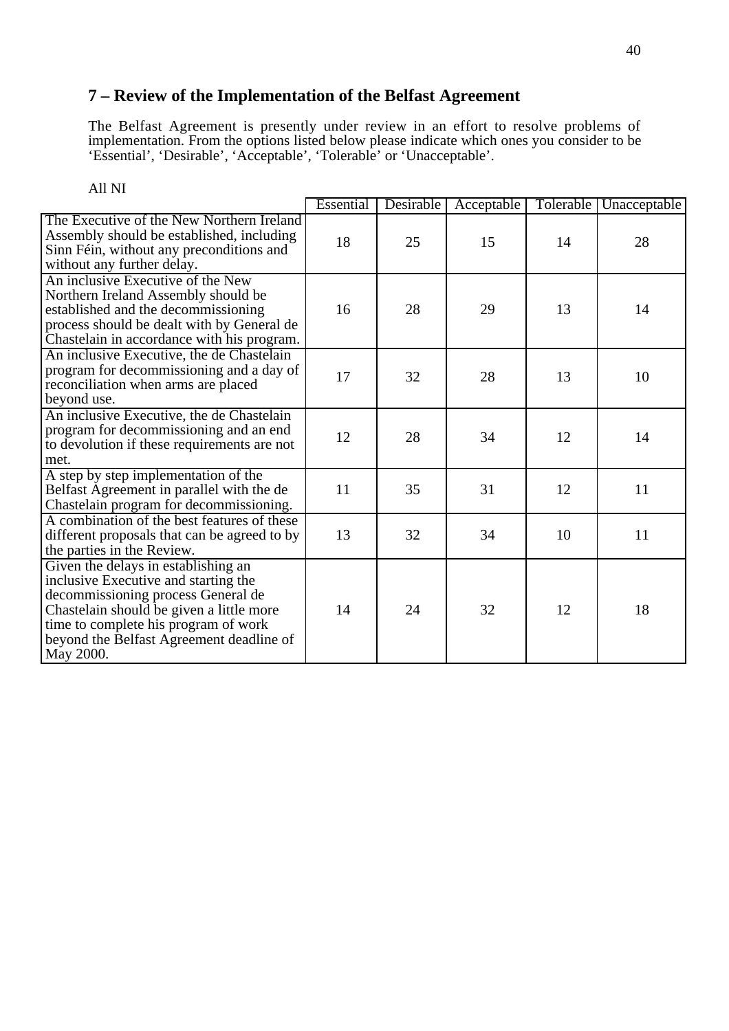## 7 – Review of the Implementation of the Belfast Agreement

The Belfast Agreement is presently under review in an effort to resolve problems of implementation. From the options listed below please indicate which ones you consider to be 'Essential', 'Desirable', 'Acceptable', 'Tolerable' or 'Unacceptable'.

All NI

| | Essential | Desirable | Acceptable | Tolerable | Unacceptable |
|---|---|---|---|---|---|
| The Executive of the New Northern Ireland Assembly should be established, including Sinn Féin, without any preconditions and without any further delay. | 18 | 25 | 15 | 14 | 28 |
| An inclusive Executive of the New Northern Ireland Assembly should be established and the decommissioning process should be dealt with by General de Chastelain in accordance with his program. | 16 | 28 | 29 | 13 | 14 |
| An inclusive Executive, the de Chastelain program for decommissioning and a day of reconciliation when arms are placed beyond use. | 17 | 32 | 28 | 13 | 10 |
| An inclusive Executive, the de Chastelain program for decommissioning and an end to devolution if these requirements are not met. | 12 | 28 | 34 | 12 | 14 |
| A step by step implementation of the Belfast Agreement in parallel with the de Chastelain program for decommissioning. | 11 | 35 | 31 | 12 | 11 |
| A combination of the best features of these different proposals that can be agreed to by the parties in the Review. | 13 | 32 | 34 | 10 | 11 |
| Given the delays in establishing an inclusive Executive and starting the decommissioning process General de Chastelain should be given a little more time to complete his program of work beyond the Belfast Agreement deadline of May 2000. | 14 | 24 | 32 | 12 | 18 |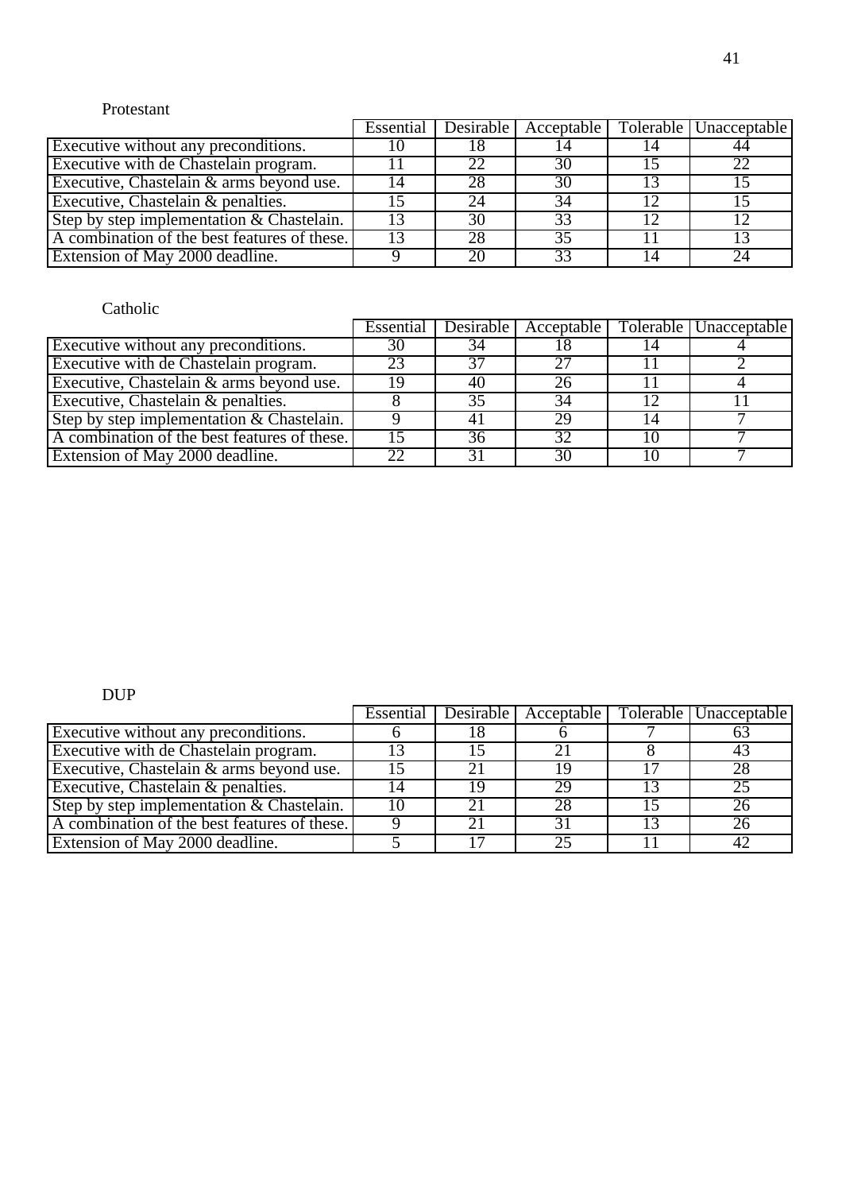Protestant

| | Essential | Desirable | Acceptable | Tolerable | Unacceptable |
|---|---|---|---|---|---|
| Executive without any preconditions. | 10 | 18 | 14 | 14 | 44 |
| Executive with de Chastelain program. | 11 | 22 | 30 | 15 | 22 |
| Executive, Chastelain & arms beyond use. | 14 | 28 | 30 | 13 | 15 |
| Executive, Chastelain & penalties. | 15 | 24 | 34 | 12 | 15 |
| Step by step implementation & Chastelain. | 13 | 30 | 33 | 12 | 12 |
| A combination of the best features of these. | 13 | 28 | 35 | 11 | 13 |
| Extension of May 2000 deadline. | 9 | 20 | 33 | 14 | 24 |

Catholic

| | Essential | Desirable | Acceptable | Tolerable | Unacceptable |
|---|---|---|---|---|---|
| Executive without any preconditions. | 30 | 34 | 18 | 14 | 4 |
| Executive with de Chastelain program. | 23 | 37 | 27 | 11 | 2 |
| Executive, Chastelain & arms beyond use. | 19 | 40 | 26 | 11 | 4 |
| Executive, Chastelain & penalties. | 8 | 35 | 34 | 12 | 11 |
| Step by step implementation & Chastelain. | 9 | 41 | 29 | 14 | 7 |
| A combination of the best features of these. | 15 | 36 | 32 | 10 | 7 |
| Extension of May 2000 deadline. | 22 | 31 | 30 | 10 | 7 |

DUP

| | Essential | Desirable | Acceptable | Tolerable | Unacceptable |
|---|---|---|---|---|---|
| Executive without any preconditions. | 6 | 18 | 6 | 7 | 63 |
| Executive with de Chastelain program. | 13 | 15 | 21 | 8 | 43 |
| Executive, Chastelain & arms beyond use. | 15 | 21 | 19 | 17 | 28 |
| Executive, Chastelain & penalties. | 14 | 19 | 29 | 13 | 25 |
| Step by step implementation & Chastelain. | 10 | 21 | 28 | 15 | 26 |
| A combination of the best features of these. | 9 | 21 | 31 | 13 | 26 |
| Extension of May 2000 deadline. | 5 | 17 | 25 | 11 | 42 |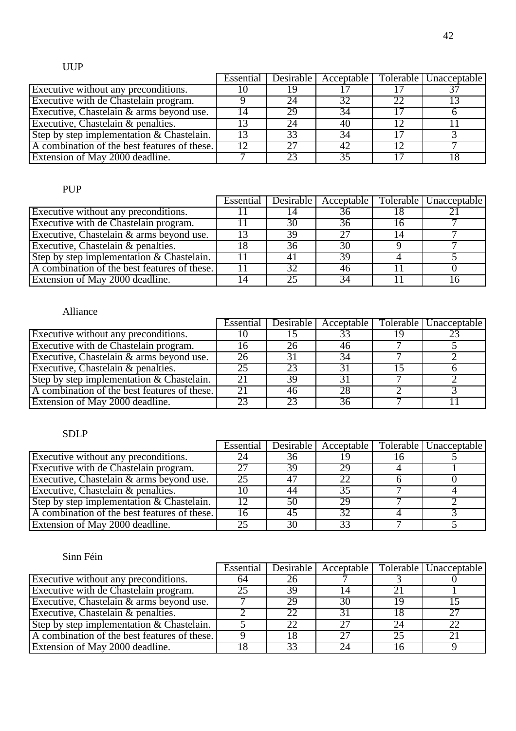UUP

| | Essential | Desirable | Acceptable | Tolerable | Unacceptable |
|---|---|---|---|---|---|
| Executive without any preconditions. | 10 | 19 | 17 | 17 | 37 |
| Executive with de Chastelain program. | 9 | 24 | 32 | 22 | 13 |
| Executive, Chastelain & arms beyond use. | 14 | 29 | 34 | 17 | 6 |
| Executive, Chastelain & penalties. | 13 | 24 | 40 | 12 | 11 |
| Step by step implementation & Chastelain. | 13 | 33 | 34 | 17 | 3 |
| A combination of the best features of these. | 12 | 27 | 42 | 12 | 7 |
| Extension of May 2000 deadline. | 7 | 23 | 35 | 17 | 18 |

PUP

| | Essential | Desirable | Acceptable | Tolerable | Unacceptable |
|---|---|---|---|---|---|
| Executive without any preconditions. | 11 | 14 | 36 | 18 | 21 |
| Executive with de Chastelain program. | 11 | 30 | 36 | 16 | 7 |
| Executive, Chastelain & arms beyond use. | 13 | 39 | 27 | 14 | 7 |
| Executive, Chastelain & penalties. | 18 | 36 | 30 | 9 | 7 |
| Step by step implementation & Chastelain. | 11 | 41 | 39 | 4 | 5 |
| A combination of the best features of these. | 11 | 32 | 46 | 11 | 0 |
| Extension of May 2000 deadline. | 14 | 25 | 34 | 11 | 16 |

Alliance

| | Essential | Desirable | Acceptable | Tolerable | Unacceptable |
|---|---|---|---|---|---|
| Executive without any preconditions. | 10 | 15 | 33 | 19 | 23 |
| Executive with de Chastelain program. | 16 | 26 | 46 | 7 | 5 |
| Executive, Chastelain & arms beyond use. | 26 | 31 | 34 | 7 | 2 |
| Executive, Chastelain & penalties. | 25 | 23 | 31 | 15 | 6 |
| Step by step implementation & Chastelain. | 21 | 39 | 31 | 7 | 2 |
| A combination of the best features of these. | 21 | 46 | 28 | 2 | 3 |
| Extension of May 2000 deadline. | 23 | 23 | 36 | 7 | 11 |

SDLP

| | Essential | Desirable | Acceptable | Tolerable | Unacceptable |
|---|---|---|---|---|---|
| Executive without any preconditions. | 24 | 36 | 19 | 16 | 5 |
| Executive with de Chastelain program. | 27 | 39 | 29 | 4 | 1 |
| Executive, Chastelain & arms beyond use. | 25 | 47 | 22 | 6 | 0 |
| Executive, Chastelain & penalties. | 10 | 44 | 35 | 7 | 4 |
| Step by step implementation & Chastelain. | 12 | 50 | 29 | 7 | 2 |
| A combination of the best features of these. | 16 | 45 | 32 | 4 | 3 |
| Extension of May 2000 deadline. | 25 | 30 | 33 | 7 | 5 |

Sinn Féin

| | Essential | Desirable | Acceptable | Tolerable | Unacceptable |
|---|---|---|---|---|---|
| Executive without any preconditions. | 64 | 26 | 7 | 3 | 0 |
| Executive with de Chastelain program. | 25 | 39 | 14 | 21 | 1 |
| Executive, Chastelain & arms beyond use. | 7 | 29 | 30 | 19 | 15 |
| Executive, Chastelain & penalties. | 2 | 22 | 31 | 18 | 27 |
| Step by step implementation & Chastelain. | 5 | 22 | 27 | 24 | 22 |
| A combination of the best features of these. | 9 | 18 | 27 | 25 | 21 |
| Extension of May 2000 deadline. | 18 | 33 | 24 | 16 | 9 |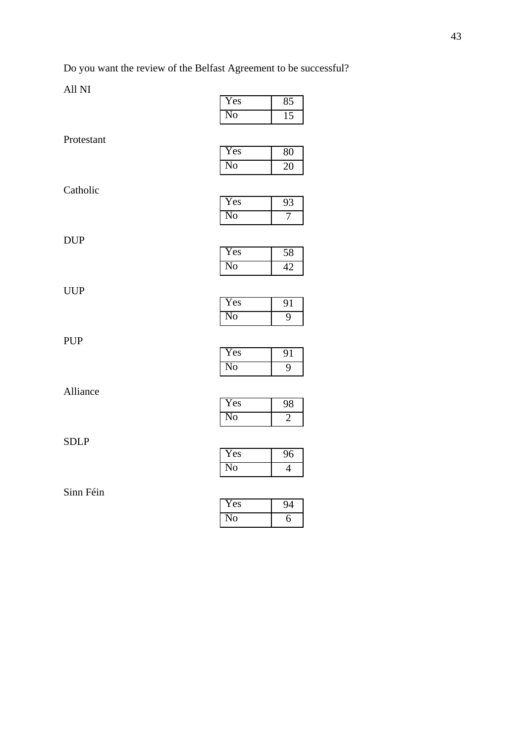Do you want the review of the Belfast Agreement to be successful?

All NI

| Yes | 85 |
|---|---|
| No | 15 |

Protestant

| Yes | 80 |
|---|---|
| No | 20 |

Catholic

| Yes | 93 |
|---|---|
| No | 7 |

DUP

| Yes | 58 |
|---|---|
| No | 42 |

UUP

| Yes | 91 |
|---|---|
| No | 9 |

PUP

| Yes | 91 |
|---|---|
| No | 9 |

Alliance

| Yes | 98 |
|---|---|
| No | 2 |

SDLP

| Yes | 96 |
|---|---|
| No | 4 |

Sinn Féin

| Yes | 94 |
|---|---|
| No | 6 |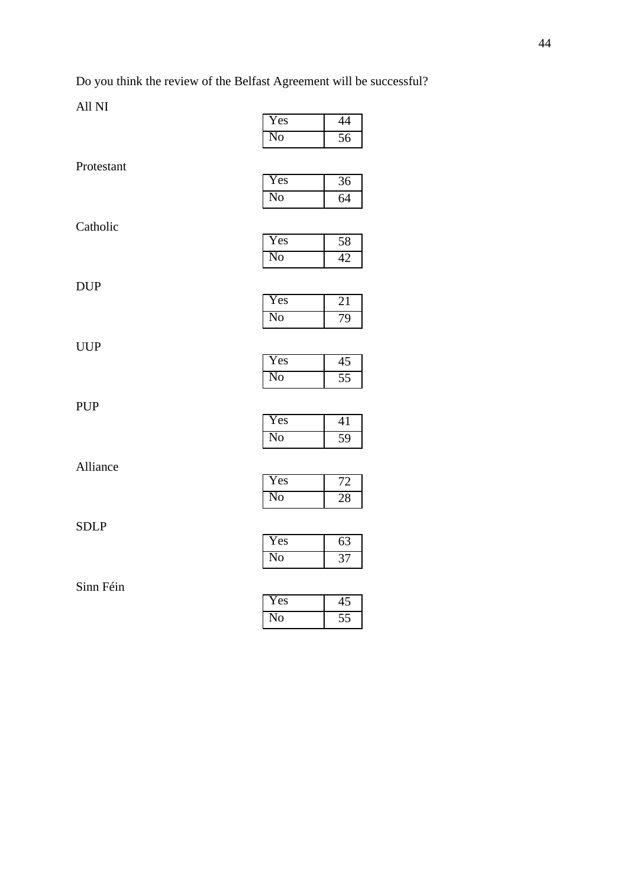Do you think the review of the Belfast Agreement will be successful?

All NI

| Yes | 44 |
|---|---|
| No | 56 |

Protestant

| Yes | 36 |
|---|---|
| No | 64 |

Catholic

| Yes | 58 |
|---|---|
| No | 42 |

DUP

| Yes | 21 |
|---|---|
| No | 79 |

UUP

| Yes | 45 |
|---|---|
| No | 55 |

PUP

| Yes | 41 |
|---|---|
| No | 59 |

Alliance

| Yes | 72 |
|---|---|
| No | 28 |

SDLP

| Yes | 63 |
|---|---|
| No | 37 |

Sinn Féin

| Yes | 45 |
|---|---|
| No | 55 |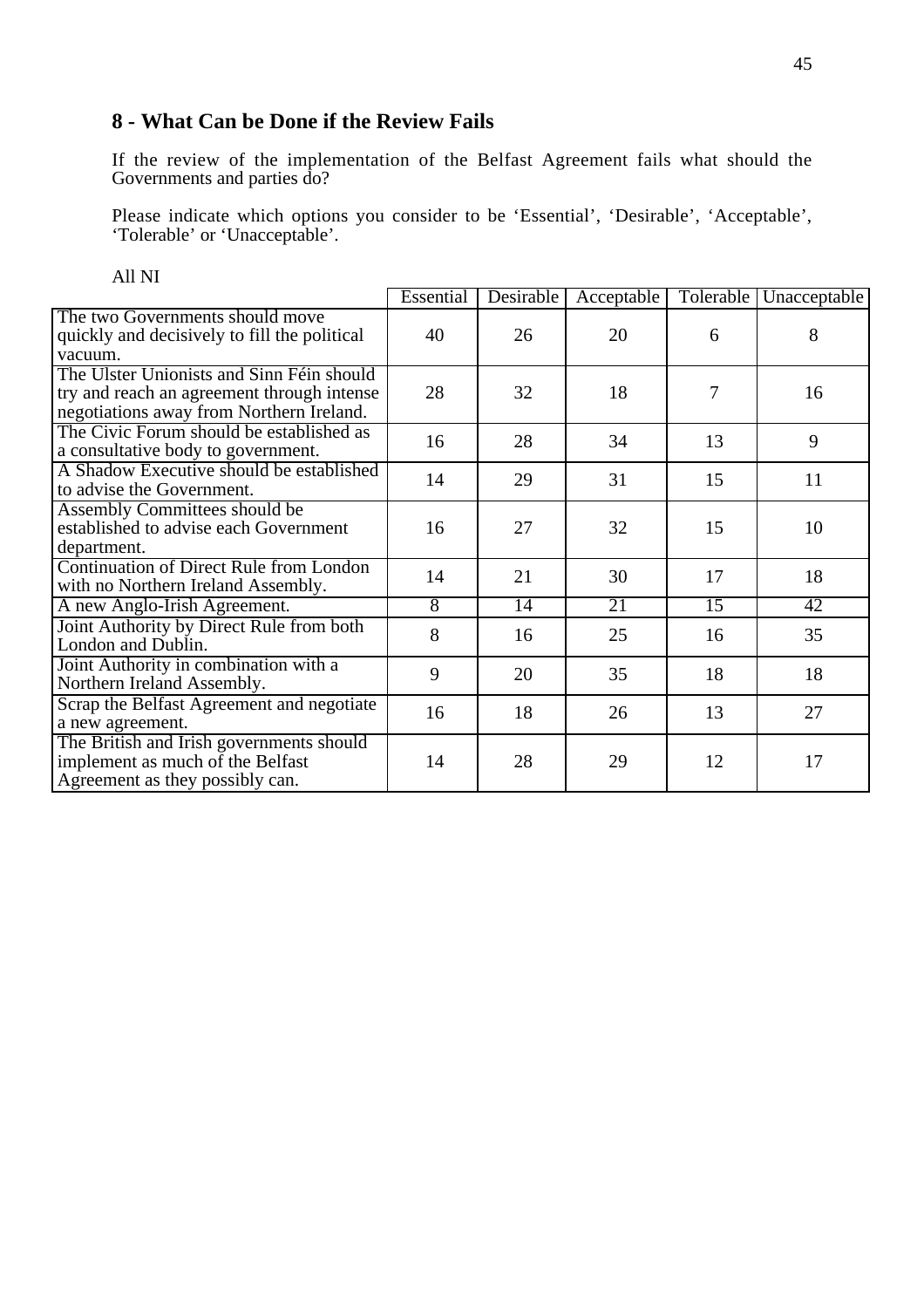## 8 - What Can be Done if the Review Fails

If the review of the implementation of the Belfast Agreement fails what should the Governments and parties do?

Please indicate which options you consider to be 'Essential', 'Desirable', 'Acceptable', 'Tolerable' or 'Unacceptable'.

All NI

| | Essential | Desirable | Acceptable | Tolerable | Unacceptable |
|---|---|---|---|---|---|
| The two Governments should move quickly and decisively to fill the political vacuum. | 40 | 26 | 20 | 6 | 8 |
| The Ulster Unionists and Sinn Féin should try and reach an agreement through intense negotiations away from Northern Ireland. | 28 | 32 | 18 | 7 | 16 |
| The Civic Forum should be established as a consultative body to government. | 16 | 28 | 34 | 13 | 9 |
| A Shadow Executive should be established to advise the Government. | 14 | 29 | 31 | 15 | 11 |
| Assembly Committees should be established to advise each Government department. | 16 | 27 | 32 | 15 | 10 |
| Continuation of Direct Rule from London with no Northern Ireland Assembly. | 14 | 21 | 30 | 17 | 18 |
| A new Anglo-Irish Agreement. | 8 | 14 | 21 | 15 | 42 |
| Joint Authority by Direct Rule from both London and Dublin. | 8 | 16 | 25 | 16 | 35 |
| Joint Authority in combination with a Northern Ireland Assembly. | 9 | 20 | 35 | 18 | 18 |
| Scrap the Belfast Agreement and negotiate a new agreement. | 16 | 18 | 26 | 13 | 27 |
| The British and Irish governments should implement as much of the Belfast Agreement as they possibly can. | 14 | 28 | 29 | 12 | 17 |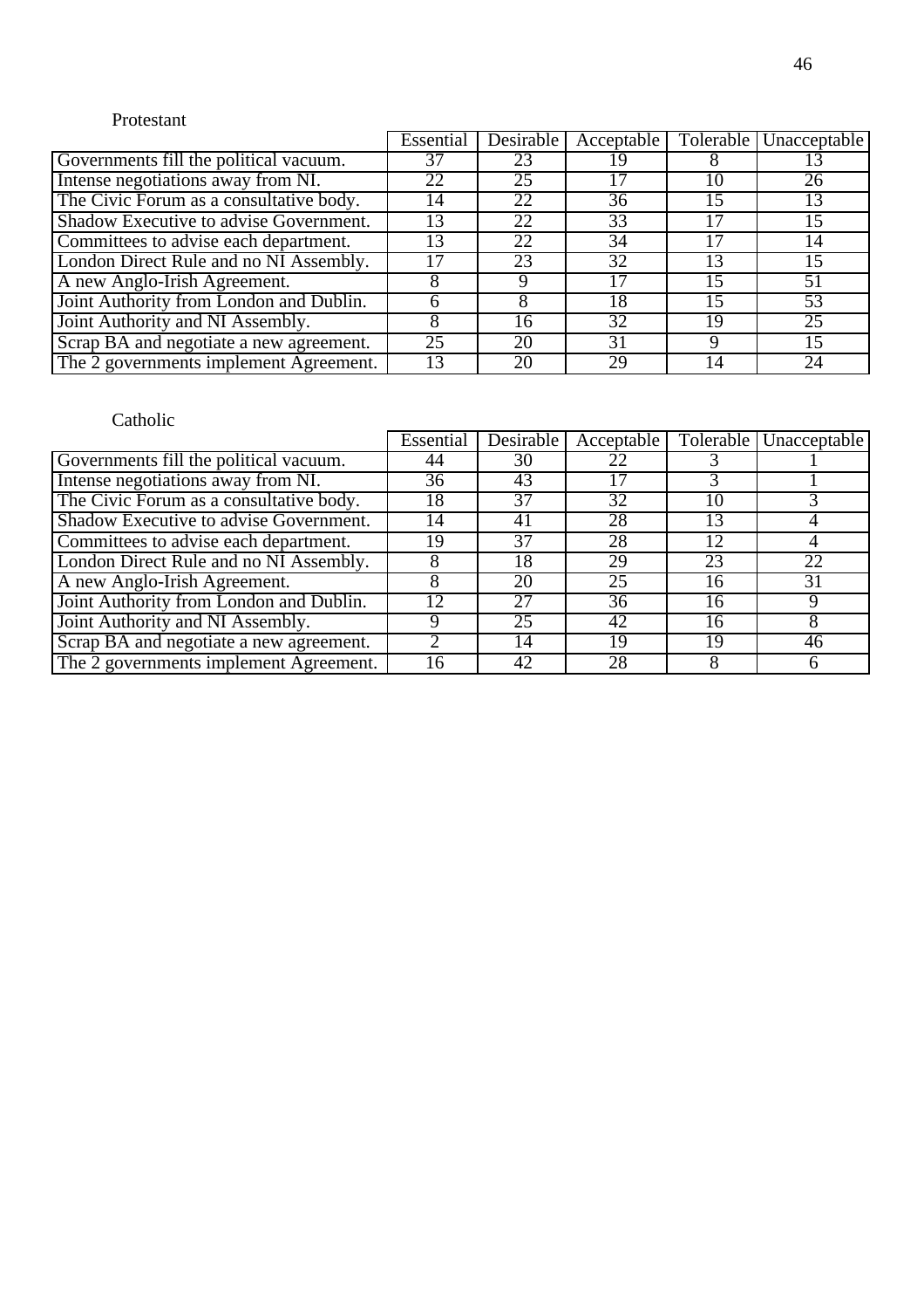Protestant

| | Essential | Desirable | Acceptable | Tolerable | Unacceptable |
|---|---|---|---|---|---|
| Governments fill the political vacuum. | 37 | 23 | 19 | 8 | 13 |
| Intense negotiations away from NI. | 22 | 25 | 17 | 10 | 26 |
| The Civic Forum as a consultative body. | 14 | 22 | 36 | 15 | 13 |
| Shadow Executive to advise Government. | 13 | 22 | 33 | 17 | 15 |
| Committees to advise each department. | 13 | 22 | 34 | 17 | 14 |
| London Direct Rule and no NI Assembly. | 17 | 23 | 32 | 13 | 15 |
| A new Anglo-Irish Agreement. | 8 | 9 | 17 | 15 | 51 |
| Joint Authority from London and Dublin. | 6 | 8 | 18 | 15 | 53 |
| Joint Authority and NI Assembly. | 8 | 16 | 32 | 19 | 25 |
| Scrap BA and negotiate a new agreement. | 25 | 20 | 31 | 9 | 15 |
| The 2 governments implement Agreement. | 13 | 20 | 29 | 14 | 24 |

Catholic

| | Essential | Desirable | Acceptable | Tolerable | Unacceptable |
|---|---|---|---|---|---|
| Governments fill the political vacuum. | 44 | 30 | 22 | 3 | 1 |
| Intense negotiations away from NI. | 36 | 43 | 17 | 3 | 1 |
| The Civic Forum as a consultative body. | 18 | 37 | 32 | 10 | 3 |
| Shadow Executive to advise Government. | 14 | 41 | 28 | 13 | 4 |
| Committees to advise each department. | 19 | 37 | 28 | 12 | 4 |
| London Direct Rule and no NI Assembly. | 8 | 18 | 29 | 23 | 22 |
| A new Anglo-Irish Agreement. | 8 | 20 | 25 | 16 | 31 |
| Joint Authority from London and Dublin. | 12 | 27 | 36 | 16 | 9 |
| Joint Authority and NI Assembly. | 9 | 25 | 42 | 16 | 8 |
| Scrap BA and negotiate a new agreement. | 2 | 14 | 19 | 19 | 46 |
| The 2 governments implement Agreement. | 16 | 42 | 28 | 8 | 6 |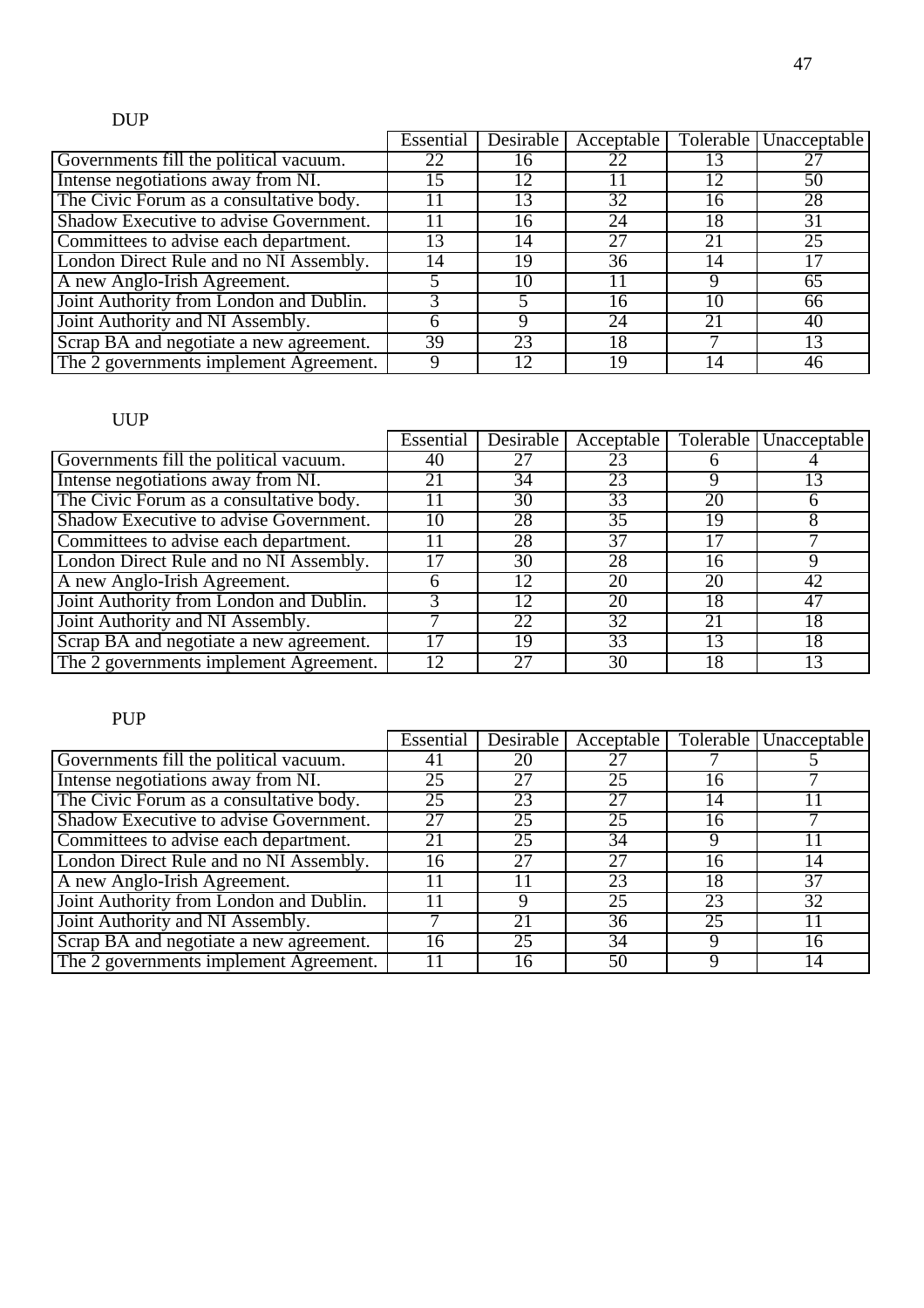DUP

| | Essential | Desirable | Acceptable | Tolerable | Unacceptable |
|---|---|---|---|---|---|
| Governments fill the political vacuum. | 22 | 16 | 22 | 13 | 27 |
| Intense negotiations away from NI. | 15 | 12 | 11 | 12 | 50 |
| The Civic Forum as a consultative body. | 11 | 13 | 32 | 16 | 28 |
| Shadow Executive to advise Government. | 11 | 16 | 24 | 18 | 31 |
| Committees to advise each department. | 13 | 14 | 27 | 21 | 25 |
| London Direct Rule and no NI Assembly. | 14 | 19 | 36 | 14 | 17 |
| A new Anglo-Irish Agreement. | 5 | 10 | 11 | 9 | 65 |
| Joint Authority from London and Dublin. | 3 | 5 | 16 | 10 | 66 |
| Joint Authority and NI Assembly. | 6 | 9 | 24 | 21 | 40 |
| Scrap BA and negotiate a new agreement. | 39 | 23 | 18 | 7 | 13 |
| The 2 governments implement Agreement. | 9 | 12 | 19 | 14 | 46 |

UUP

| | Essential | Desirable | Acceptable | Tolerable | Unacceptable |
|---|---|---|---|---|---|
| Governments fill the political vacuum. | 40 | 27 | 23 | 6 | 4 |
| Intense negotiations away from NI. | 21 | 34 | 23 | 9 | 13 |
| The Civic Forum as a consultative body. | 11 | 30 | 33 | 20 | 6 |
| Shadow Executive to advise Government. | 10 | 28 | 35 | 19 | 8 |
| Committees to advise each department. | 11 | 28 | 37 | 17 | 7 |
| London Direct Rule and no NI Assembly. | 17 | 30 | 28 | 16 | 9 |
| A new Anglo-Irish Agreement. | 6 | 12 | 20 | 20 | 42 |
| Joint Authority from London and Dublin. | 3 | 12 | 20 | 18 | 47 |
| Joint Authority and NI Assembly. | 7 | 22 | 32 | 21 | 18 |
| Scrap BA and negotiate a new agreement. | 17 | 19 | 33 | 13 | 18 |
| The 2 governments implement Agreement. | 12 | 27 | 30 | 18 | 13 |

PUP

| | Essential | Desirable | Acceptable | Tolerable | Unacceptable |
|---|---|---|---|---|---|
| Governments fill the political vacuum. | 41 | 20 | 27 | 7 | 5 |
| Intense negotiations away from NI. | 25 | 27 | 25 | 16 | 7 |
| The Civic Forum as a consultative body. | 25 | 23 | 27 | 14 | 11 |
| Shadow Executive to advise Government. | 27 | 25 | 25 | 16 | 7 |
| Committees to advise each department. | 21 | 25 | 34 | 9 | 11 |
| London Direct Rule and no NI Assembly. | 16 | 27 | 27 | 16 | 14 |
| A new Anglo-Irish Agreement. | 11 | 11 | 23 | 18 | 37 |
| Joint Authority from London and Dublin. | 11 | 9 | 25 | 23 | 32 |
| Joint Authority and NI Assembly. | 7 | 21 | 36 | 25 | 11 |
| Scrap BA and negotiate a new agreement. | 16 | 25 | 34 | 9 | 16 |
| The 2 governments implement Agreement. | 11 | 16 | 50 | 9 | 14 |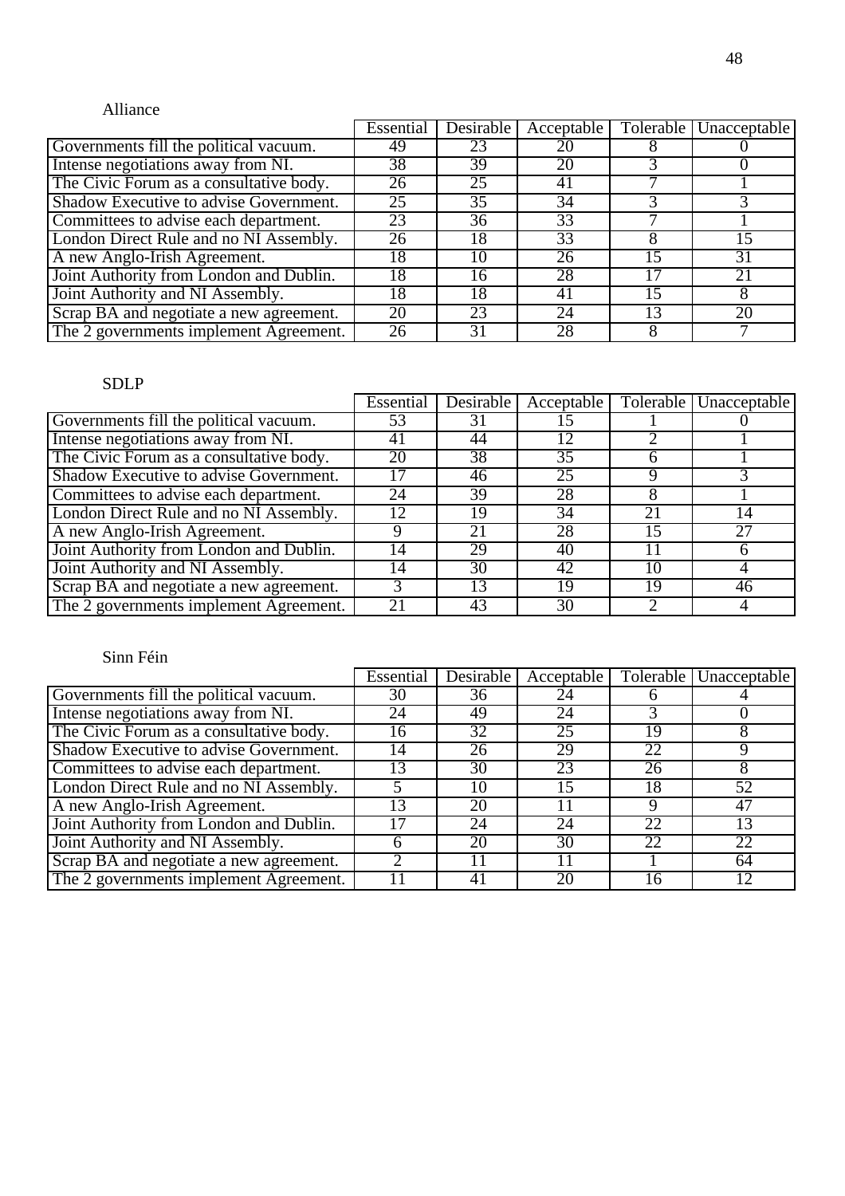Alliance

| | Essential | Desirable | Acceptable | Tolerable | Unacceptable |
|---|---|---|---|---|---|
| Governments fill the political vacuum. | 49 | 23 | 20 | 8 | 0 |
| Intense negotiations away from NI. | 38 | 39 | 20 | 3 | 0 |
| The Civic Forum as a consultative body. | 26 | 25 | 41 | 7 | 1 |
| Shadow Executive to advise Government. | 25 | 35 | 34 | 3 | 3 |
| Committees to advise each department. | 23 | 36 | 33 | 7 | 1 |
| London Direct Rule and no NI Assembly. | 26 | 18 | 33 | 8 | 15 |
| A new Anglo-Irish Agreement. | 18 | 10 | 26 | 15 | 31 |
| Joint Authority from London and Dublin. | 18 | 16 | 28 | 17 | 21 |
| Joint Authority and NI Assembly. | 18 | 18 | 41 | 15 | 8 |
| Scrap BA and negotiate a new agreement. | 20 | 23 | 24 | 13 | 20 |
| The 2 governments implement Agreement. | 26 | 31 | 28 | 8 | 7 |

SDLP

| | Essential | Desirable | Acceptable | Tolerable | Unacceptable |
|---|---|---|---|---|---|
| Governments fill the political vacuum. | 53 | 31 | 15 | 1 | 0 |
| Intense negotiations away from NI. | 41 | 44 | 12 | 2 | 1 |
| The Civic Forum as a consultative body. | 20 | 38 | 35 | 6 | 1 |
| Shadow Executive to advise Government. | 17 | 46 | 25 | 9 | 3 |
| Committees to advise each department. | 24 | 39 | 28 | 8 | 1 |
| London Direct Rule and no NI Assembly. | 12 | 19 | 34 | 21 | 14 |
| A new Anglo-Irish Agreement. | 9 | 21 | 28 | 15 | 27 |
| Joint Authority from London and Dublin. | 14 | 29 | 40 | 11 | 6 |
| Joint Authority and NI Assembly. | 14 | 30 | 42 | 10 | 4 |
| Scrap BA and negotiate a new agreement. | 3 | 13 | 19 | 19 | 46 |
| The 2 governments implement Agreement. | 21 | 43 | 30 | 2 | 4 |

Sinn Féin

| | Essential | Desirable | Acceptable | Tolerable | Unacceptable |
|---|---|---|---|---|---|
| Governments fill the political vacuum. | 30 | 36 | 24 | 6 | 4 |
| Intense negotiations away from NI. | 24 | 49 | 24 | 3 | 0 |
| The Civic Forum as a consultative body. | 16 | 32 | 25 | 19 | 8 |
| Shadow Executive to advise Government. | 14 | 26 | 29 | 22 | 9 |
| Committees to advise each department. | 13 | 30 | 23 | 26 | 8 |
| London Direct Rule and no NI Assembly. | 5 | 10 | 15 | 18 | 52 |
| A new Anglo-Irish Agreement. | 13 | 20 | 11 | 9 | 47 |
| Joint Authority from London and Dublin. | 17 | 24 | 24 | 22 | 13 |
| Joint Authority and NI Assembly. | 6 | 20 | 30 | 22 | 22 |
| Scrap BA and negotiate a new agreement. | 2 | 11 | 11 | 1 | 64 |
| The 2 governments implement Agreement. | 11 | 41 | 20 | 16 | 12 |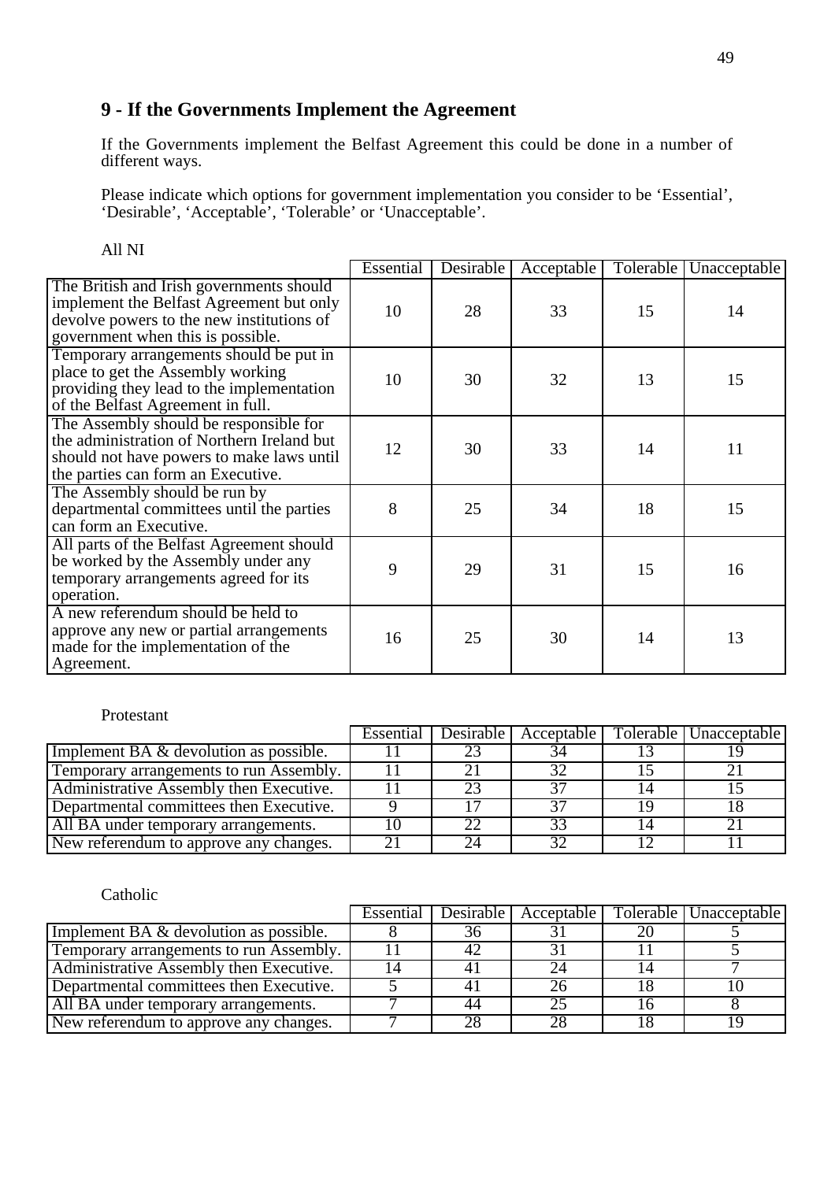## 9 - If the Governments Implement the Agreement

If the Governments implement the Belfast Agreement this could be done in a number of different ways.

Please indicate which options for government implementation you consider to be 'Essential', 'Desirable', 'Acceptable', 'Tolerable' or 'Unacceptable'.

All NI

| | Essential | Desirable | Acceptable | Tolerable | Unacceptable |
|---|---|---|---|---|---|
| The British and Irish governments should implement the Belfast Agreement but only devolve powers to the new institutions of government when this is possible. | 10 | 28 | 33 | 15 | 14 |
| Temporary arrangements should be put in place to get the Assembly working providing they lead to the implementation of the Belfast Agreement in full. | 10 | 30 | 32 | 13 | 15 |
| The Assembly should be responsible for the administration of Northern Ireland but should not have powers to make laws until the parties can form an Executive. | 12 | 30 | 33 | 14 | 11 |
| The Assembly should be run by departmental committees until the parties can form an Executive. | 8 | 25 | 34 | 18 | 15 |
| All parts of the Belfast Agreement should be worked by the Assembly under any temporary arrangements agreed for its operation. | 9 | 29 | 31 | 15 | 16 |
| A new referendum should be held to approve any new or partial arrangements made for the implementation of the Agreement. | 16 | 25 | 30 | 14 | 13 |

Protestant

| | Essential | Desirable | Acceptable | Tolerable | Unacceptable |
|---|---|---|---|---|---|
| Implement BA & devolution as possible. | 11 | 23 | 34 | 13 | 19 |
| Temporary arrangements to run Assembly. | 11 | 21 | 32 | 15 | 21 |
| Administrative Assembly then Executive. | 11 | 23 | 37 | 14 | 15 |
| Departmental committees then Executive. | 9 | 17 | 37 | 19 | 18 |
| All BA under temporary arrangements. | 10 | 22 | 33 | 14 | 21 |
| New referendum to approve any changes. | 21 | 24 | 32 | 12 | 11 |

Catholic

| | Essential | Desirable | Acceptable | Tolerable | Unacceptable |
|---|---|---|---|---|---|
| Implement BA & devolution as possible. | 8 | 36 | 31 | 20 | 5 |
| Temporary arrangements to run Assembly. | 11 | 42 | 31 | 11 | 5 |
| Administrative Assembly then Executive. | 14 | 41 | 24 | 14 | 7 |
| Departmental committees then Executive. | 5 | 41 | 26 | 18 | 10 |
| All BA under temporary arrangements. | 7 | 44 | 25 | 16 | 8 |
| New referendum to approve any changes. | 7 | 28 | 28 | 18 | 19 |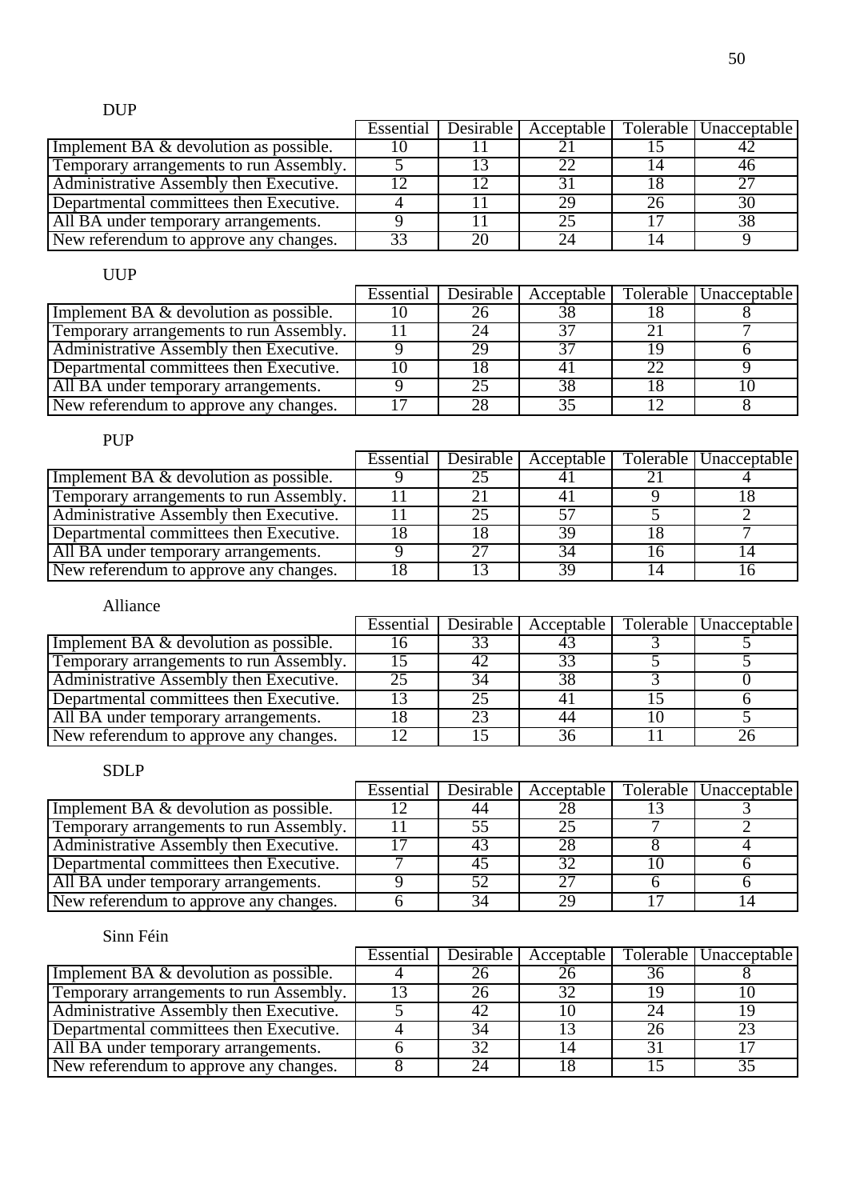DUP

| | Essential | Desirable | Acceptable | Tolerable | Unacceptable |
|---|---|---|---|---|---|
| Implement BA & devolution as possible. | 10 | 11 | 21 | 15 | 42 |
| Temporary arrangements to run Assembly. | 5 | 13 | 22 | 14 | 46 |
| Administrative Assembly then Executive. | 12 | 12 | 31 | 18 | 27 |
| Departmental committees then Executive. | 4 | 11 | 29 | 26 | 30 |
| All BA under temporary arrangements. | 9 | 11 | 25 | 17 | 38 |
| New referendum to approve any changes. | 33 | 20 | 24 | 14 | 9 |

UUP

| | Essential | Desirable | Acceptable | Tolerable | Unacceptable |
|---|---|---|---|---|---|
| Implement BA & devolution as possible. | 10 | 26 | 38 | 18 | 8 |
| Temporary arrangements to run Assembly. | 11 | 24 | 37 | 21 | 7 |
| Administrative Assembly then Executive. | 9 | 29 | 37 | 19 | 6 |
| Departmental committees then Executive. | 10 | 18 | 41 | 22 | 9 |
| All BA under temporary arrangements. | 9 | 25 | 38 | 18 | 10 |
| New referendum to approve any changes. | 17 | 28 | 35 | 12 | 8 |

PUP

| | Essential | Desirable | Acceptable | Tolerable | Unacceptable |
|---|---|---|---|---|---|
| Implement BA & devolution as possible. | 9 | 25 | 41 | 21 | 4 |
| Temporary arrangements to run Assembly. | 11 | 21 | 41 | 9 | 18 |
| Administrative Assembly then Executive. | 11 | 25 | 57 | 5 | 2 |
| Departmental committees then Executive. | 18 | 18 | 39 | 18 | 7 |
| All BA under temporary arrangements. | 9 | 27 | 34 | 16 | 14 |
| New referendum to approve any changes. | 18 | 13 | 39 | 14 | 16 |

Alliance

| | Essential | Desirable | Acceptable | Tolerable | Unacceptable |
|---|---|---|---|---|---|
| Implement BA & devolution as possible. | 16 | 33 | 43 | 3 | 5 |
| Temporary arrangements to run Assembly. | 15 | 42 | 33 | 5 | 5 |
| Administrative Assembly then Executive. | 25 | 34 | 38 | 3 | 0 |
| Departmental committees then Executive. | 13 | 25 | 41 | 15 | 6 |
| All BA under temporary arrangements. | 18 | 23 | 44 | 10 | 5 |
| New referendum to approve any changes. | 12 | 15 | 36 | 11 | 26 |

SDLP

| | Essential | Desirable | Acceptable | Tolerable | Unacceptable |
|---|---|---|---|---|---|
| Implement BA & devolution as possible. | 12 | 44 | 28 | 13 | 3 |
| Temporary arrangements to run Assembly. | 11 | 55 | 25 | 7 | 2 |
| Administrative Assembly then Executive. | 17 | 43 | 28 | 8 | 4 |
| Departmental committees then Executive. | 7 | 45 | 32 | 10 | 6 |
| All BA under temporary arrangements. | 9 | 52 | 27 | 6 | 6 |
| New referendum to approve any changes. | 6 | 34 | 29 | 17 | 14 |

Sinn Féin

| | Essential | Desirable | Acceptable | Tolerable | Unacceptable |
|---|---|---|---|---|---|
| Implement BA & devolution as possible. | 4 | 26 | 26 | 36 | 8 |
| Temporary arrangements to run Assembly. | 13 | 26 | 32 | 19 | 10 |
| Administrative Assembly then Executive. | 5 | 42 | 10 | 24 | 19 |
| Departmental committees then Executive. | 4 | 34 | 13 | 26 | 23 |
| All BA under temporary arrangements. | 6 | 32 | 14 | 31 | 17 |
| New referendum to approve any changes. | 8 | 24 | 18 | 15 | 35 |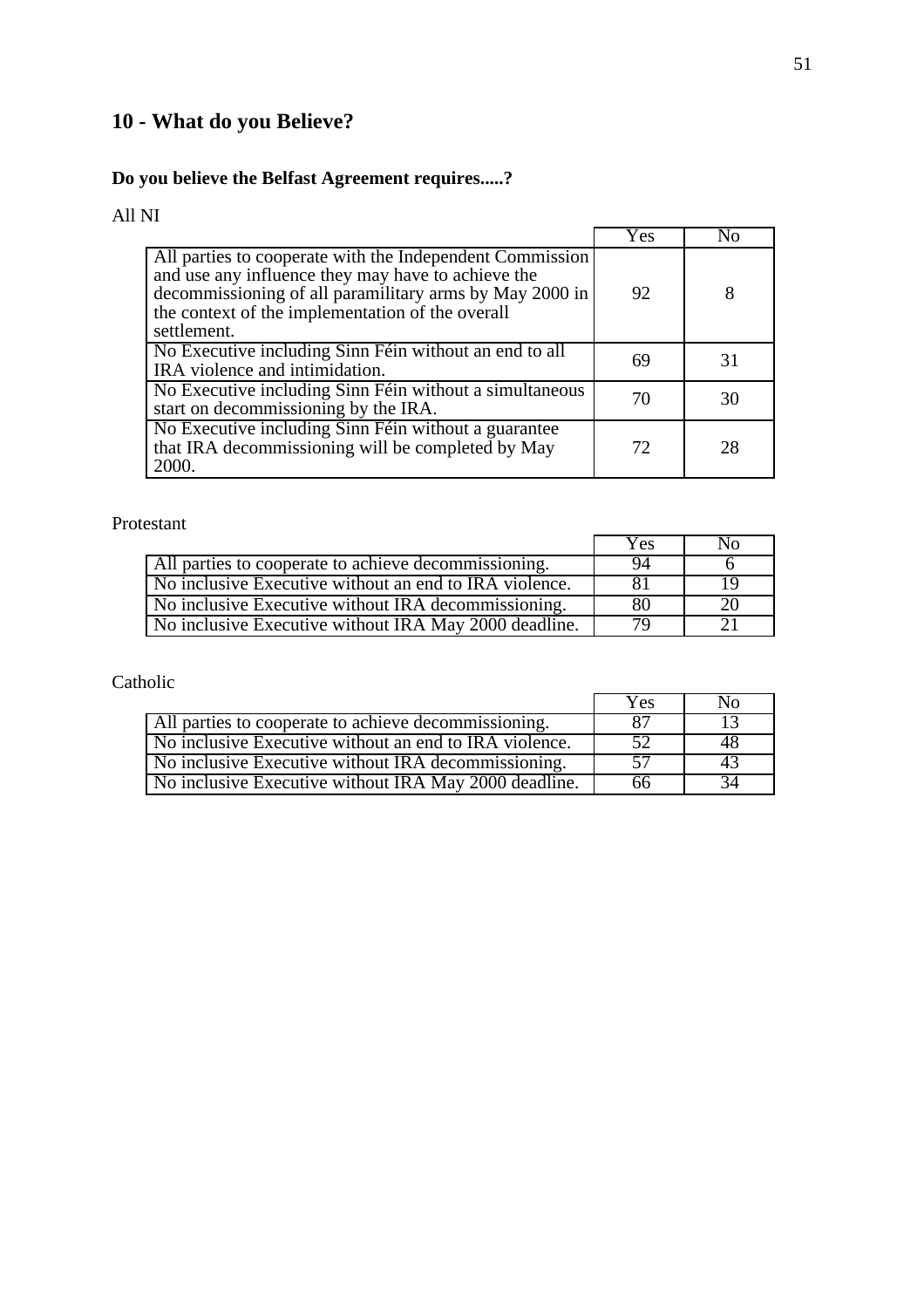## 10 - What do you Believe?

### Do you believe the Belfast Agreement requires.....?

All NI

| | Yes | No |
|---|---|---|
| All parties to cooperate with the Independent Commission and use any influence they may have to achieve the decommissioning of all paramilitary arms by May 2000 in the context of the implementation of the overall settlement. | 92 | 8 |
| No Executive including Sinn Féin without an end to all IRA violence and intimidation. | 69 | 31 |
| No Executive including Sinn Féin without a simultaneous start on decommissioning by the IRA. | 70 | 30 |
| No Executive including Sinn Féin without a guarantee that IRA decommissioning will be completed by May 2000. | 72 | 28 |

Protestant

| | Yes | No |
|---|---|---|
| All parties to cooperate to achieve decommissioning. | 94 | 6 |
| No inclusive Executive without an end to IRA violence. | 81 | 19 |
| No inclusive Executive without IRA decommissioning. | 80 | 20 |
| No inclusive Executive without IRA May 2000 deadline. | 79 | 21 |

Catholic

| | Yes | No |
|---|---|---|
| All parties to cooperate to achieve decommissioning. | 87 | 13 |
| No inclusive Executive without an end to IRA violence. | 52 | 48 |
| No inclusive Executive without IRA decommissioning. | 57 | 43 |
| No inclusive Executive without IRA May 2000 deadline. | 66 | 34 |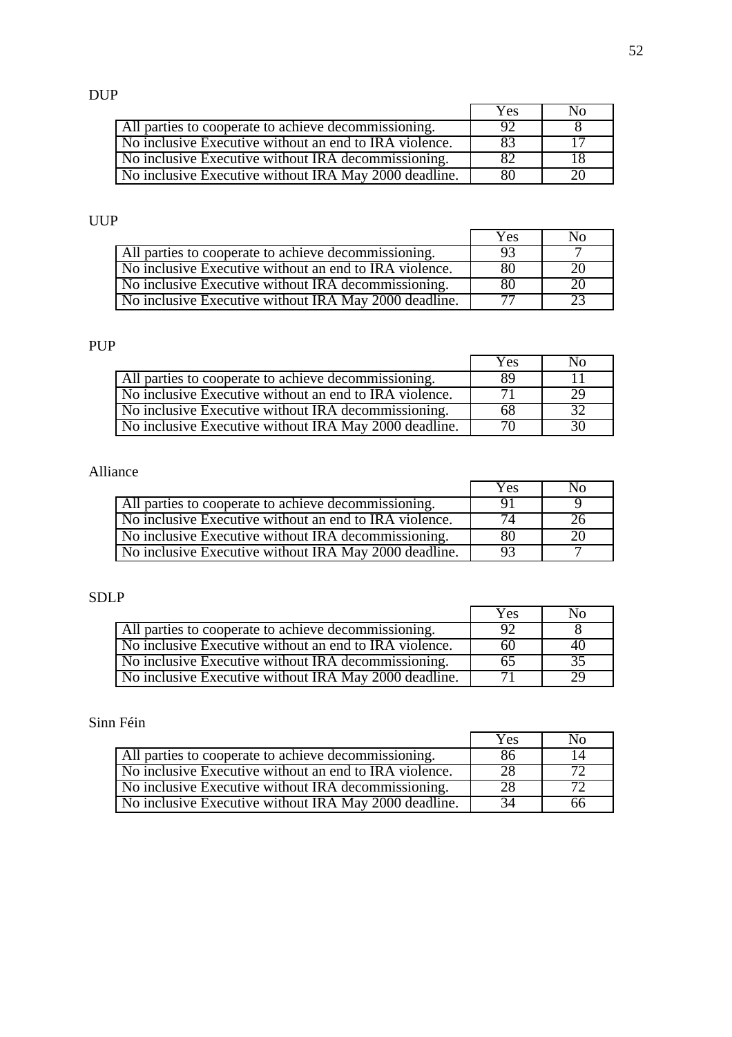DUP

| | Yes | No |
|---|---|---|
| All parties to cooperate to achieve decommissioning. | 92 | 8 |
| No inclusive Executive without an end to IRA violence. | 83 | 17 |
| No inclusive Executive without IRA decommissioning. | 82 | 18 |
| No inclusive Executive without IRA May 2000 deadline. | 80 | 20 |

UUP

| | Yes | No |
|---|---|---|
| All parties to cooperate to achieve decommissioning. | 93 | 7 |
| No inclusive Executive without an end to IRA violence. | 80 | 20 |
| No inclusive Executive without IRA decommissioning. | 80 | 20 |
| No inclusive Executive without IRA May 2000 deadline. | 77 | 23 |

PUP

| | Yes | No |
|---|---|---|
| All parties to cooperate to achieve decommissioning. | 89 | 11 |
| No inclusive Executive without an end to IRA violence. | 71 | 29 |
| No inclusive Executive without IRA decommissioning. | 68 | 32 |
| No inclusive Executive without IRA May 2000 deadline. | 70 | 30 |

Alliance

| | Yes | No |
|---|---|---|
| All parties to cooperate to achieve decommissioning. | 91 | 9 |
| No inclusive Executive without an end to IRA violence. | 74 | 26 |
| No inclusive Executive without IRA decommissioning. | 80 | 20 |
| No inclusive Executive without IRA May 2000 deadline. | 93 | 7 |

SDLP

| | Yes | No |
|---|---|---|
| All parties to cooperate to achieve decommissioning. | 92 | 8 |
| No inclusive Executive without an end to IRA violence. | 60 | 40 |
| No inclusive Executive without IRA decommissioning. | 65 | 35 |
| No inclusive Executive without IRA May 2000 deadline. | 71 | 29 |

Sinn Féin

| | Yes | No |
|---|---|---|
| All parties to cooperate to achieve decommissioning. | 86 | 14 |
| No inclusive Executive without an end to IRA violence. | 28 | 72 |
| No inclusive Executive without IRA decommissioning. | 28 | 72 |
| No inclusive Executive without IRA May 2000 deadline. | 34 | 66 |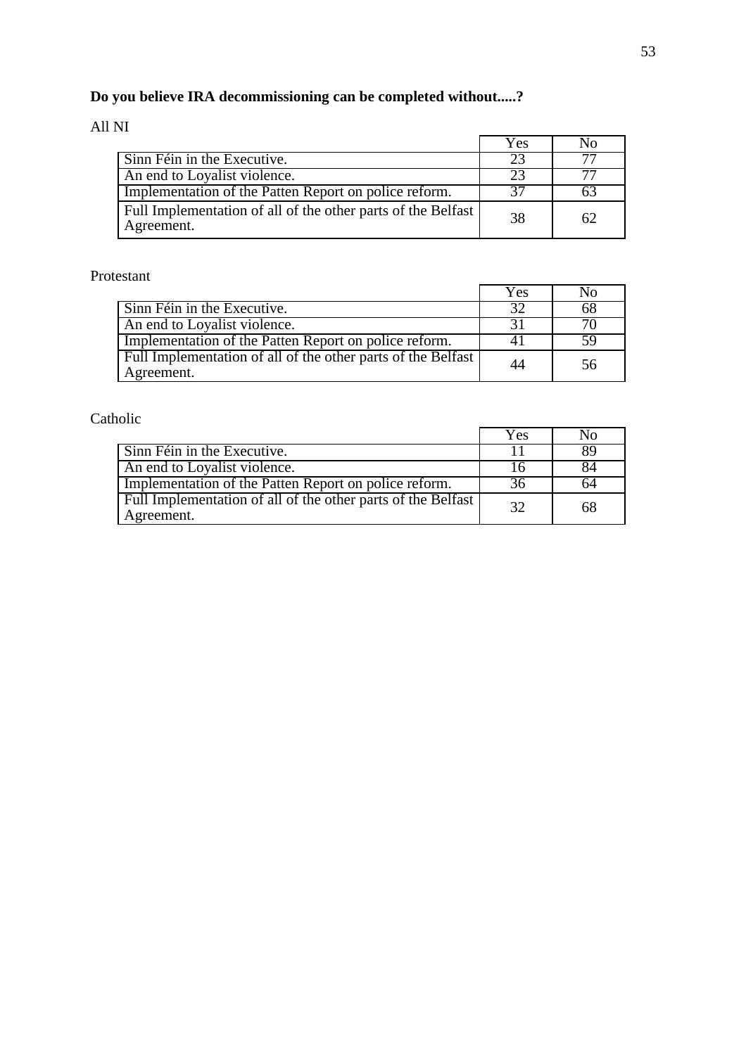**Do you believe IRA decommissioning can be completed without.....?**

All NI

| | Yes | No |
|---|---|---|
| Sinn Féin in the Executive. | 23 | 77 |
| An end to Loyalist violence. | 23 | 77 |
| Implementation of the Patten Report on police reform. | 37 | 63 |
| Full Implementation of all of the other parts of the Belfast Agreement. | 38 | 62 |

Protestant

| | Yes | No |
|---|---|---|
| Sinn Féin in the Executive. | 32 | 68 |
| An end to Loyalist violence. | 31 | 70 |
| Implementation of the Patten Report on police reform. | 41 | 59 |
| Full Implementation of all of the other parts of the Belfast Agreement. | 44 | 56 |

Catholic

| | Yes | No |
|---|---|---|
| Sinn Féin in the Executive. | 11 | 89 |
| An end to Loyalist violence. | 16 | 84 |
| Implementation of the Patten Report on police reform. | 36 | 64 |
| Full Implementation of all of the other parts of the Belfast Agreement. | 32 | 68 |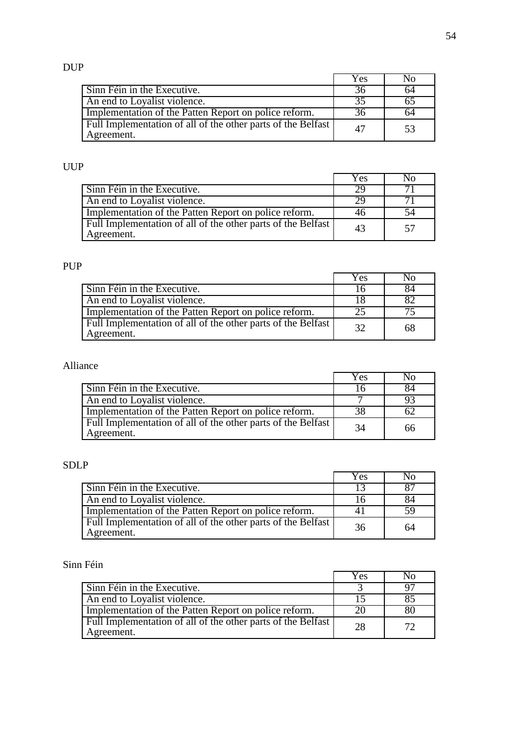DUP

| | Yes | No |
|---|---|---|
| Sinn Féin in the Executive. | 36 | 64 |
| An end to Loyalist violence. | 35 | 65 |
| Implementation of the Patten Report on police reform. | 36 | 64 |
| Full Implementation of all of the other parts of the Belfast Agreement. | 47 | 53 |

UUP

| | Yes | No |
|---|---|---|
| Sinn Féin in the Executive. | 29 | 71 |
| An end to Loyalist violence. | 29 | 71 |
| Implementation of the Patten Report on police reform. | 46 | 54 |
| Full Implementation of all of the other parts of the Belfast Agreement. | 43 | 57 |

PUP

| | Yes | No |
|---|---|---|
| Sinn Féin in the Executive. | 16 | 84 |
| An end to Loyalist violence. | 18 | 82 |
| Implementation of the Patten Report on police reform. | 25 | 75 |
| Full Implementation of all of the other parts of the Belfast Agreement. | 32 | 68 |

Alliance

| | Yes | No |
|---|---|---|
| Sinn Féin in the Executive. | 16 | 84 |
| An end to Loyalist violence. | 7 | 93 |
| Implementation of the Patten Report on police reform. | 38 | 62 |
| Full Implementation of all of the other parts of the Belfast Agreement. | 34 | 66 |

SDLP

| | Yes | No |
|---|---|---|
| Sinn Féin in the Executive. | 13 | 87 |
| An end to Loyalist violence. | 16 | 84 |
| Implementation of the Patten Report on police reform. | 41 | 59 |
| Full Implementation of all of the other parts of the Belfast Agreement. | 36 | 64 |

Sinn Féin

| | Yes | No |
|---|---|---|
| Sinn Féin in the Executive. | 3 | 97 |
| An end to Loyalist violence. | 15 | 85 |
| Implementation of the Patten Report on police reform. | 20 | 80 |
| Full Implementation of all of the other parts of the Belfast Agreement. | 28 | 72 |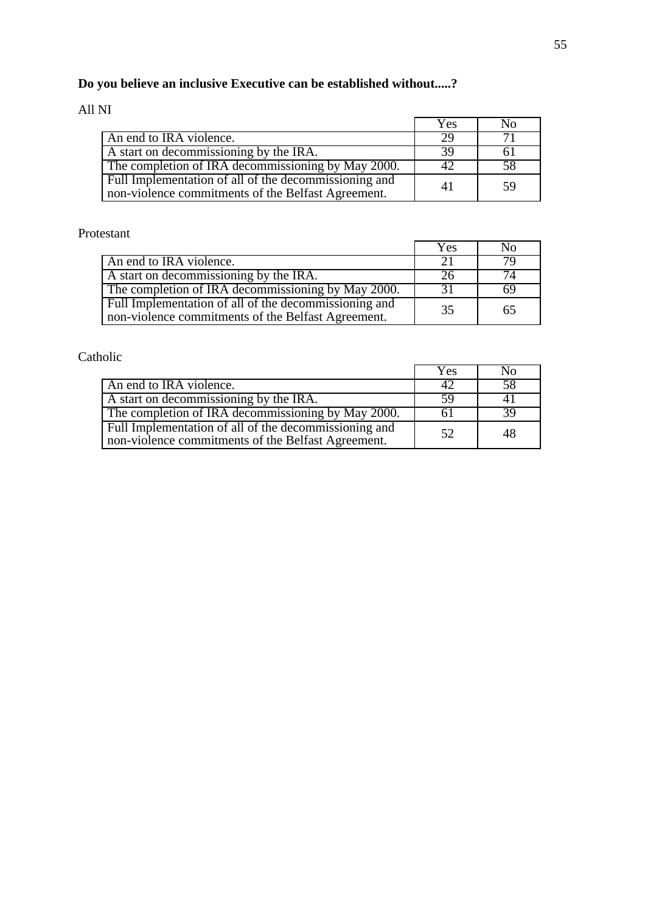**Do you believe an inclusive Executive can be established without.....?**

All NI

| | Yes | No |
|---|---|---|
| An end to IRA violence. | 29 | 71 |
| A start on decommissioning by the IRA. | 39 | 61 |
| The completion of IRA decommissioning by May 2000. | 42 | 58 |
| Full Implementation of all of the decommissioning and non-violence commitments of the Belfast Agreement. | 41 | 59 |

Protestant

| | Yes | No |
|---|---|---|
| An end to IRA violence. | 21 | 79 |
| A start on decommissioning by the IRA. | 26 | 74 |
| The completion of IRA decommissioning by May 2000. | 31 | 69 |
| Full Implementation of all of the decommissioning and non-violence commitments of the Belfast Agreement. | 35 | 65 |

Catholic

| | Yes | No |
|---|---|---|
| An end to IRA violence. | 42 | 58 |
| A start on decommissioning by the IRA. | 59 | 41 |
| The completion of IRA decommissioning by May 2000. | 61 | 39 |
| Full Implementation of all of the decommissioning and non-violence commitments of the Belfast Agreement. | 52 | 48 |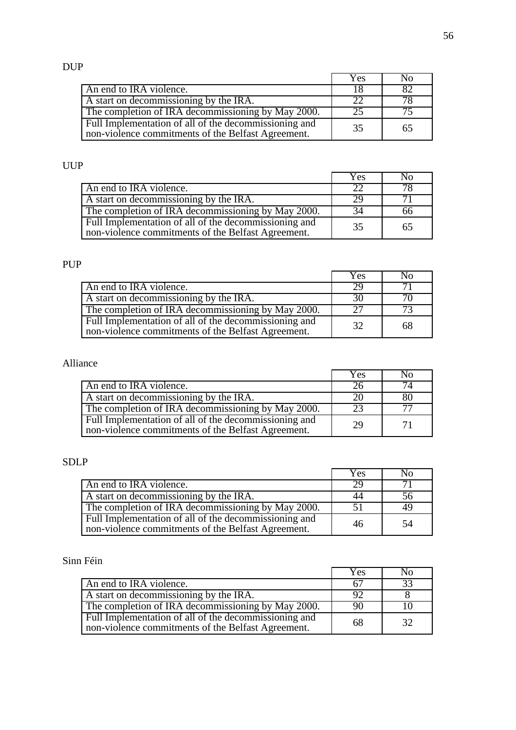DUP

| | Yes | No |
|---|---|---|
| An end to IRA violence. | 18 | 82 |
| A start on decommissioning by the IRA. | 22 | 78 |
| The completion of IRA decommissioning by May 2000. | 25 | 75 |
| Full Implementation of all of the decommissioning and non-violence commitments of the Belfast Agreement. | 35 | 65 |

UUP

| | Yes | No |
|---|---|---|
| An end to IRA violence. | 22 | 78 |
| A start on decommissioning by the IRA. | 29 | 71 |
| The completion of IRA decommissioning by May 2000. | 34 | 66 |
| Full Implementation of all of the decommissioning and non-violence commitments of the Belfast Agreement. | 35 | 65 |

PUP

| | Yes | No |
|---|---|---|
| An end to IRA violence. | 29 | 71 |
| A start on decommissioning by the IRA. | 30 | 70 |
| The completion of IRA decommissioning by May 2000. | 27 | 73 |
| Full Implementation of all of the decommissioning and non-violence commitments of the Belfast Agreement. | 32 | 68 |

Alliance

| | Yes | No |
|---|---|---|
| An end to IRA violence. | 26 | 74 |
| A start on decommissioning by the IRA. | 20 | 80 |
| The completion of IRA decommissioning by May 2000. | 23 | 77 |
| Full Implementation of all of the decommissioning and non-violence commitments of the Belfast Agreement. | 29 | 71 |

SDLP

| | Yes | No |
|---|---|---|
| An end to IRA violence. | 29 | 71 |
| A start on decommissioning by the IRA. | 44 | 56 |
| The completion of IRA decommissioning by May 2000. | 51 | 49 |
| Full Implementation of all of the decommissioning and non-violence commitments of the Belfast Agreement. | 46 | 54 |

Sinn Féin

| | Yes | No |
|---|---|---|
| An end to IRA violence. | 67 | 33 |
| A start on decommissioning by the IRA. | 92 | 8 |
| The completion of IRA decommissioning by May 2000. | 90 | 10 |
| Full Implementation of all of the decommissioning and non-violence commitments of the Belfast Agreement. | 68 | 32 |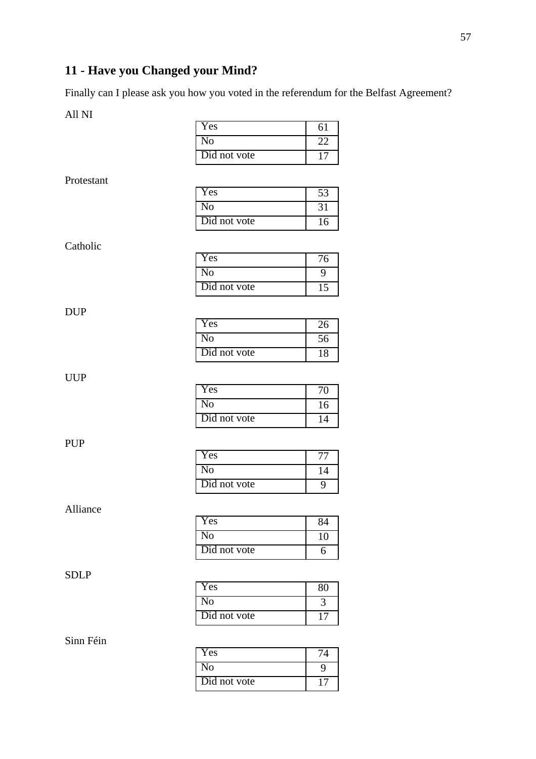## 11 - Have you Changed your Mind?

Finally can I please ask you how you voted in the referendum for the Belfast Agreement?

All NI

| | |
|---|---|
| Yes | 61 |
| No | 22 |
| Did not vote | 17 |

Protestant

| | |
|---|---|
| Yes | 53 |
| No | 31 |
| Did not vote | 16 |

Catholic

| | |
|---|---|
| Yes | 76 |
| No | 9 |
| Did not vote | 15 |

DUP

| | |
|---|---|
| Yes | 26 |
| No | 56 |
| Did not vote | 18 |

UUP

| | |
|---|---|
| Yes | 70 |
| No | 16 |
| Did not vote | 14 |

PUP

| | |
|---|---|
| Yes | 77 |
| No | 14 |
| Did not vote | 9 |

Alliance

| | |
|---|---|
| Yes | 84 |
| No | 10 |
| Did not vote | 6 |

SDLP

| | |
|---|---|
| Yes | 80 |
| No | 3 |
| Did not vote | 17 |

Sinn Féin

| | |
|---|---|
| Yes | 74 |
| No | 9 |
| Did not vote | 17 |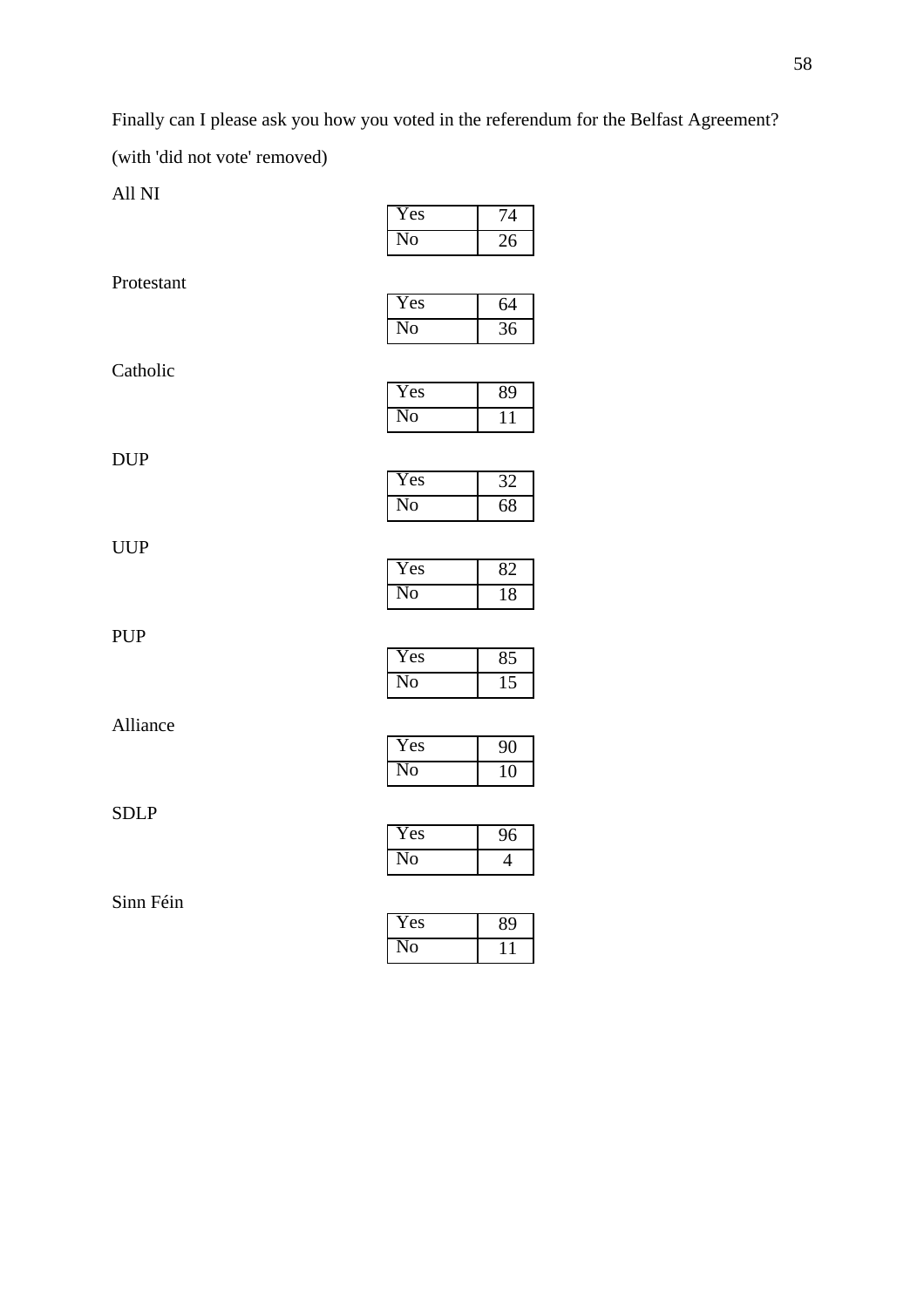Finally can I please ask you how you voted in the referendum for the Belfast Agreement?

(with 'did not vote' removed)

All NI

| | |
|---|---|
| Yes | 74 |
| No | 26 |

Protestant

| | |
|---|---|
| Yes | 64 |
| No | 36 |

Catholic

| | |
|---|---|
| Yes | 89 |
| No | 11 |

DUP

| | |
|---|---|
| Yes | 32 |
| No | 68 |

UUP

| | |
|---|---|
| Yes | 82 |
| No | 18 |

PUP

| | |
|---|---|
| Yes | 85 |
| No | 15 |

Alliance

| | |
|---|---|
| Yes | 90 |
| No | 10 |

SDLP

| | |
|---|---|
| Yes | 96 |
| No | 4 |

Sinn Féin

| | |
|---|---|
| Yes | 89 |
| No | 11 |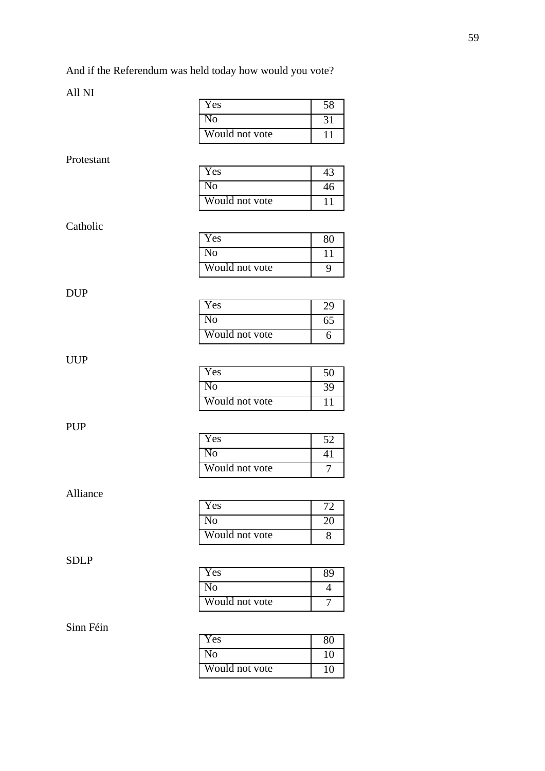And if the Referendum was held today how would you vote?

All NI

| | |
|---|---|
| Yes | 58 |
| No | 31 |
| Would not vote | 11 |

Protestant

| | |
|---|---|
| Yes | 43 |
| No | 46 |
| Would not vote | 11 |

Catholic

| | |
|---|---|
| Yes | 80 |
| No | 11 |
| Would not vote | 9 |

DUP

| | |
|---|---|
| Yes | 29 |
| No | 65 |
| Would not vote | 6 |

UUP

| | |
|---|---|
| Yes | 50 |
| No | 39 |
| Would not vote | 11 |

PUP

| | |
|---|---|
| Yes | 52 |
| No | 41 |
| Would not vote | 7 |

Alliance

| | |
|---|---|
| Yes | 72 |
| No | 20 |
| Would not vote | 8 |

SDLP

| | |
|---|---|
| Yes | 89 |
| No | 4 |
| Would not vote | 7 |

Sinn Féin

| | |
|---|---|
| Yes | 80 |
| No | 10 |
| Would not vote | 10 |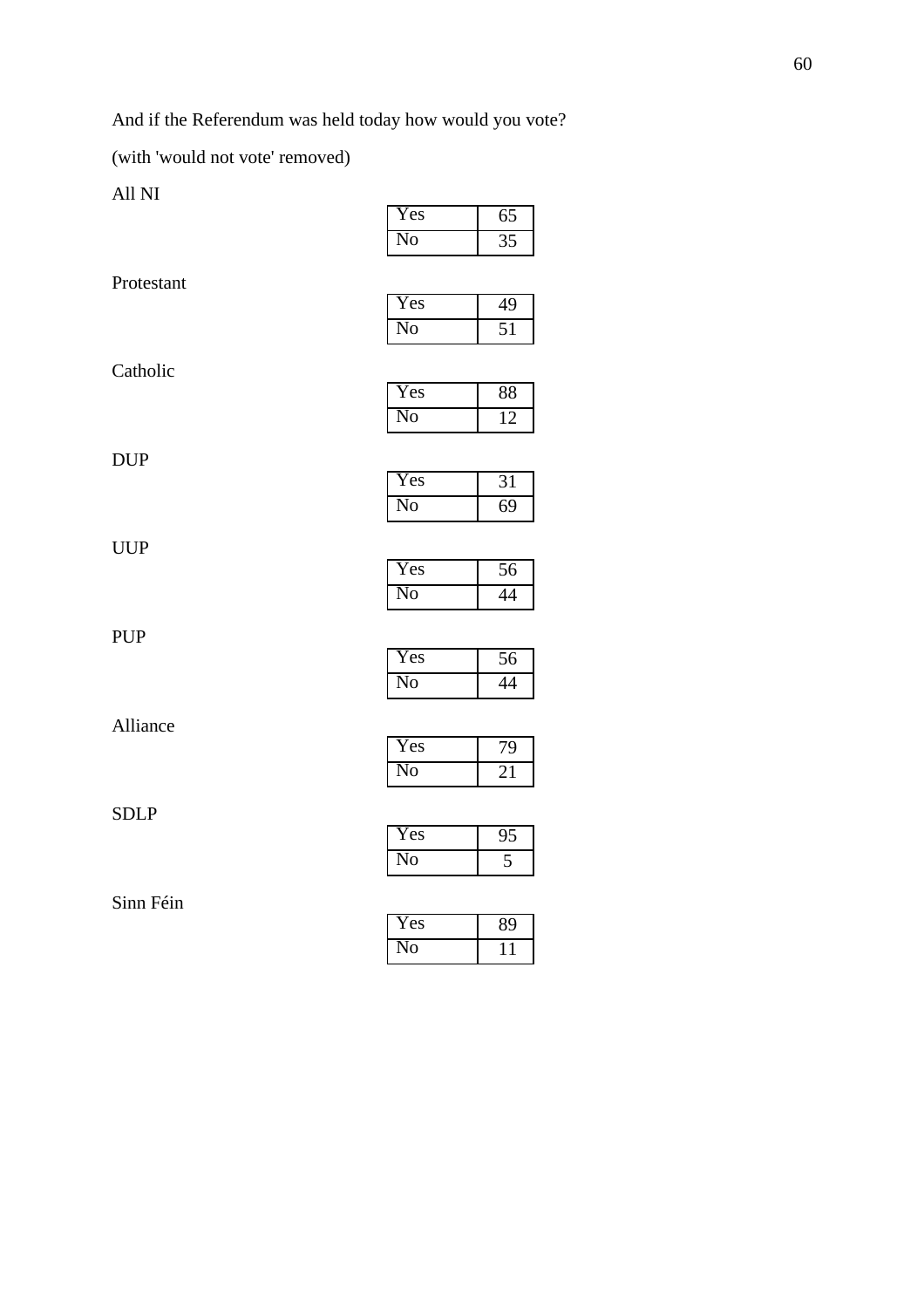And if the Referendum was held today how would you vote?

(with 'would not vote' removed)

All NI

| | |
|---|---|
| Yes | 65 |
| No | 35 |

Protestant

| | |
|---|---|
| Yes | 49 |
| No | 51 |

Catholic

| | |
|---|---|
| Yes | 88 |
| No | 12 |

DUP

| | |
|---|---|
| Yes | 31 |
| No | 69 |

UUP

| | |
|---|---|
| Yes | 56 |
| No | 44 |

PUP

| | |
|---|---|
| Yes | 56 |
| No | 44 |

Alliance

| | |
|---|---|
| Yes | 79 |
| No | 21 |

SDLP

| | |
|---|---|
| Yes | 95 |
| No | 5 |

Sinn Féin

| | |
|---|---|
| Yes | 89 |
| No | 11 |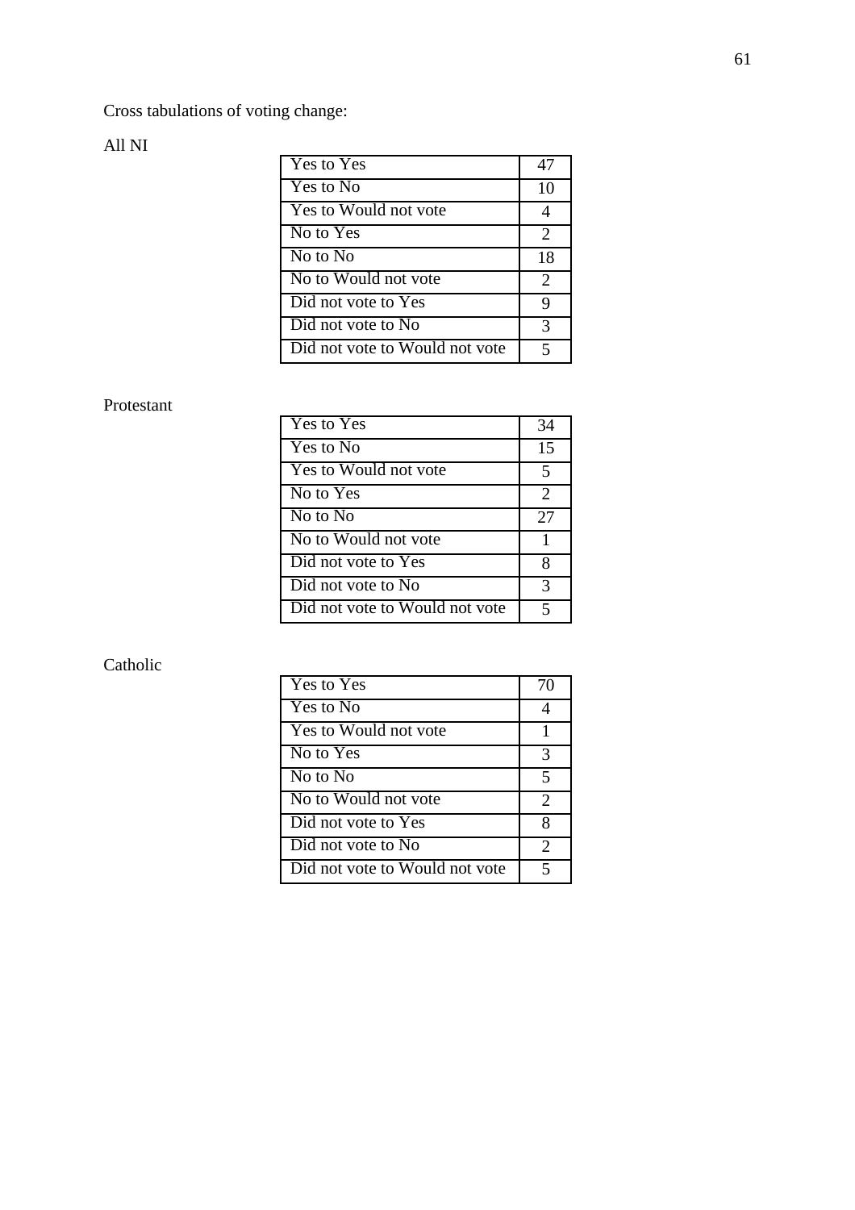Cross tabulations of voting change:

All NI

| | |
|---|---|
| Yes to Yes | 47 |
| Yes to No | 10 |
| Yes to Would not vote | 4 |
| No to Yes | 2 |
| No to No | 18 |
| No to Would not vote | 2 |
| Did not vote to Yes | 9 |
| Did not vote to No | 3 |
| Did not vote to Would not vote | 5 |

Protestant

| | |
|---|---|
| Yes to Yes | 34 |
| Yes to No | 15 |
| Yes to Would not vote | 5 |
| No to Yes | 2 |
| No to No | 27 |
| No to Would not vote | 1 |
| Did not vote to Yes | 8 |
| Did not vote to No | 3 |
| Did not vote to Would not vote | 5 |

Catholic

| | |
|---|---|
| Yes to Yes | 70 |
| Yes to No | 4 |
| Yes to Would not vote | 1 |
| No to Yes | 3 |
| No to No | 5 |
| No to Would not vote | 2 |
| Did not vote to Yes | 8 |
| Did not vote to No | 2 |
| Did not vote to Would not vote | 5 |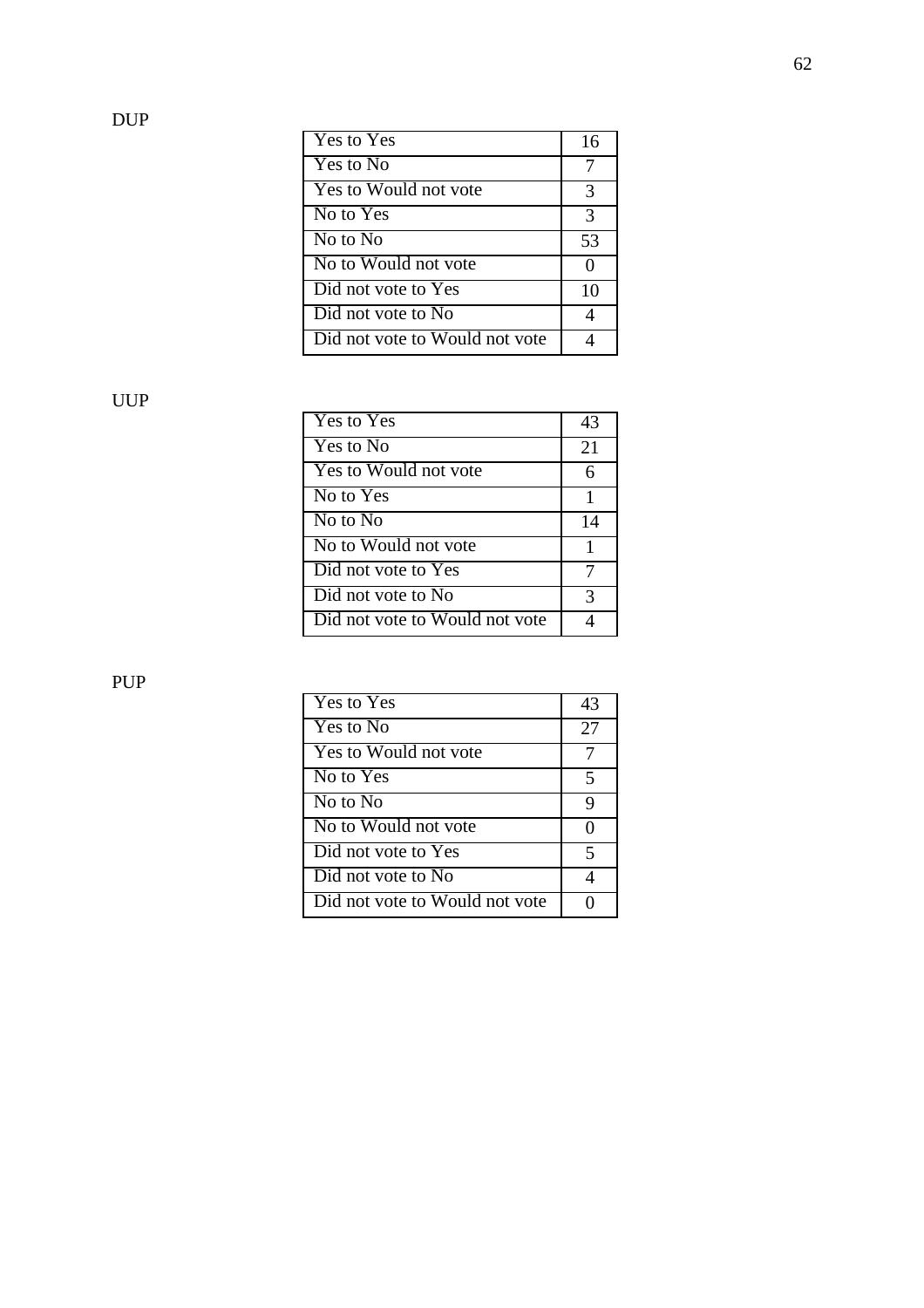DUP

| | |
|---|---|
| Yes to Yes | 16 |
| Yes to No | 7 |
| Yes to Would not vote | 3 |
| No to Yes | 3 |
| No to No | 53 |
| No to Would not vote | 0 |
| Did not vote to Yes | 10 |
| Did not vote to No | 4 |
| Did not vote to Would not vote | 4 |

UUP

| | |
|---|---|
| Yes to Yes | 43 |
| Yes to No | 21 |
| Yes to Would not vote | 6 |
| No to Yes | 1 |
| No to No | 14 |
| No to Would not vote | 1 |
| Did not vote to Yes | 7 |
| Did not vote to No | 3 |
| Did not vote to Would not vote | 4 |

PUP

| | |
|---|---|
| Yes to Yes | 43 |
| Yes to No | 27 |
| Yes to Would not vote | 7 |
| No to Yes | 5 |
| No to No | 9 |
| No to Would not vote | 0 |
| Did not vote to Yes | 5 |
| Did not vote to No | 4 |
| Did not vote to Would not vote | 0 |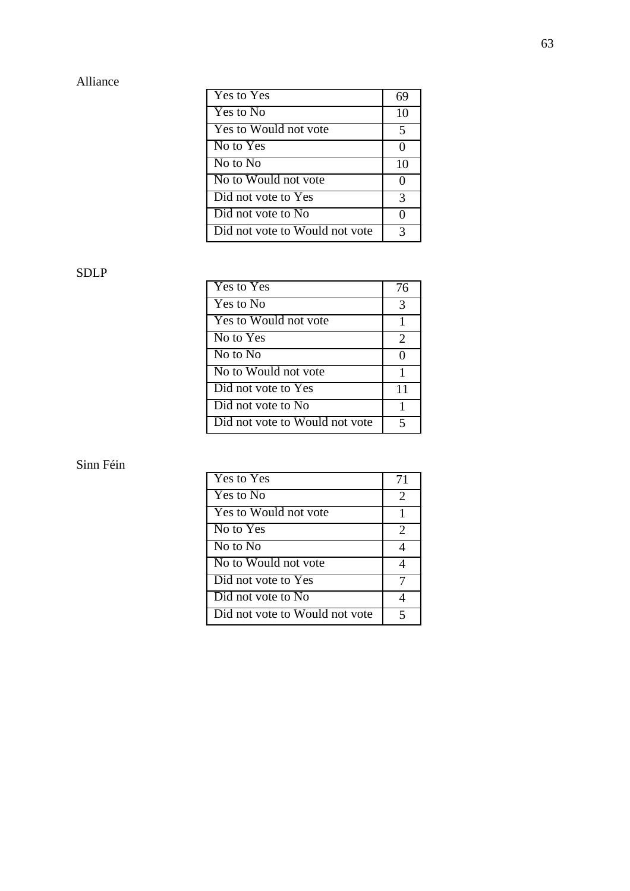Alliance

| | |
|---|---|
| Yes to Yes | 69 |
| Yes to No | 10 |
| Yes to Would not vote | 5 |
| No to Yes | 0 |
| No to No | 10 |
| No to Would not vote | 0 |
| Did not vote to Yes | 3 |
| Did not vote to No | 0 |
| Did not vote to Would not vote | 3 |

SDLP

| | |
|---|---|
| Yes to Yes | 76 |
| Yes to No | 3 |
| Yes to Would not vote | 1 |
| No to Yes | 2 |
| No to No | 0 |
| No to Would not vote | 1 |
| Did not vote to Yes | 11 |
| Did not vote to No | 1 |
| Did not vote to Would not vote | 5 |

Sinn Féin

| | |
|---|---|
| Yes to Yes | 71 |
| Yes to No | 2 |
| Yes to Would not vote | 1 |
| No to Yes | 2 |
| No to No | 4 |
| No to Would not vote | 4 |
| Did not vote to Yes | 7 |
| Did not vote to No | 4 |
| Did not vote to Would not vote | 5 |